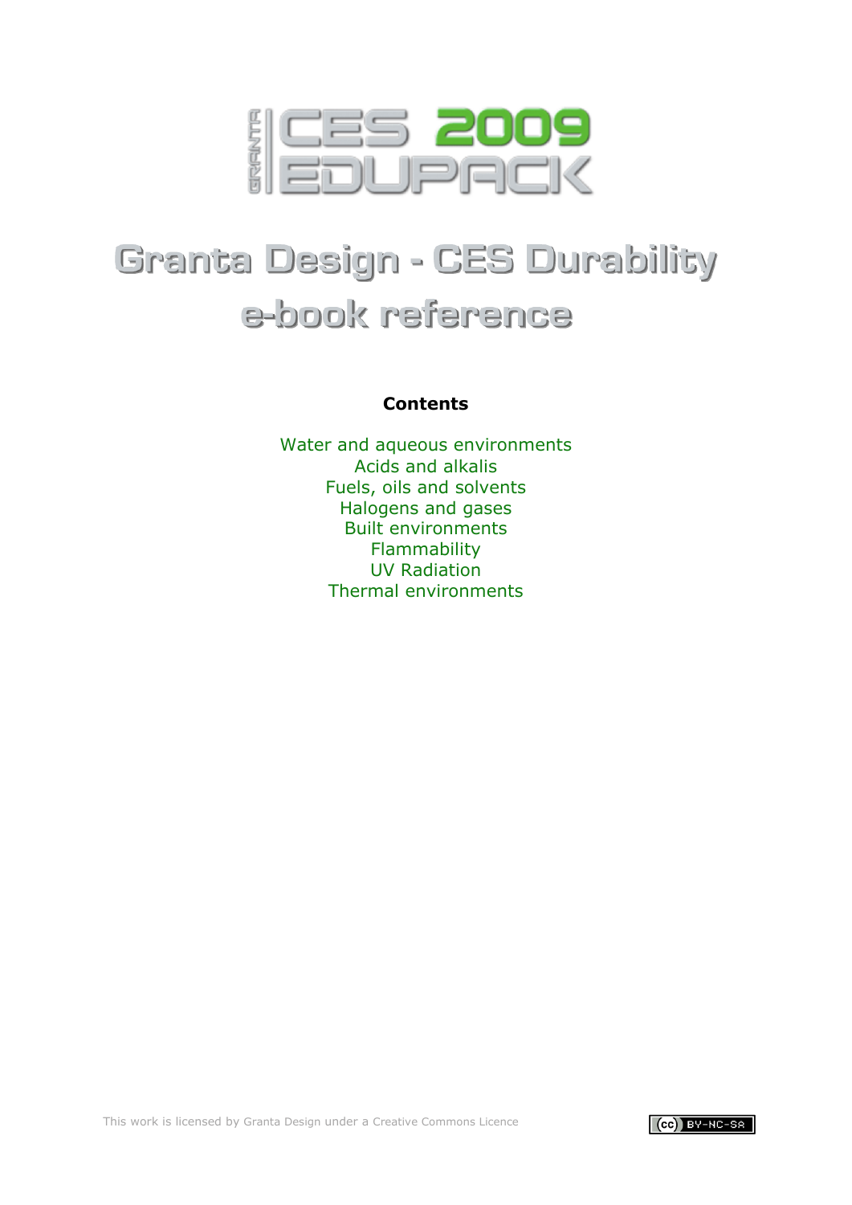# CES 2009 EDUPACK

# Granta Design - CES Durability e-book reference

**Contents**

Water and aqueous environments
Acids and alkalis
Fuels, oils and solvents
Halogens and gases
Built environments
Flammability
UV Radiation
Thermal environments

This work is licensed by Granta Design under a Creative Commons Licence

(cc) BY-NC-SA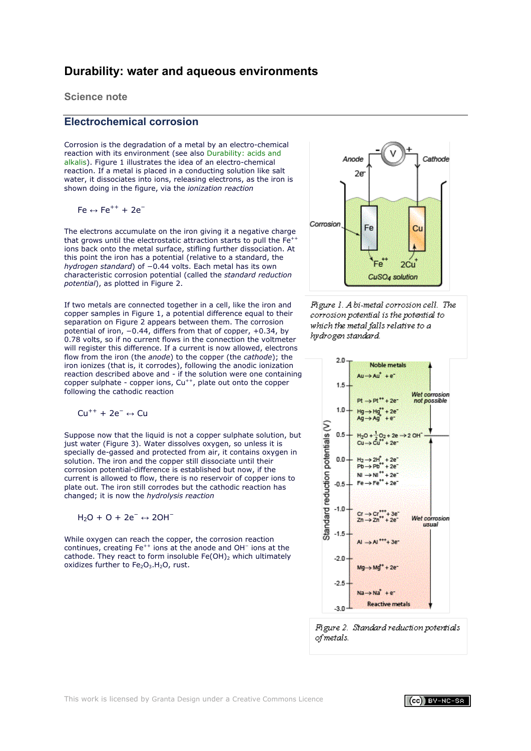# Durability: water and aqueous environments

## Science note

### Electrochemical corrosion

Corrosion is the degradation of a metal by an electro-chemical reaction with its environment (see also Durability: acids and alkalis). Figure 1 illustrates the idea of an electro-chemical reaction. If a metal is placed in a conducting solution like salt water, it dissociates into ions, releasing electrons, as the iron is shown doing in the figure, via the *ionization reaction*

$$Fe \leftrightarrow Fe^{++} + 2e^{-}$$

The electrons accumulate on the iron giving it a negative charge that grows until the electrostatic attraction starts to pull the $Fe^{++}$ ions back onto the metal surface, stifling further dissociation. At this point the iron has a potential (relative to a standard, the *hydrogen standard*) of −0.44 volts. Each metal has its own characteristic corrosion potential (called the *standard reduction potential*), as plotted in Figure 2.

If two metals are connected together in a cell, like the iron and copper samples in Figure 1, a potential difference equal to their separation on Figure 2 appears between them. The corrosion potential of iron, −0.44, differs from that of copper, +0.34, by 0.78 volts, so if no current flows in the connection the voltmeter will register this difference. If a current is now allowed, electrons flow from the iron (the *anode*) to the copper (the *cathode*); the iron ionizes (that is, it corrodes), following the anodic ionization reaction described above and - if the solution were one containing copper sulphate - copper ions, $Cu^{++}$, plate out onto the copper following the cathodic reaction

$$Cu^{++} + 2e^{-} \leftrightarrow Cu$$

Suppose now that the liquid is not a copper sulphate solution, but just water (Figure 3). Water dissolves oxygen, so unless it is specially de-gassed and protected from air, it contains oxygen in solution. The iron and the copper still dissociate until their corrosion potential-difference is established but now, if the current is allowed to flow, there is no reservoir of copper ions to plate out. The iron still corrodes but the cathodic reaction has changed; it is now the *hydrolysis reaction*

$$H_2O + O + 2e^{-} \leftrightarrow 2OH^{-}$$

While oxygen can reach the copper, the corrosion reaction continues, creating $Fe^{++}$ ions at the anode and $OH^{-}$ ions at the cathode. They react to form insoluble $Fe(OH)_2$ which ultimately oxidizes further to $Fe_2O_3.H_2O$, rust.

*Figure 1. A bi-metal corrosion cell. The corrosion potential is the potential to which the metal falls relative to a hydrogen standard.*

*Figure 2. Standard reduction potentials of metals.*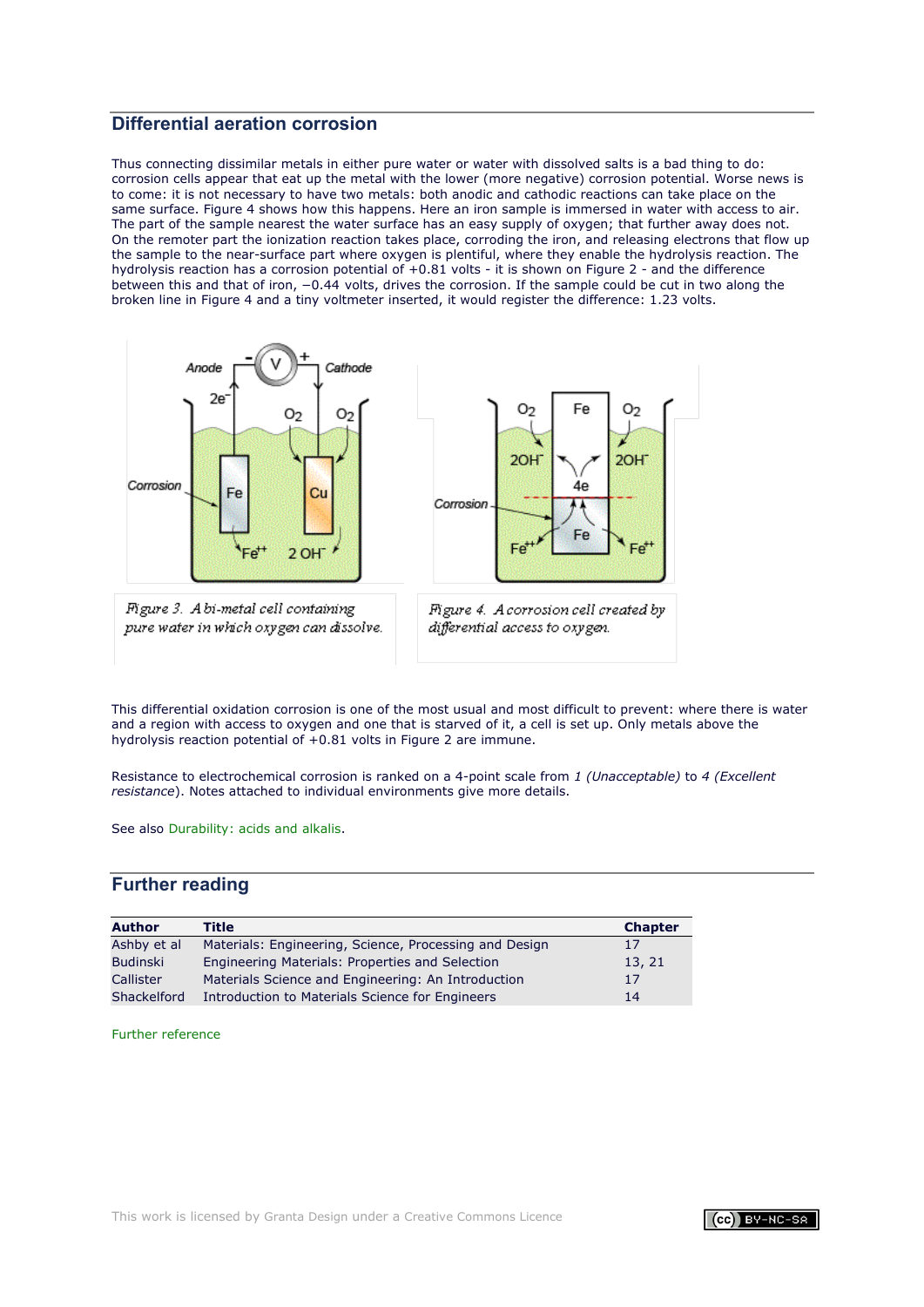## Differential aeration corrosion

Thus connecting dissimilar metals in either pure water or water with dissolved salts is a bad thing to do: corrosion cells appear that eat up the metal with the lower (more negative) corrosion potential. Worse news is to come: it is not necessary to have two metals: both anodic and cathodic reactions can take place on the same surface. Figure 4 shows how this happens. Here an iron sample is immersed in water with access to air. The part of the sample nearest the water surface has an easy supply of oxygen; that further away does not. On the remoter part the ionization reaction takes place, corroding the iron, and releasing electrons that flow up the sample to the near-surface part where oxygen is plentiful, where they enable the hydrolysis reaction. The hydrolysis reaction has a corrosion potential of +0.81 volts - it is shown on Figure 2 - and the difference between this and that of iron, −0.44 volts, drives the corrosion. If the sample could be cut in two along the broken line in Figure 4 and a tiny voltmeter inserted, it would register the difference: 1.23 volts.

*Figure 3. A bi-metal cell containing pure water in which oxygen can dissolve.*

*Figure 4. A corrosion cell created by differential access to oxygen.*

This differential oxidation corrosion is one of the most usual and most difficult to prevent: where there is water and a region with access to oxygen and one that is starved of it, a cell is set up. Only metals above the hydrolysis reaction potential of +0.81 volts in Figure 2 are immune.

Resistance to electrochemical corrosion is ranked on a 4-point scale from *1 (Unacceptable)* to *4 (Excellent resistance)*. Notes attached to individual environments give more details.

See also Durability: acids and alkalis.

## Further reading

| **Author** | **Title** | **Chapter** |
|---|---|---|
| Ashby et al | Materials: Engineering, Science, Processing and Design | 17 |
| Budinski | Engineering Materials: Properties and Selection | 13, 21 |
| Callister | Materials Science and Engineering: An Introduction | 17 |
| Shackelford | Introduction to Materials Science for Engineers | 14 |

Further reference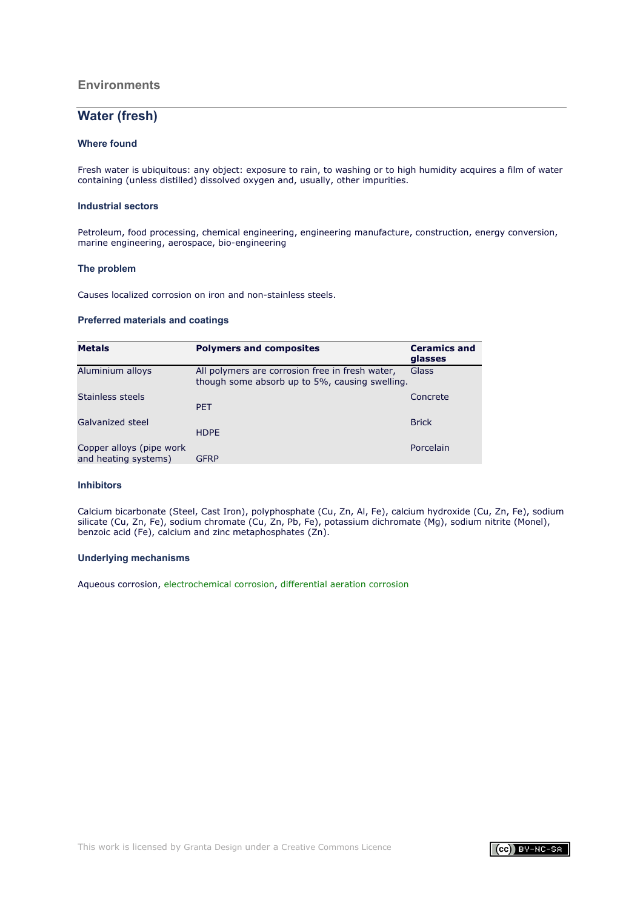## Environments

# Water (fresh)

### Where found

Fresh water is ubiquitous: any object: exposure to rain, to washing or to high humidity acquires a film of water containing (unless distilled) dissolved oxygen and, usually, other impurities.

### Industrial sectors

Petroleum, food processing, chemical engineering, engineering manufacture, construction, energy conversion, marine engineering, aerospace, bio-engineering

### The problem

Causes localized corrosion on iron and non-stainless steels.

### Preferred materials and coatings

| Metals | Polymers and composites | Ceramics and glasses |
| --- | --- | --- |
| Aluminium alloys | All polymers are corrosion free in fresh water, though some absorb up to 5%, causing swelling. | Glass |
| Stainless steels | PET | Concrete |
| Galvanized steel | HDPE | Brick |
| Copper alloys (pipe work and heating systems) | GFRP | Porcelain |

### Inhibitors

Calcium bicarbonate (Steel, Cast Iron), polyphosphate (Cu, Zn, Al, Fe), calcium hydroxide (Cu, Zn, Fe), sodium silicate (Cu, Zn, Fe), sodium chromate (Cu, Zn, Pb, Fe), potassium dichromate (Mg), sodium nitrite (Monel), benzoic acid (Fe), calcium and zinc metaphosphates (Zn).

### Underlying mechanisms

Aqueous corrosion, electrochemical corrosion, differential aeration corrosion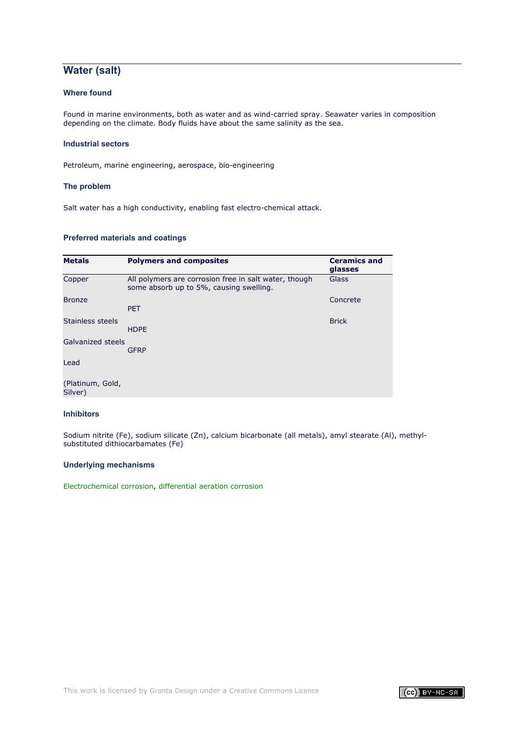## Water (salt)

### Where found

Found in marine environments, both as water and as wind-carried spray. Seawater varies in composition depending on the climate. Body fluids have about the same salinity as the sea.

### Industrial sectors

Petroleum, marine engineering, aerospace, bio-engineering

### The problem

Salt water has a high conductivity, enabling fast electro-chemical attack.

### Preferred materials and coatings

| Metals | Polymers and composites | Ceramics and glasses |
|---|---|---|
| Copper | All polymers are corrosion free in salt water, though some absorb up to 5%, causing swelling. | Glass |
| Bronze | PET | Concrete |
| Stainless steels | HDPE | Brick |
| Galvanized steels | GFRP | |
| Lead | | |
| (Platinum, Gold, Silver) | | |

### Inhibitors

Sodium nitrite (Fe), sodium silicate (Zn), calcium bicarbonate (all metals), amyl stearate (Al), methyl-substituted dithiocarbamates (Fe)

### Underlying mechanisms

Electrochemical corrosion, differential aeration corrosion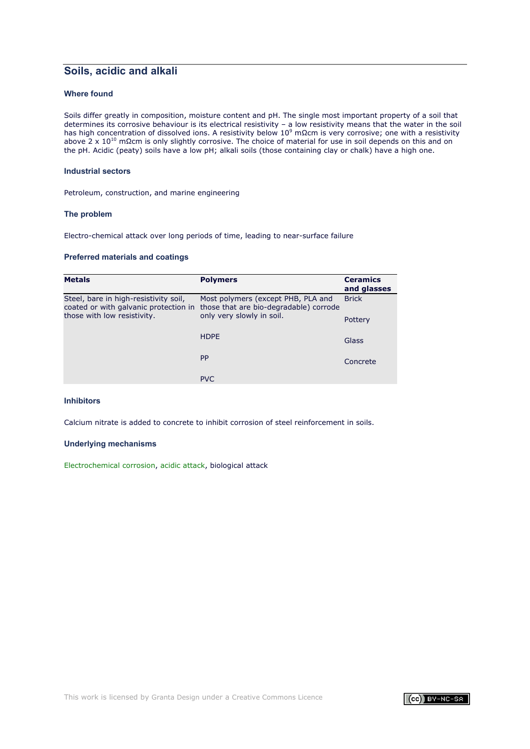## Soils, acidic and alkali

### Where found

Soils differ greatly in composition, moisture content and pH. The single most important property of a soil that determines its corrosive behaviour is its electrical resistivity – a low resistivity means that the water in the soil has high concentration of dissolved ions. A resistivity below $10^9$ mΩcm is very corrosive; one with a resistivity above $2 \times 10^{10}$ mΩcm is only slightly corrosive. The choice of material for use in soil depends on this and on the pH. Acidic (peaty) soils have a low pH; alkali soils (those containing clay or chalk) have a high one.

### Industrial sectors

Petroleum, construction, and marine engineering

### The problem

Electro-chemical attack over long periods of time, leading to near-surface failure

### Preferred materials and coatings

| Metals | Polymers | Ceramics and glasses |
|---|---|---|
| Steel, bare in high-resistivity soil, coated or with galvanic protection in those with low resistivity. | Most polymers (except PHB, PLA and those that are bio-degradable) corrode only very slowly in soil. | Brick |
| | HDPE | Pottery |
| | PP | Glass |
| | PVC | Concrete |

### Inhibitors

Calcium nitrate is added to concrete to inhibit corrosion of steel reinforcement in soils.

### Underlying mechanisms

Electrochemical corrosion, acidic attack, biological attack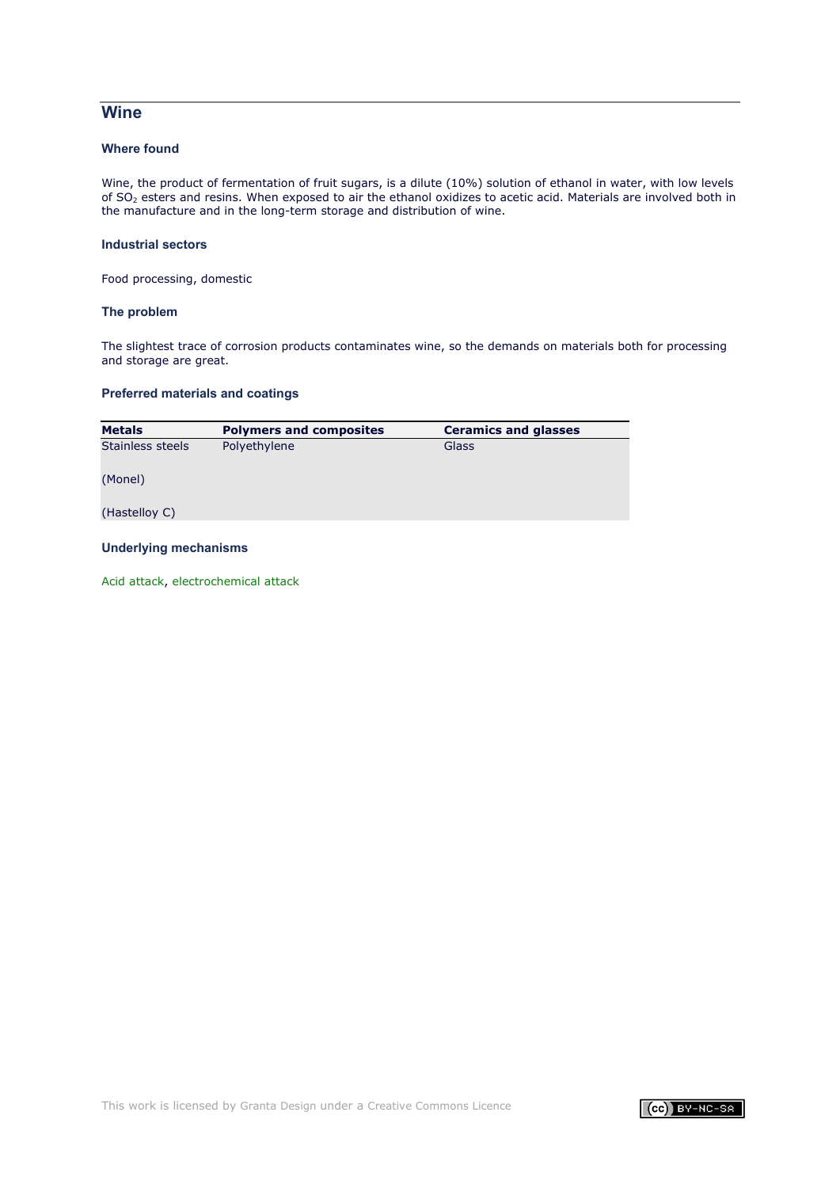## Wine

### Where found

Wine, the product of fermentation of fruit sugars, is a dilute (10%) solution of ethanol in water, with low levels of $SO_2$ esters and resins. When exposed to air the ethanol oxidizes to acetic acid. Materials are involved both in the manufacture and in the long-term storage and distribution of wine.

### Industrial sectors

Food processing, domestic

### The problem

The slightest trace of corrosion products contaminates wine, so the demands on materials both for processing and storage are great.

### Preferred materials and coatings

| Metals | Polymers and composites | Ceramics and glasses |
|---|---|---|
| Stainless steels | Polyethylene | Glass |
| (Monel) | | |
| (Hastelloy C) | | |

### Underlying mechanisms

Acid attack, electrochemical attack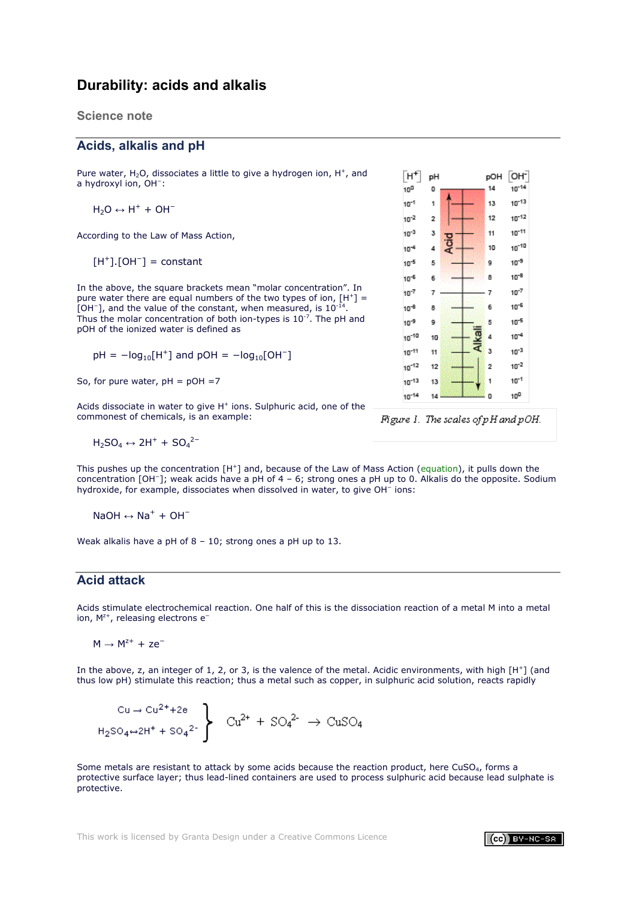# Durability: acids and alkalis

## Science note

## Acids, alkalis and pH

Pure water, $H_2O$, dissociates a little to give a hydrogen ion, $H^+$, and a hydroxyl ion, $OH^-$:

$$H_2O \leftrightarrow H^+ + OH^-$$

According to the Law of Mass Action,

$$[H^+].[OH^-] = \text{constant}$$

In the above, the square brackets mean "molar concentration". In pure water there are equal numbers of the two types of ion, $[H^+] = [OH^-]$, and the value of the constant, when measured, is $10^{-14}$. Thus the molar concentration of both ion-types is $10^{-7}$. The pH and pOH of the ionized water is defined as

$$pH = -\log_{10}[H^+] \text{ and } pOH = -\log_{10}[OH^-]$$

So, for pure water, pH = pOH =7

Acids dissociate in water to give $H^+$ ions. Sulphuric acid, one of the commonest of chemicals, is an example:

$$H_2SO_4 \leftrightarrow 2H^+ + SO_4^{2-}$$

| $[H^+]$ | pH | pOH | $[OH^-]$ |
|---|---|---|---|
| $10^{0}$ | 0 | 14 | $10^{-14}$ |
| $10^{-1}$ | 1 | 13 | $10^{-13}$ |
| $10^{-2}$ | 2 | 12 | $10^{-12}$ |
| $10^{-3}$ | 3 | 11 | $10^{-11}$ |
| $10^{-4}$ | 4 | 10 | $10^{-10}$ |
| $10^{-5}$ | 5 | 9 | $10^{-9}$ |
| $10^{-6}$ | 6 | 8 | $10^{-8}$ |
| $10^{-7}$ | 7 | 7 | $10^{-7}$ |
| $10^{-8}$ | 8 | 6 | $10^{-6}$ |
| $10^{-9}$ | 9 | 5 | $10^{-5}$ |
| $10^{-10}$ | 10 | 4 | $10^{-4}$ |
| $10^{-11}$ | 11 | 3 | $10^{-3}$ |
| $10^{-12}$ | 12 | 2 | $10^{-2}$ |
| $10^{-13}$ | 13 | 1 | $10^{-1}$ |
| $10^{-14}$ | 14 | 0 | $10^{0}$ |

Acid (pH 0–7), Alkali (pH 7–14)

*Figure 1. The scales of pH and pOH.*

This pushes up the concentration $[H^+]$ and, because of the Law of Mass Action (equation), it pulls down the concentration $[OH^-]$; weak acids have a pH of 4 – 6; strong ones a pH up to 0. Alkalis do the opposite. Sodium hydroxide, for example, dissociates when dissolved in water, to give $OH^-$ ions:

$$NaOH \leftrightarrow Na^+ + OH^-$$

Weak alkalis have a pH of 8 – 10; strong ones a pH up to 13.

## Acid attack

Acids stimulate electrochemical reaction. One half of this is the dissociation reaction of a metal M into a metal ion, $M^{z+}$, releasing electrons $e^-$

$$M \rightarrow M^{z+} + ze^-$$

In the above, z, an integer of 1, 2, or 3, is the valence of the metal. Acidic environments, with high $[H^+]$ (and thus low pH) stimulate this reaction; thus a metal such as copper, in sulphuric acid solution, reacts rapidly

$$\left.\begin{array}{l} Cu \rightarrow Cu^{2+} + 2e \\ H_2SO_4 \leftrightarrow 2H^+ + SO_4^{2-} \end{array}\right\} \quad Cu^{2+} + SO_4^{2-} \rightarrow CuSO_4$$

Some metals are resistant to attack by some acids because the reaction product, here $CuSO_4$, forms a protective surface layer; thus lead-lined containers are used to process sulphuric acid because lead sulphate is protective.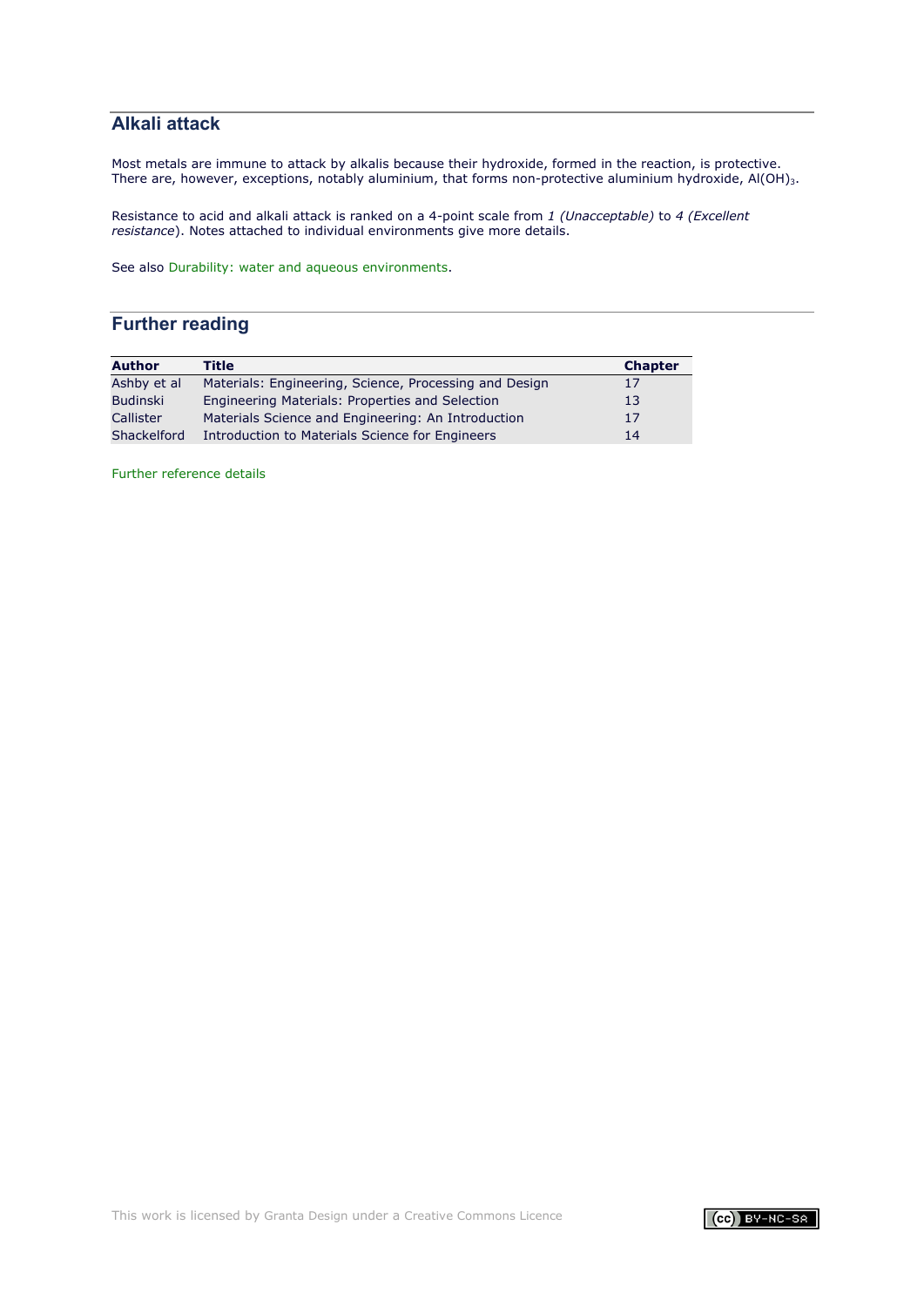## Alkali attack

Most metals are immune to attack by alkalis because their hydroxide, formed in the reaction, is protective. There are, however, exceptions, notably aluminium, that forms non-protective aluminium hydroxide, $Al(OH)_3$.

Resistance to acid and alkali attack is ranked on a 4-point scale from *1 (Unacceptable)* to *4 (Excellent resistance)*. Notes attached to individual environments give more details.

See also Durability: water and aqueous environments.

## Further reading

| Author | Title | Chapter |
|---|---|---|
| Ashby et al | Materials: Engineering, Science, Processing and Design | 17 |
| Budinski | Engineering Materials: Properties and Selection | 13 |
| Callister | Materials Science and Engineering: An Introduction | 17 |
| Shackelford | Introduction to Materials Science for Engineers | 14 |

Further reference details

This work is licensed by Granta Design under a Creative Commons Licence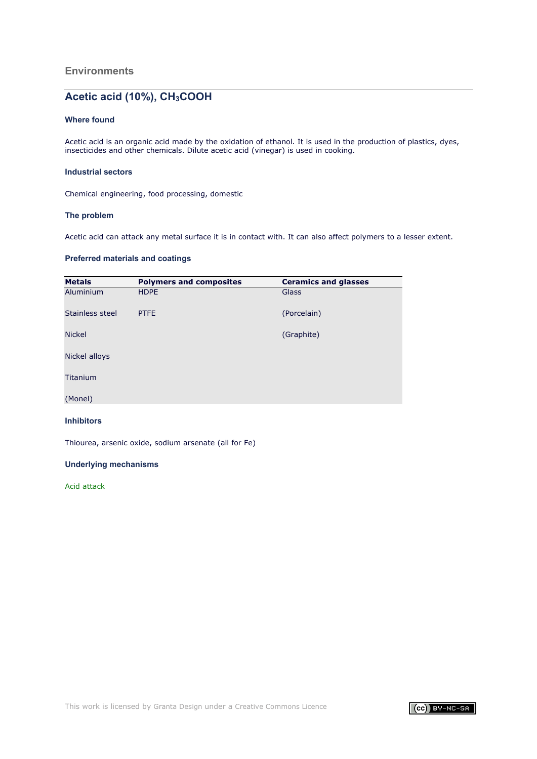## Environments

# Acetic acid (10%), $CH_3COOH$

### Where found

Acetic acid is an organic acid made by the oxidation of ethanol. It is used in the production of plastics, dyes, insecticides and other chemicals. Dilute acetic acid (vinegar) is used in cooking.

### Industrial sectors

Chemical engineering, food processing, domestic

### The problem

Acetic acid can attack any metal surface it is in contact with. It can also affect polymers to a lesser extent.

### Preferred materials and coatings

| Metals | Polymers and composites | Ceramics and glasses |
|---|---|---|
| Aluminium | HDPE | Glass |
| Stainless steel | PTFE | (Porcelain) |
| Nickel | | (Graphite) |
| Nickel alloys | | |
| Titanium | | |
| (Monel) | | |

### Inhibitors

Thiourea, arsenic oxide, sodium arsenate (all for Fe)

### Underlying mechanisms

Acid attack

This work is licensed by Granta Design under a Creative Commons Licence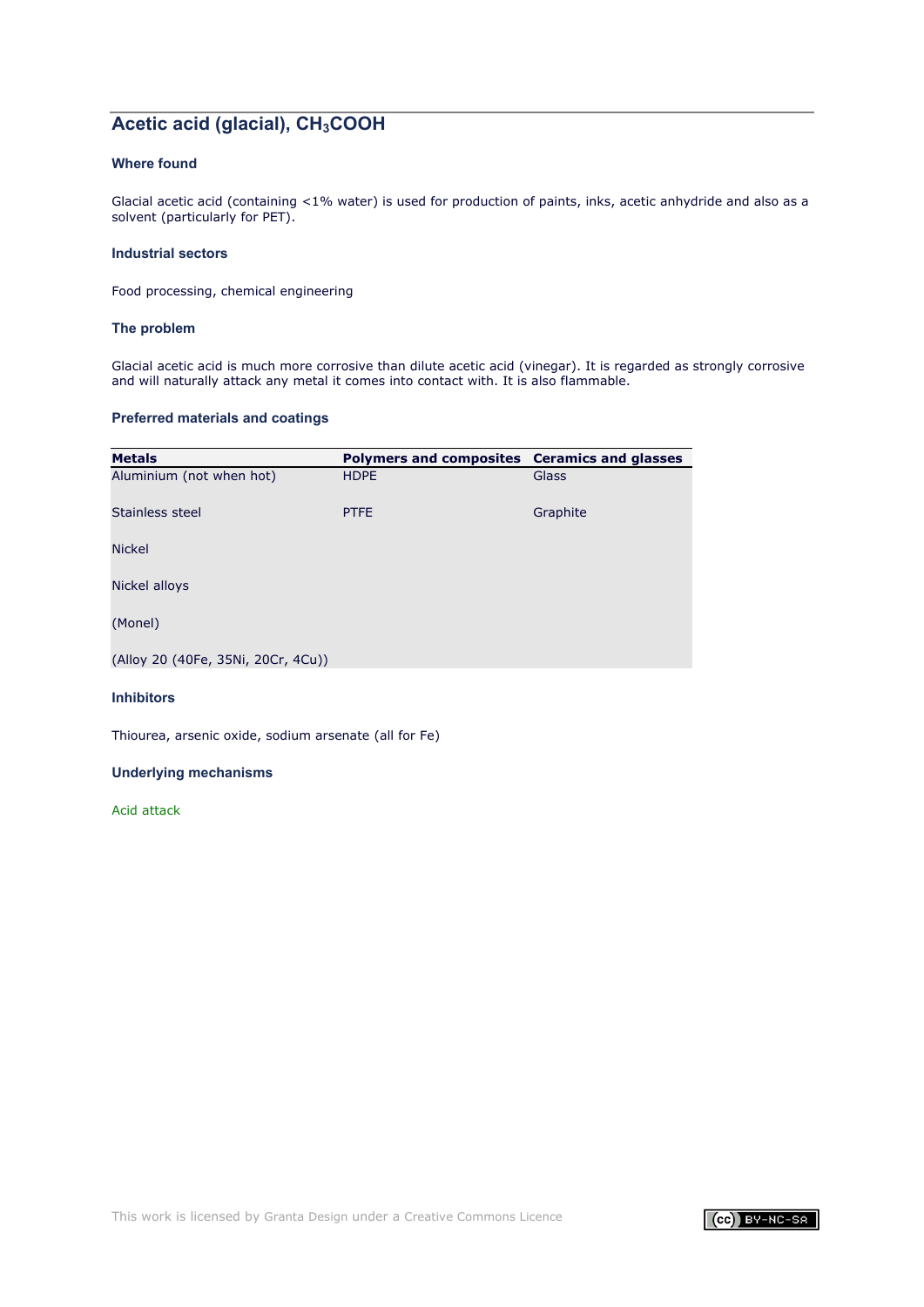## Acetic acid (glacial), $CH_3COOH$

### Where found

Glacial acetic acid (containing <1% water) is used for production of paints, inks, acetic anhydride and also as a solvent (particularly for PET).

### Industrial sectors

Food processing, chemical engineering

### The problem

Glacial acetic acid is much more corrosive than dilute acetic acid (vinegar). It is regarded as strongly corrosive and will naturally attack any metal it comes into contact with. It is also flammable.

### Preferred materials and coatings

| Metals | Polymers and composites | Ceramics and glasses |
|---|---|---|
| Aluminium (not when hot) | HDPE | Glass |
| Stainless steel | PTFE | Graphite |
| Nickel | | |
| Nickel alloys | | |
| (Monel) | | |
| (Alloy 20 (40Fe, 35Ni, 20Cr, 4Cu)) | | |

### Inhibitors

Thiourea, arsenic oxide, sodium arsenate (all for Fe)

### Underlying mechanisms

Acid attack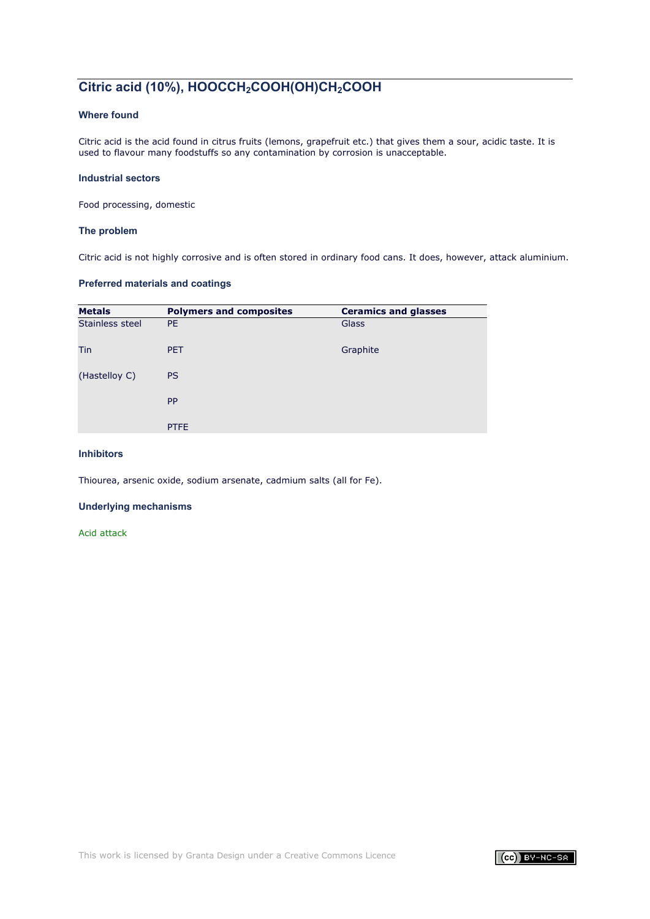## Citric acid (10%), $HOOCCH_2COOH(OH)CH_2COOH$

### Where found

Citric acid is the acid found in citrus fruits (lemons, grapefruit etc.) that gives them a sour, acidic taste. It is used to flavour many foodstuffs so any contamination by corrosion is unacceptable.

### Industrial sectors

Food processing, domestic

### The problem

Citric acid is not highly corrosive and is often stored in ordinary food cans. It does, however, attack aluminium.

### Preferred materials and coatings

| Metals | Polymers and composites | Ceramics and glasses |
|---|---|---|
| Stainless steel | PE | Glass |
| Tin | PET | Graphite |
| (Hastelloy C) | PS | |
| | PP | |
| | PTFE | |

### Inhibitors

Thiourea, arsenic oxide, sodium arsenate, cadmium salts (all for Fe).

### Underlying mechanisms

Acid attack

This work is licensed by Granta Design under a Creative Commons Licence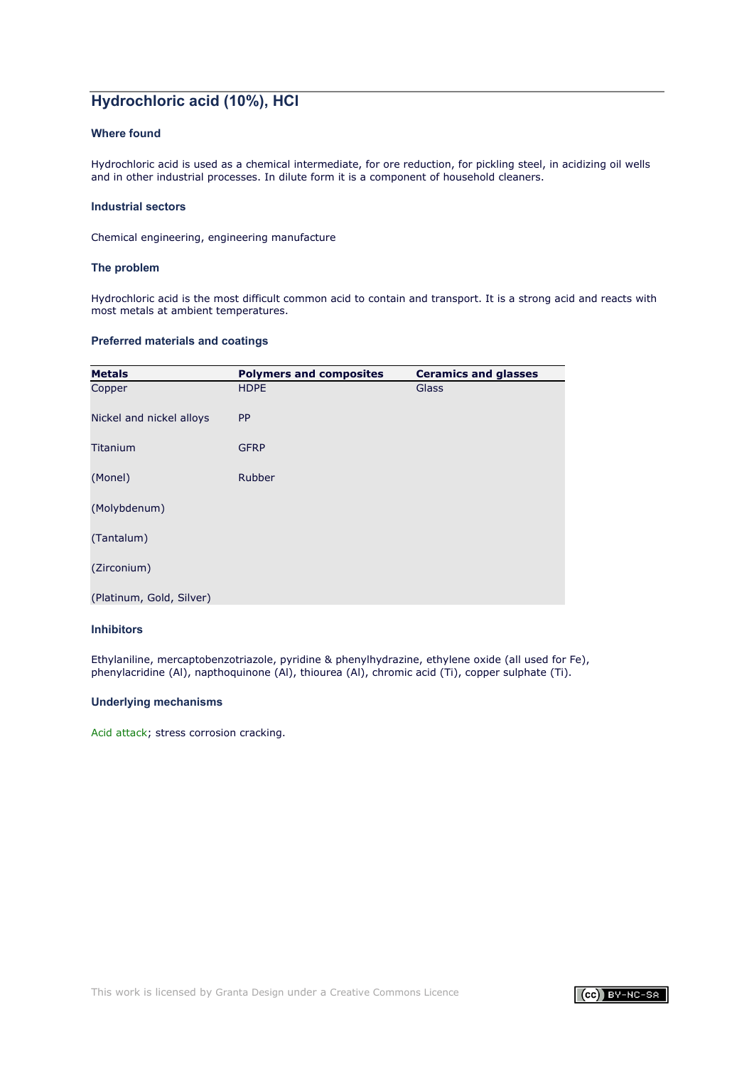## Hydrochloric acid (10%), HCl

### Where found

Hydrochloric acid is used as a chemical intermediate, for ore reduction, for pickling steel, in acidizing oil wells and in other industrial processes. In dilute form it is a component of household cleaners.

### Industrial sectors

Chemical engineering, engineering manufacture

### The problem

Hydrochloric acid is the most difficult common acid to contain and transport. It is a strong acid and reacts with most metals at ambient temperatures.

### Preferred materials and coatings

| Metals | Polymers and composites | Ceramics and glasses |
|---|---|---|
| Copper | HDPE | Glass |
| Nickel and nickel alloys | PP | |
| Titanium | GFRP | |
| (Monel) | Rubber | |
| (Molybdenum) | | |
| (Tantalum) | | |
| (Zirconium) | | |
| (Platinum, Gold, Silver) | | |

### Inhibitors

Ethylaniline, mercaptobenzotriazole, pyridine & phenylhydrazine, ethylene oxide (all used for Fe), phenylacridine (Al), napthoquinone (Al), thiourea (Al), chromic acid (Ti), copper sulphate (Ti).

### Underlying mechanisms

Acid attack; stress corrosion cracking.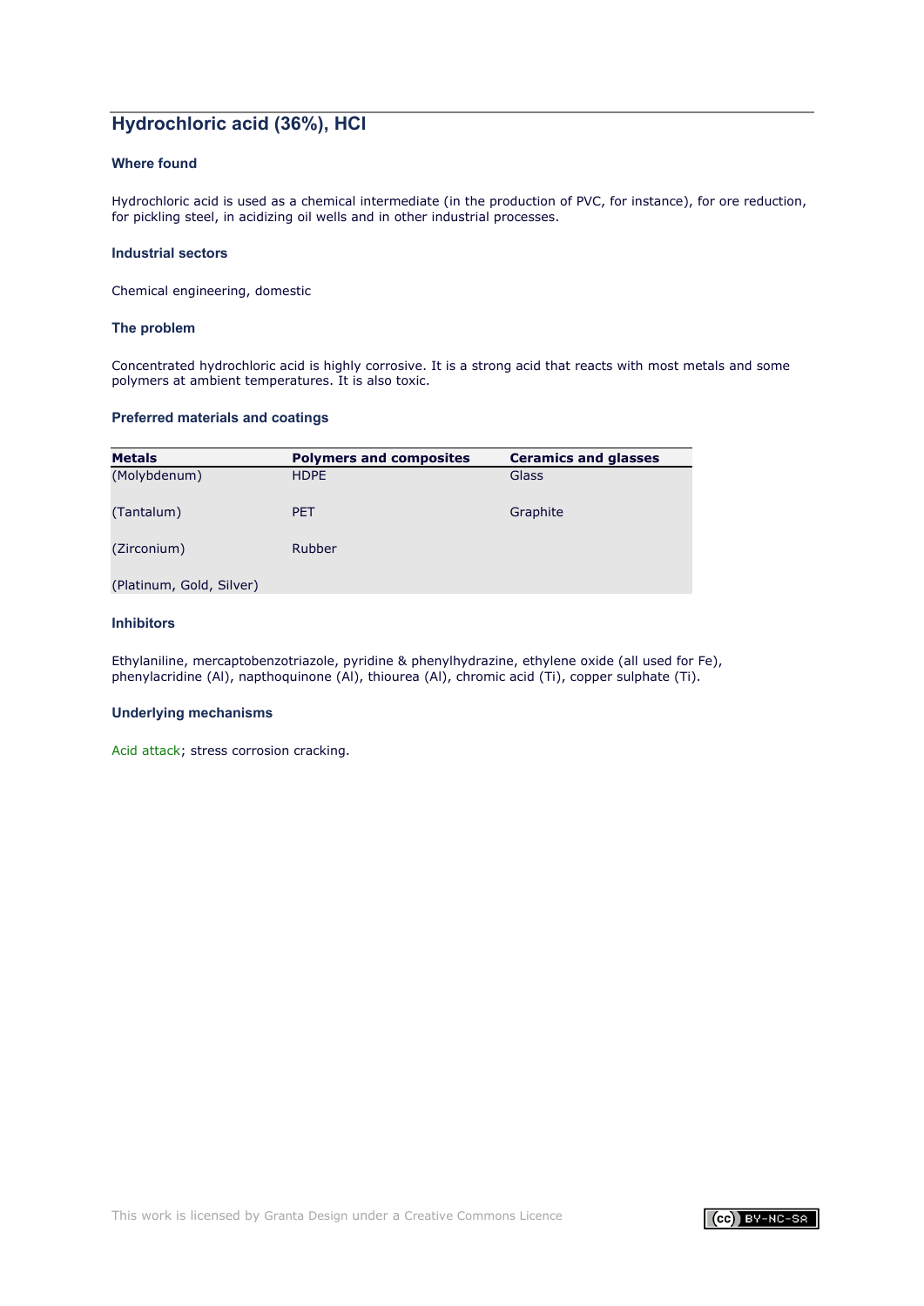## Hydrochloric acid (36%), HCl

### Where found

Hydrochloric acid is used as a chemical intermediate (in the production of PVC, for instance), for ore reduction, for pickling steel, in acidizing oil wells and in other industrial processes.

### Industrial sectors

Chemical engineering, domestic

### The problem

Concentrated hydrochloric acid is highly corrosive. It is a strong acid that reacts with most metals and some polymers at ambient temperatures. It is also toxic.

### Preferred materials and coatings

| Metals | Polymers and composites | Ceramics and glasses |
| --- | --- | --- |
| (Molybdenum) | HDPE | Glass |
| (Tantalum) | PET | Graphite |
| (Zirconium) | Rubber | |
| (Platinum, Gold, Silver) | | |

### Inhibitors

Ethylaniline, mercaptobenzotriazole, pyridine & phenylhydrazine, ethylene oxide (all used for Fe), phenylacridine (Al), napthoquinone (Al), thiourea (Al), chromic acid (Ti), copper sulphate (Ti).

### Underlying mechanisms

Acid attack; stress corrosion cracking.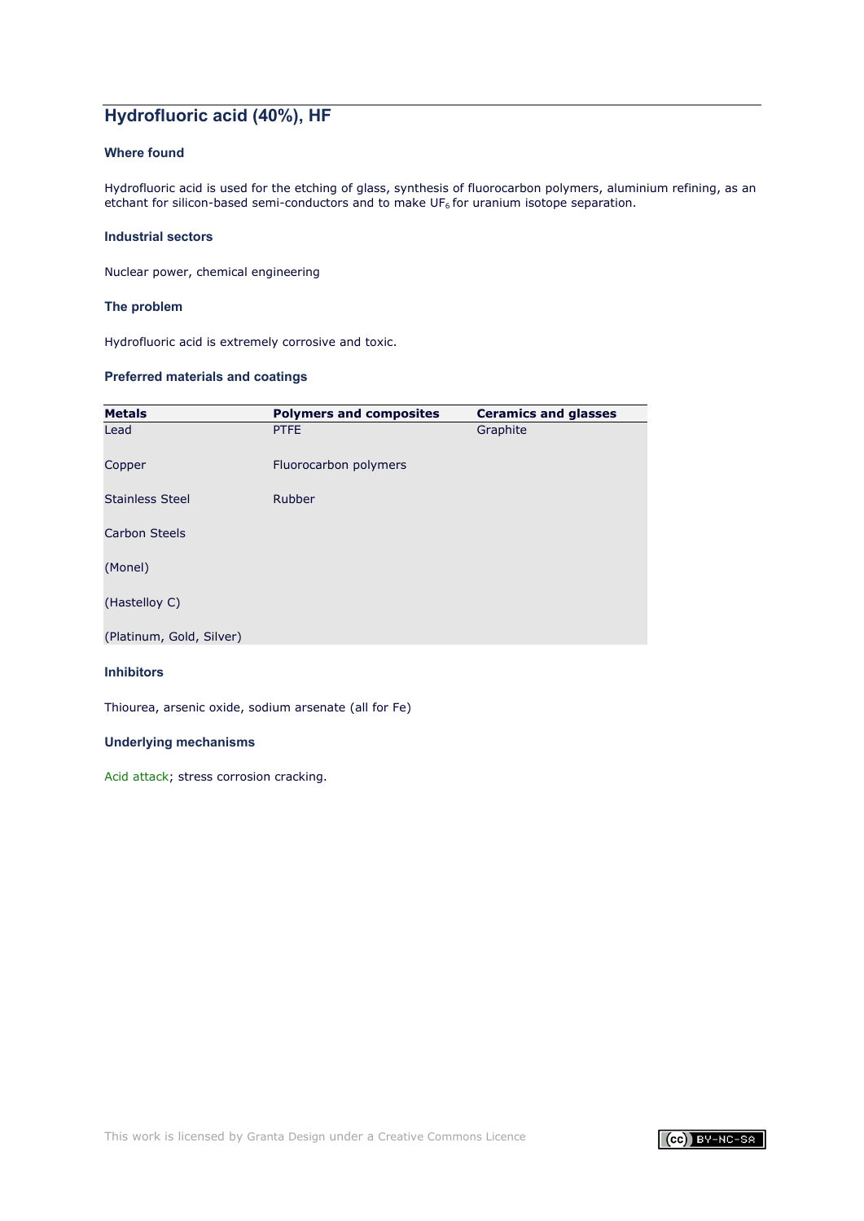## Hydrofluoric acid (40%), HF

### Where found

Hydrofluoric acid is used for the etching of glass, synthesis of fluorocarbon polymers, aluminium refining, as an etchant for silicon-based semi-conductors and to make $UF_6$ for uranium isotope separation.

### Industrial sectors

Nuclear power, chemical engineering

### The problem

Hydrofluoric acid is extremely corrosive and toxic.

### Preferred materials and coatings

| Metals | Polymers and composites | Ceramics and glasses |
| --- | --- | --- |
| Lead | PTFE | Graphite |
| Copper | Fluorocarbon polymers | |
| Stainless Steel | Rubber | |
| Carbon Steels | | |
| (Monel) | | |
| (Hastelloy C) | | |
| (Platinum, Gold, Silver) | | |

### Inhibitors

Thiourea, arsenic oxide, sodium arsenate (all for Fe)

### Underlying mechanisms

Acid attack; stress corrosion cracking.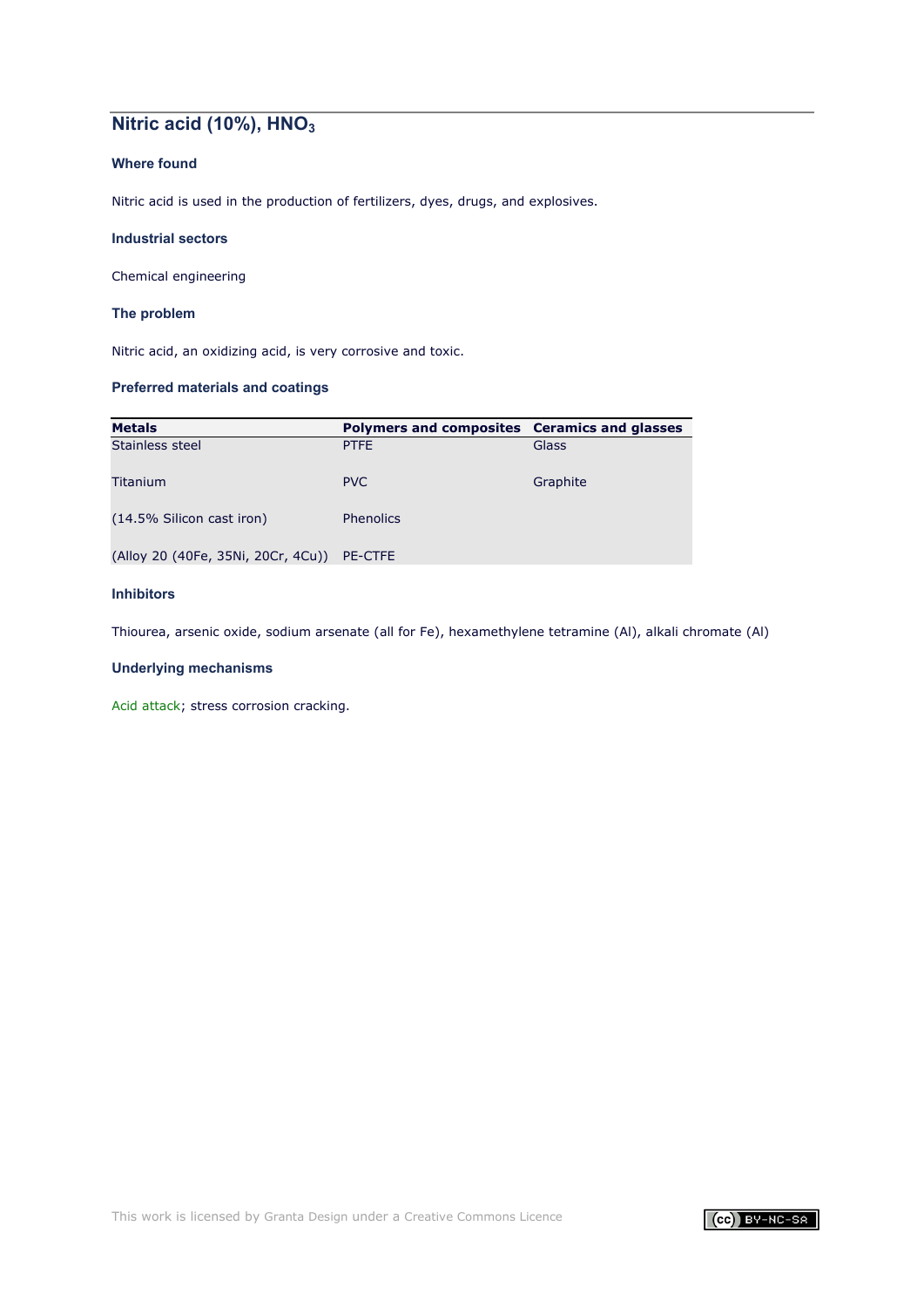## Nitric acid (10%), $HNO_3$

### Where found

Nitric acid is used in the production of fertilizers, dyes, drugs, and explosives.

### Industrial sectors

Chemical engineering

### The problem

Nitric acid, an oxidizing acid, is very corrosive and toxic.

### Preferred materials and coatings

| Metals | Polymers and composites | Ceramics and glasses |
|---|---|---|
| Stainless steel | PTFE | Glass |
| Titanium | PVC | Graphite |
| (14.5% Silicon cast iron) | Phenolics | |
| (Alloy 20 (40Fe, 35Ni, 20Cr, 4Cu)) | PE-CTFE | |

### Inhibitors

Thiourea, arsenic oxide, sodium arsenate (all for Fe), hexamethylene tetramine (Al), alkali chromate (Al)

### Underlying mechanisms

Acid attack; stress corrosion cracking.

This work is licensed by Granta Design under a Creative Commons Licence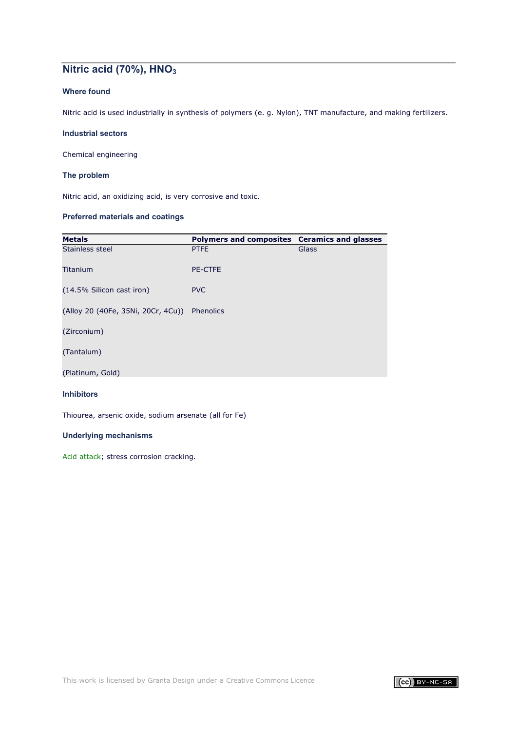## Nitric acid (70%), $HNO_3$

### Where found

Nitric acid is used industrially in synthesis of polymers (e. g. Nylon), TNT manufacture, and making fertilizers.

### Industrial sectors

Chemical engineering

### The problem

Nitric acid, an oxidizing acid, is very corrosive and toxic.

### Preferred materials and coatings

| Metals | Polymers and composites | Ceramics and glasses |
|---|---|---|
| Stainless steel | PTFE | Glass |
| Titanium | PE-CTFE | |
| (14.5% Silicon cast iron) | PVC | |
| (Alloy 20 (40Fe, 35Ni, 20Cr, 4Cu)) | Phenolics | |
| (Zirconium) | | |
| (Tantalum) | | |
| (Platinum, Gold) | | |

### Inhibitors

Thiourea, arsenic oxide, sodium arsenate (all for Fe)

### Underlying mechanisms

Acid attack; stress corrosion cracking.

This work is licensed by Granta Design under a Creative Commons Licence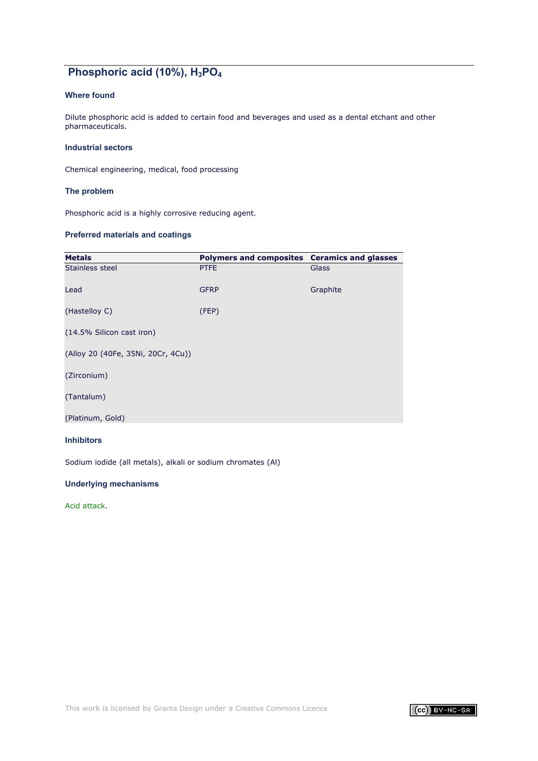## Phosphoric acid (10%), $H_3PO_4$

### Where found

Dilute phosphoric acid is added to certain food and beverages and used as a dental etchant and other pharmaceuticals.

### Industrial sectors

Chemical engineering, medical, food processing

### The problem

Phosphoric acid is a highly corrosive reducing agent.

### Preferred materials and coatings

| Metals | Polymers and composites | Ceramics and glasses |
|---|---|---|
| Stainless steel | PTFE | Glass |
| Lead | GFRP | Graphite |
| (Hastelloy C) | (FEP) | |
| (14.5% Silicon cast iron) | | |
| (Alloy 20 (40Fe, 35Ni, 20Cr, 4Cu)) | | |
| (Zirconium) | | |
| (Tantalum) | | |
| (Platinum, Gold) | | |

### Inhibitors

Sodium iodide (all metals), alkali or sodium chromates (Al)

### Underlying mechanisms

Acid attack.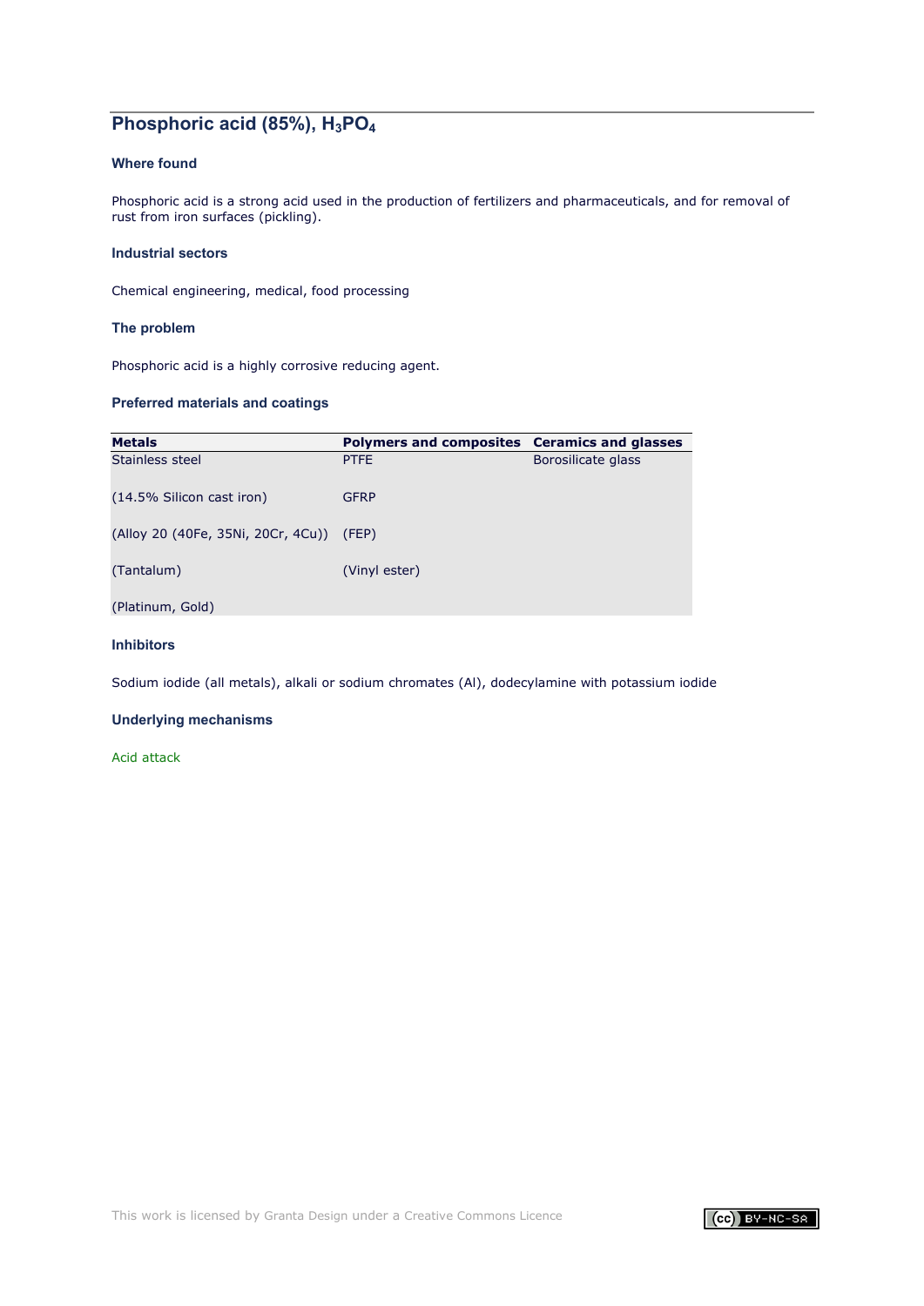## Phosphoric acid (85%), $H_3PO_4$

### Where found

Phosphoric acid is a strong acid used in the production of fertilizers and pharmaceuticals, and for removal of rust from iron surfaces (pickling).

### Industrial sectors

Chemical engineering, medical, food processing

### The problem

Phosphoric acid is a highly corrosive reducing agent.

### Preferred materials and coatings

| Metals | Polymers and composites | Ceramics and glasses |
|---|---|---|
| Stainless steel | PTFE | Borosilicate glass |
| (14.5% Silicon cast iron) | GFRP | |
| (Alloy 20 (40Fe, 35Ni, 20Cr, 4Cu)) | (FEP) | |
| (Tantalum) | (Vinyl ester) | |
| (Platinum, Gold) | | |

### Inhibitors

Sodium iodide (all metals), alkali or sodium chromates (Al), dodecylamine with potassium iodide

### Underlying mechanisms

Acid attack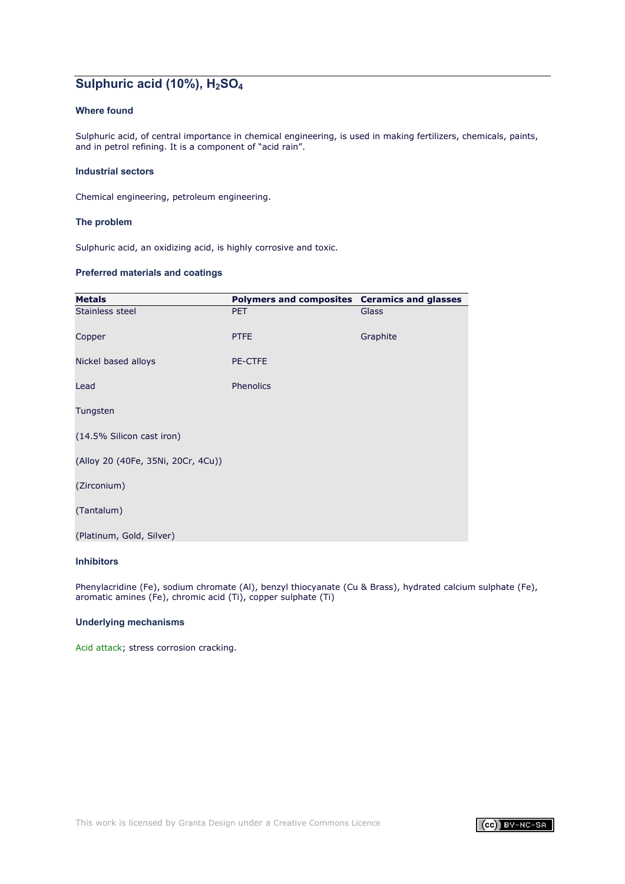## Sulphuric acid (10%), $H_2SO_4$

### Where found

Sulphuric acid, of central importance in chemical engineering, is used in making fertilizers, chemicals, paints, and in petrol refining. It is a component of "acid rain".

### Industrial sectors

Chemical engineering, petroleum engineering.

### The problem

Sulphuric acid, an oxidizing acid, is highly corrosive and toxic.

### Preferred materials and coatings

| Metals | Polymers and composites | Ceramics and glasses |
|---|---|---|
| Stainless steel | PET | Glass |
| Copper | PTFE | Graphite |
| Nickel based alloys | PE-CTFE | |
| Lead | Phenolics | |
| Tungsten | | |
| (14.5% Silicon cast iron) | | |
| (Alloy 20 (40Fe, 35Ni, 20Cr, 4Cu)) | | |
| (Zirconium) | | |
| (Tantalum) | | |
| (Platinum, Gold, Silver) | | |

### Inhibitors

Phenylacridine (Fe), sodium chromate (Al), benzyl thiocyanate (Cu & Brass), hydrated calcium sulphate (Fe), aromatic amines (Fe), chromic acid (Ti), copper sulphate (Ti)

### Underlying mechanisms

Acid attack; stress corrosion cracking.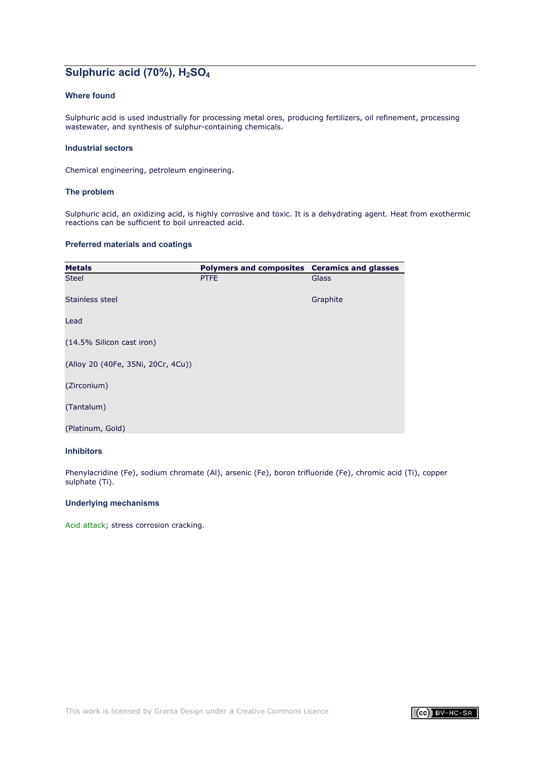## Sulphuric acid (70%), $H_2SO_4$

### Where found

Sulphuric acid is used industrially for processing metal ores, producing fertilizers, oil refinement, processing wastewater, and synthesis of sulphur-containing chemicals.

### Industrial sectors

Chemical engineering, petroleum engineering.

### The problem

Sulphuric acid, an oxidizing acid, is highly corrosive and toxic. It is a dehydrating agent. Heat from exothermic reactions can be sufficient to boil unreacted acid.

### Preferred materials and coatings

| Metals | Polymers and composites | Ceramics and glasses |
|---|---|---|
| Steel | PTFE | Glass |
| Stainless steel | | Graphite |
| Lead | | |
| (14.5% Silicon cast iron) | | |
| (Alloy 20 (40Fe, 35Ni, 20Cr, 4Cu)) | | |
| (Zirconium) | | |
| (Tantalum) | | |
| (Platinum, Gold) | | |

### Inhibitors

Phenylacridine (Fe), sodium chromate (Al), arsenic (Fe), boron trifluoride (Fe), chromic acid (Ti), copper sulphate (Ti).

### Underlying mechanisms

Acid attack; stress corrosion cracking.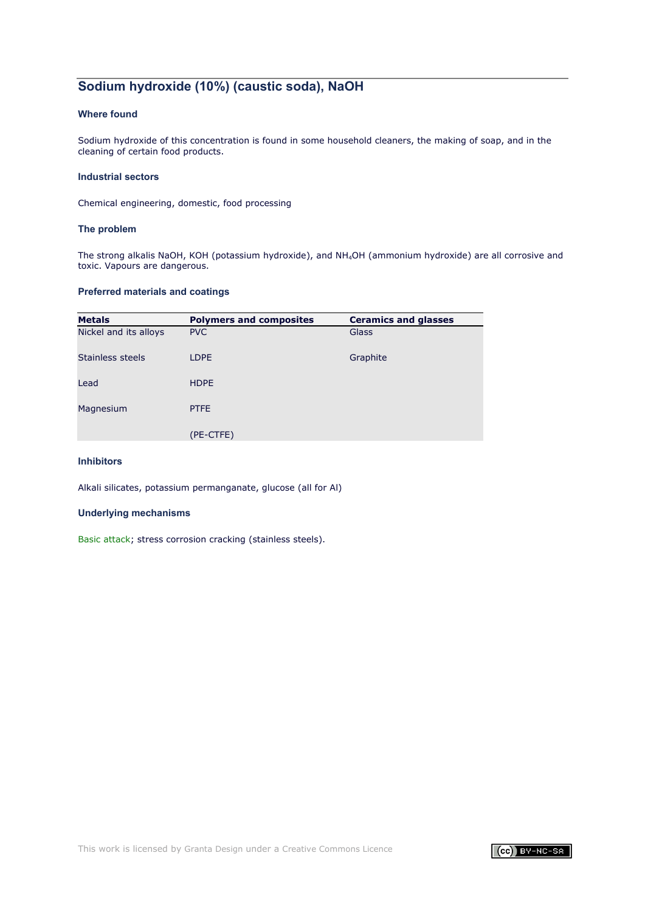## Sodium hydroxide (10%) (caustic soda), NaOH

### Where found

Sodium hydroxide of this concentration is found in some household cleaners, the making of soap, and in the cleaning of certain food products.

### Industrial sectors

Chemical engineering, domestic, food processing

### The problem

The strong alkalis NaOH, KOH (potassium hydroxide), and $NH_4OH$ (ammonium hydroxide) are all corrosive and toxic. Vapours are dangerous.

### Preferred materials and coatings

| Metals | Polymers and composites | Ceramics and glasses |
|---|---|---|
| Nickel and its alloys | PVC | Glass |
| Stainless steels | LDPE | Graphite |
| Lead | HDPE | |
| Magnesium | PTFE | |
| | (PE-CTFE) | |

### Inhibitors

Alkali silicates, potassium permanganate, glucose (all for Al)

### Underlying mechanisms

Basic attack; stress corrosion cracking (stainless steels).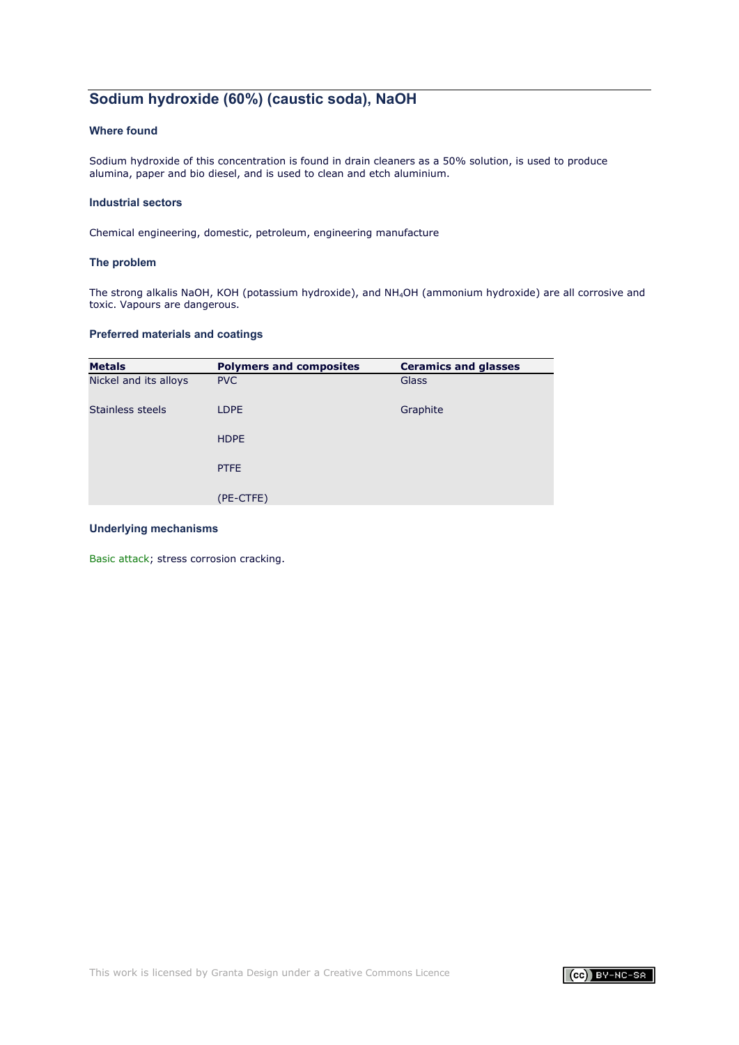## Sodium hydroxide (60%) (caustic soda), NaOH

### Where found

Sodium hydroxide of this concentration is found in drain cleaners as a 50% solution, is used to produce alumina, paper and bio diesel, and is used to clean and etch aluminium.

### Industrial sectors

Chemical engineering, domestic, petroleum, engineering manufacture

### The problem

The strong alkalis NaOH, KOH (potassium hydroxide), and $NH_4OH$ (ammonium hydroxide) are all corrosive and toxic. Vapours are dangerous.

### Preferred materials and coatings

| Metals | Polymers and composites | Ceramics and glasses |
|---|---|---|
| Nickel and its alloys | PVC | Glass |
| Stainless steels | LDPE | Graphite |
| | HDPE | |
| | PTFE | |
| | (PE-CTFE) | |

### Underlying mechanisms

Basic attack; stress corrosion cracking.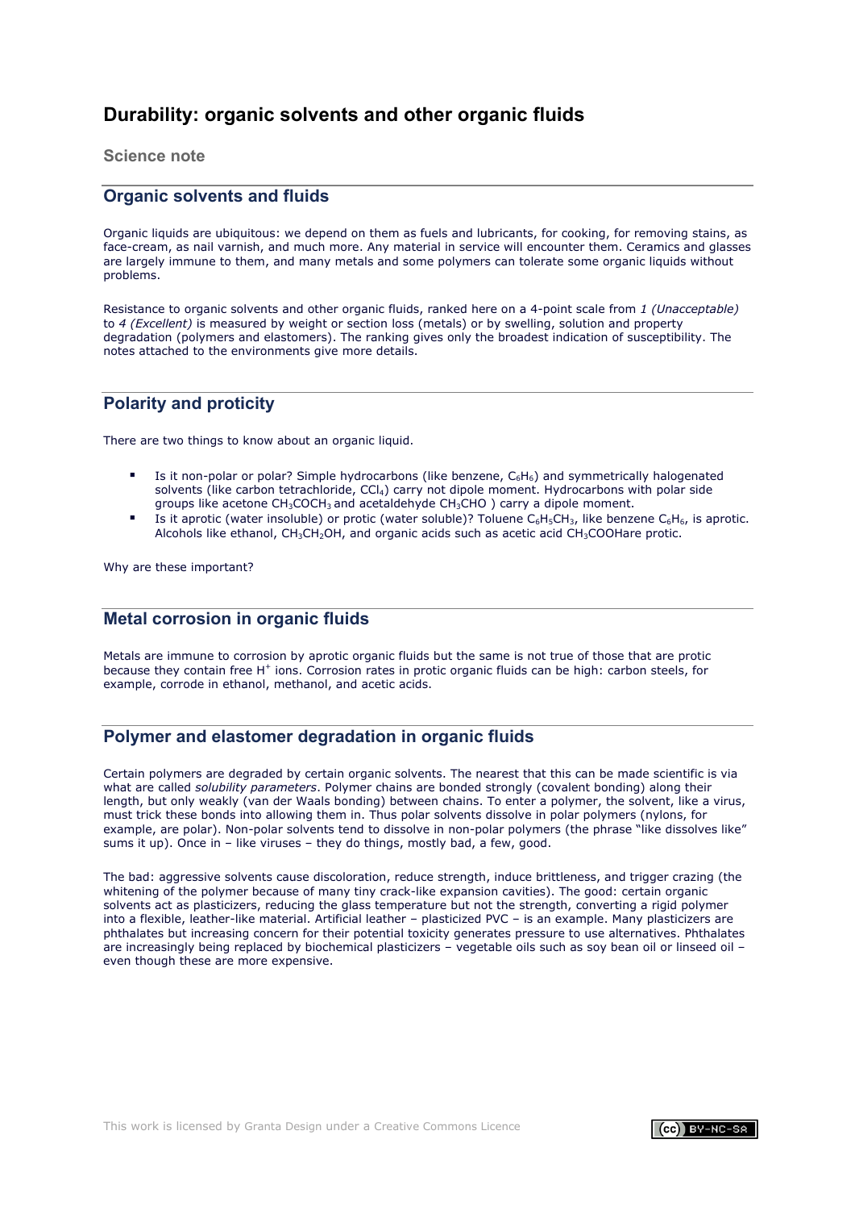# Durability: organic solvents and other organic fluids

### Science note

## Organic solvents and fluids

Organic liquids are ubiquitous: we depend on them as fuels and lubricants, for cooking, for removing stains, as face-cream, as nail varnish, and much more. Any material in service will encounter them. Ceramics and glasses are largely immune to them, and many metals and some polymers can tolerate some organic liquids without problems.

Resistance to organic solvents and other organic fluids, ranked here on a 4-point scale from *1 (Unacceptable)* to *4 (Excellent)* is measured by weight or section loss (metals) or by swelling, solution and property degradation (polymers and elastomers). The ranking gives only the broadest indication of susceptibility. The notes attached to the environments give more details.

## Polarity and proticity

There are two things to know about an organic liquid.

- Is it non-polar or polar? Simple hydrocarbons (like benzene, $C_6H_6$) and symmetrically halogenated solvents (like carbon tetrachloride, $CCl_4$) carry not dipole moment. Hydrocarbons with polar side groups like acetone $CH_3COCH_3$ and acetaldehyde $CH_3CHO$ ) carry a dipole moment.
- Is it aprotic (water insoluble) or protic (water soluble)? Toluene $C_6H_5CH_3$, like benzene $C_6H_6$, is aprotic. Alcohols like ethanol, $CH_3CH_2OH$, and organic acids such as acetic acid $CH_3COOH$are protic.

Why are these important?

## Metal corrosion in organic fluids

Metals are immune to corrosion by aprotic organic fluids but the same is not true of those that are protic because they contain free $H^+$ ions. Corrosion rates in protic organic fluids can be high: carbon steels, for example, corrode in ethanol, methanol, and acetic acids.

## Polymer and elastomer degradation in organic fluids

Certain polymers are degraded by certain organic solvents. The nearest that this can be made scientific is via what are called *solubility parameters*. Polymer chains are bonded strongly (covalent bonding) along their length, but only weakly (van der Waals bonding) between chains. To enter a polymer, the solvent, like a virus, must trick these bonds into allowing them in. Thus polar solvents dissolve in polar polymers (nylons, for example, are polar). Non-polar solvents tend to dissolve in non-polar polymers (the phrase "like dissolves like" sums it up). Once in – like viruses – they do things, mostly bad, a few, good.

The bad: aggressive solvents cause discoloration, reduce strength, induce brittleness, and trigger crazing (the whitening of the polymer because of many tiny crack-like expansion cavities). The good: certain organic solvents act as plasticizers, reducing the glass temperature but not the strength, converting a rigid polymer into a flexible, leather-like material. Artificial leather – plasticized PVC – is an example. Many plasticizers are phthalates but increasing concern for their potential toxicity generates pressure to use alternatives. Phthalates are increasingly being replaced by biochemical plasticizers – vegetable oils such as soy bean oil or linseed oil – even though these are more expensive.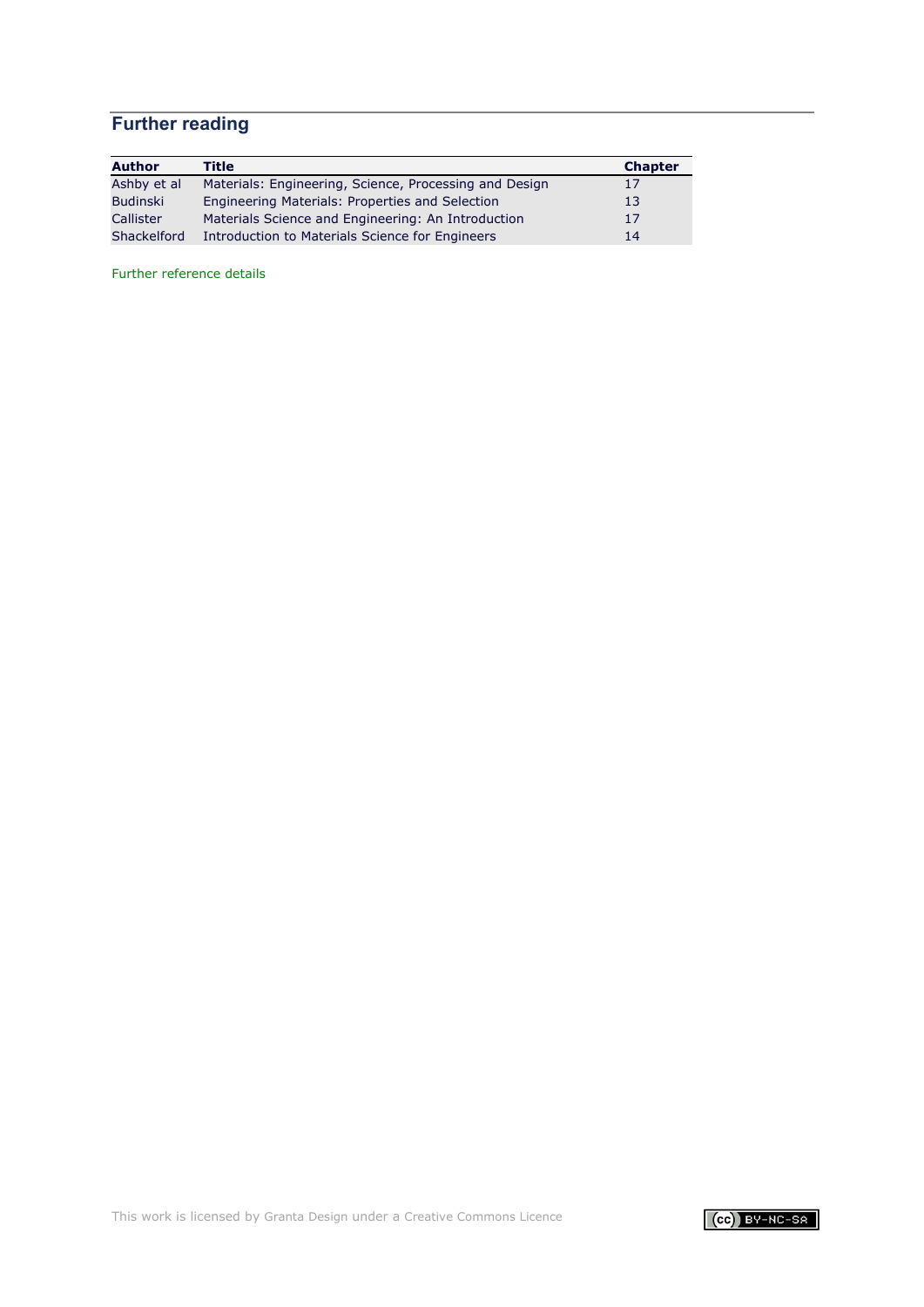## Further reading

| Author | Title | Chapter |
| --- | --- | --- |
| Ashby et al | Materials: Engineering, Science, Processing and Design | 17 |
| Budinski | Engineering Materials: Properties and Selection | 13 |
| Callister | Materials Science and Engineering: An Introduction | 17 |
| Shackelford | Introduction to Materials Science for Engineers | 14 |

Further reference details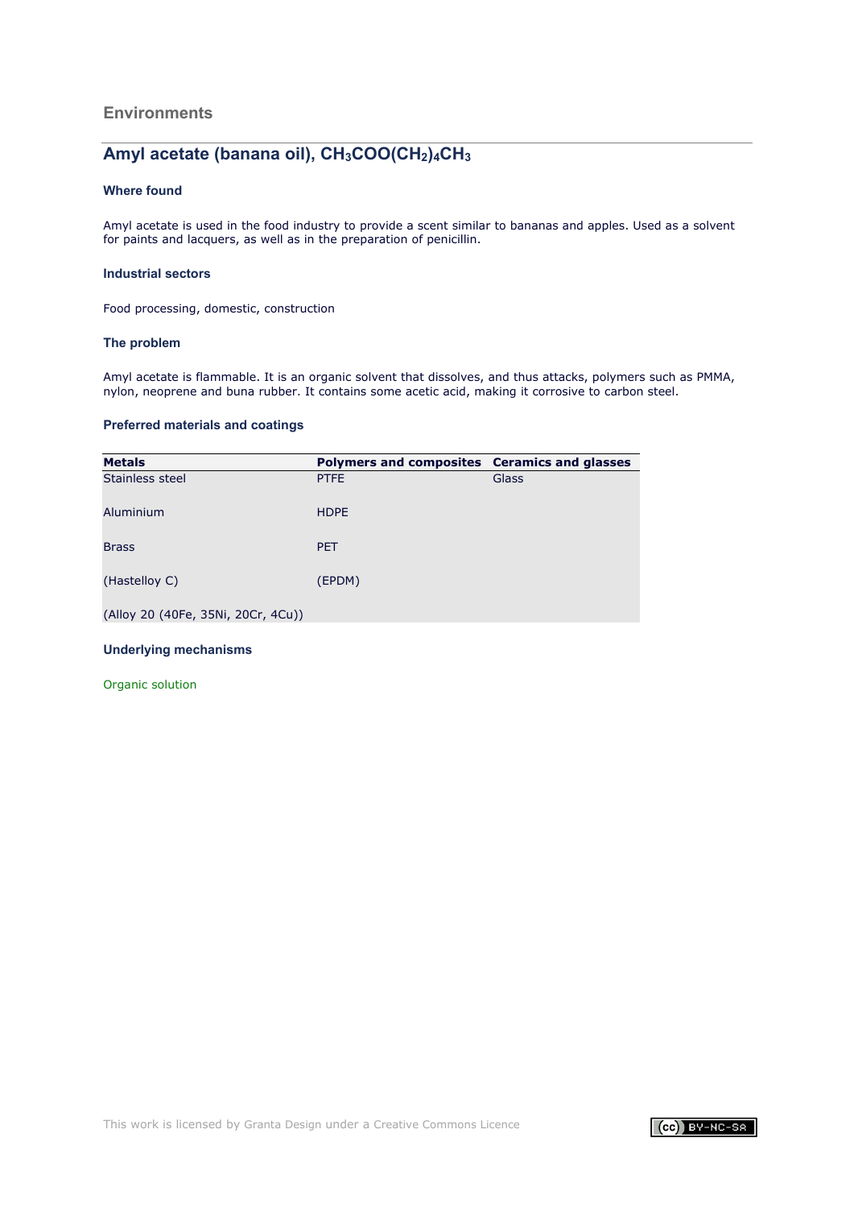## Environments

# Amyl acetate (banana oil), $CH_3COO(CH_2)_4CH_3$

### Where found

Amyl acetate is used in the food industry to provide a scent similar to bananas and apples. Used as a solvent for paints and lacquers, as well as in the preparation of penicillin.

### Industrial sectors

Food processing, domestic, construction

### The problem

Amyl acetate is flammable. It is an organic solvent that dissolves, and thus attacks, polymers such as PMMA, nylon, neoprene and buna rubber. It contains some acetic acid, making it corrosive to carbon steel.

### Preferred materials and coatings

| Metals | Polymers and composites | Ceramics and glasses |
|---|---|---|
| Stainless steel | PTFE | Glass |
| Aluminium | HDPE | |
| Brass | PET | |
| (Hastelloy C) | (EPDM) | |
| (Alloy 20 (40Fe, 35Ni, 20Cr, 4Cu)) | | |

### Underlying mechanisms

Organic solution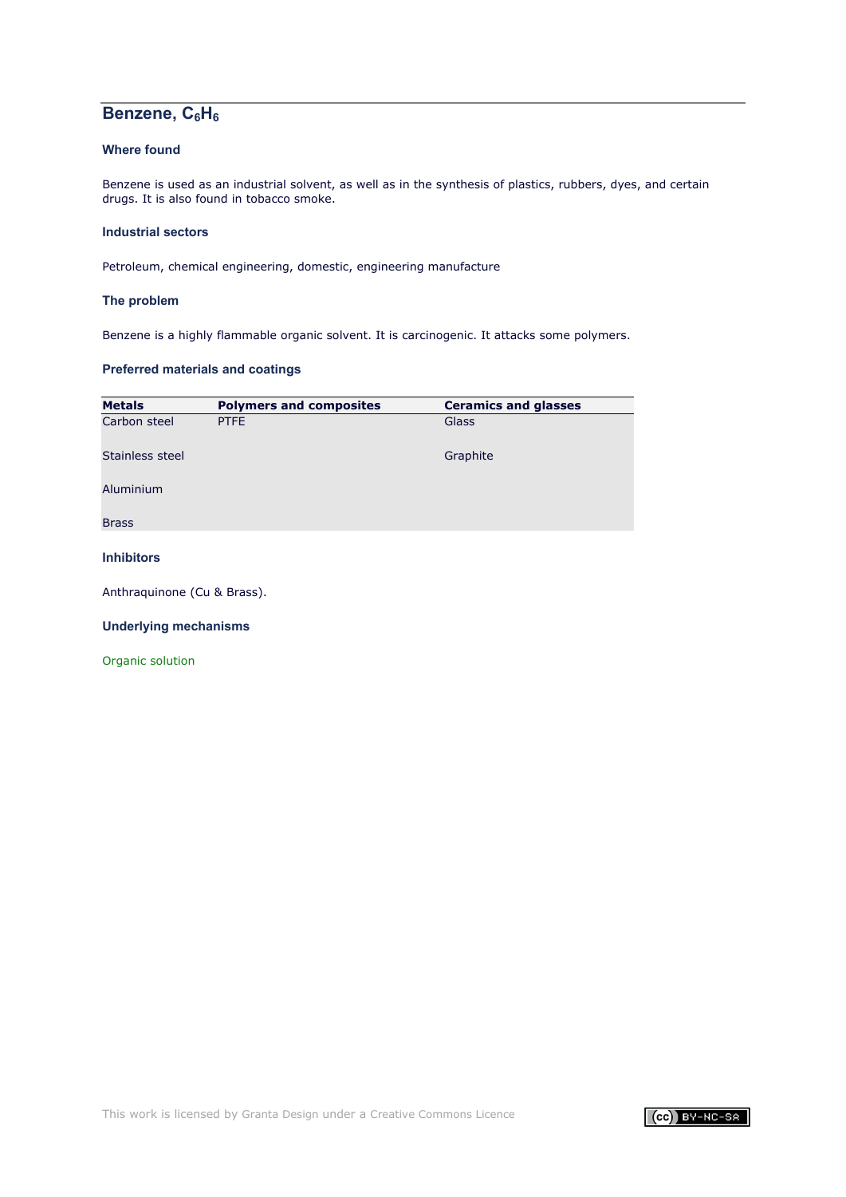## Benzene, $C_6H_6$

### Where found

Benzene is used as an industrial solvent, as well as in the synthesis of plastics, rubbers, dyes, and certain drugs. It is also found in tobacco smoke.

### Industrial sectors

Petroleum, chemical engineering, domestic, engineering manufacture

### The problem

Benzene is a highly flammable organic solvent. It is carcinogenic. It attacks some polymers.

### Preferred materials and coatings

| Metals | Polymers and composites | Ceramics and glasses |
|---|---|---|
| Carbon steel | PTFE | Glass |
| Stainless steel | | Graphite |
| Aluminium | | |
| Brass | | |

### Inhibitors

Anthraquinone (Cu & Brass).

### Underlying mechanisms

Organic solution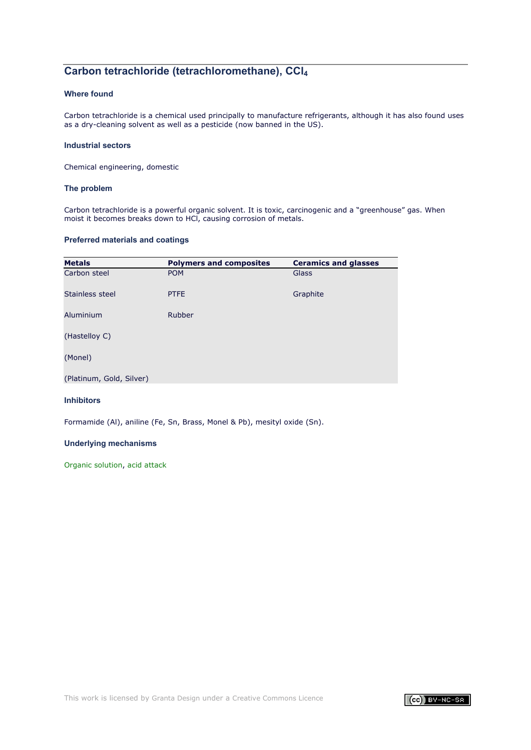## Carbon tetrachloride (tetrachloromethane), $CCl_4$

### Where found

Carbon tetrachloride is a chemical used principally to manufacture refrigerants, although it has also found uses as a dry-cleaning solvent as well as a pesticide (now banned in the US).

### Industrial sectors

Chemical engineering, domestic

### The problem

Carbon tetrachloride is a powerful organic solvent. It is toxic, carcinogenic and a "greenhouse" gas. When moist it becomes breaks down to HCl, causing corrosion of metals.

### Preferred materials and coatings

| Metals | Polymers and composites | Ceramics and glasses |
|---|---|---|
| Carbon steel | POM | Glass |
| Stainless steel | PTFE | Graphite |
| Aluminium | Rubber | |
| (Hastelloy C) | | |
| (Monel) | | |
| (Platinum, Gold, Silver) | | |

### Inhibitors

Formamide (Al), aniline (Fe, Sn, Brass, Monel & Pb), mesityl oxide (Sn).

### Underlying mechanisms

Organic solution, acid attack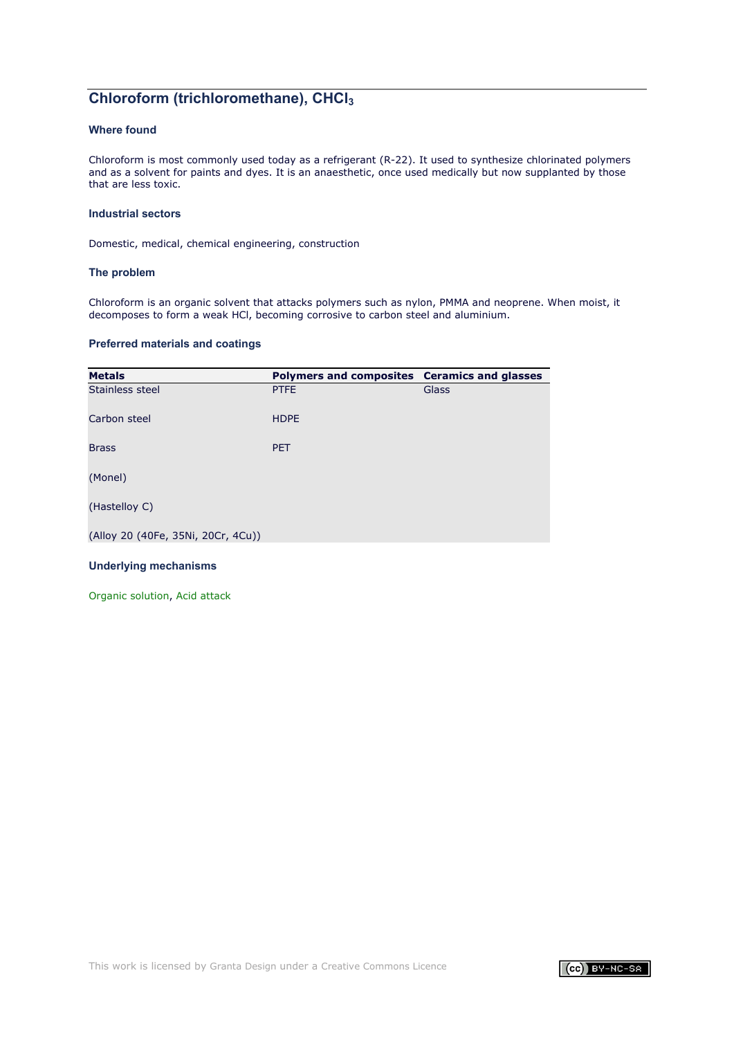## Chloroform (trichloromethane), $CHCl_3$

### Where found

Chloroform is most commonly used today as a refrigerant (R-22). It used to synthesize chlorinated polymers and as a solvent for paints and dyes. It is an anaesthetic, once used medically but now supplanted by those that are less toxic.

### Industrial sectors

Domestic, medical, chemical engineering, construction

### The problem

Chloroform is an organic solvent that attacks polymers such as nylon, PMMA and neoprene. When moist, it decomposes to form a weak HCl, becoming corrosive to carbon steel and aluminium.

### Preferred materials and coatings

| Metals | Polymers and composites | Ceramics and glasses |
|---|---|---|
| Stainless steel | PTFE | Glass |
| Carbon steel | HDPE | |
| Brass | PET | |
| (Monel) | | |
| (Hastelloy C) | | |
| (Alloy 20 (40Fe, 35Ni, 20Cr, 4Cu)) | | |

### Underlying mechanisms

Organic solution, Acid attack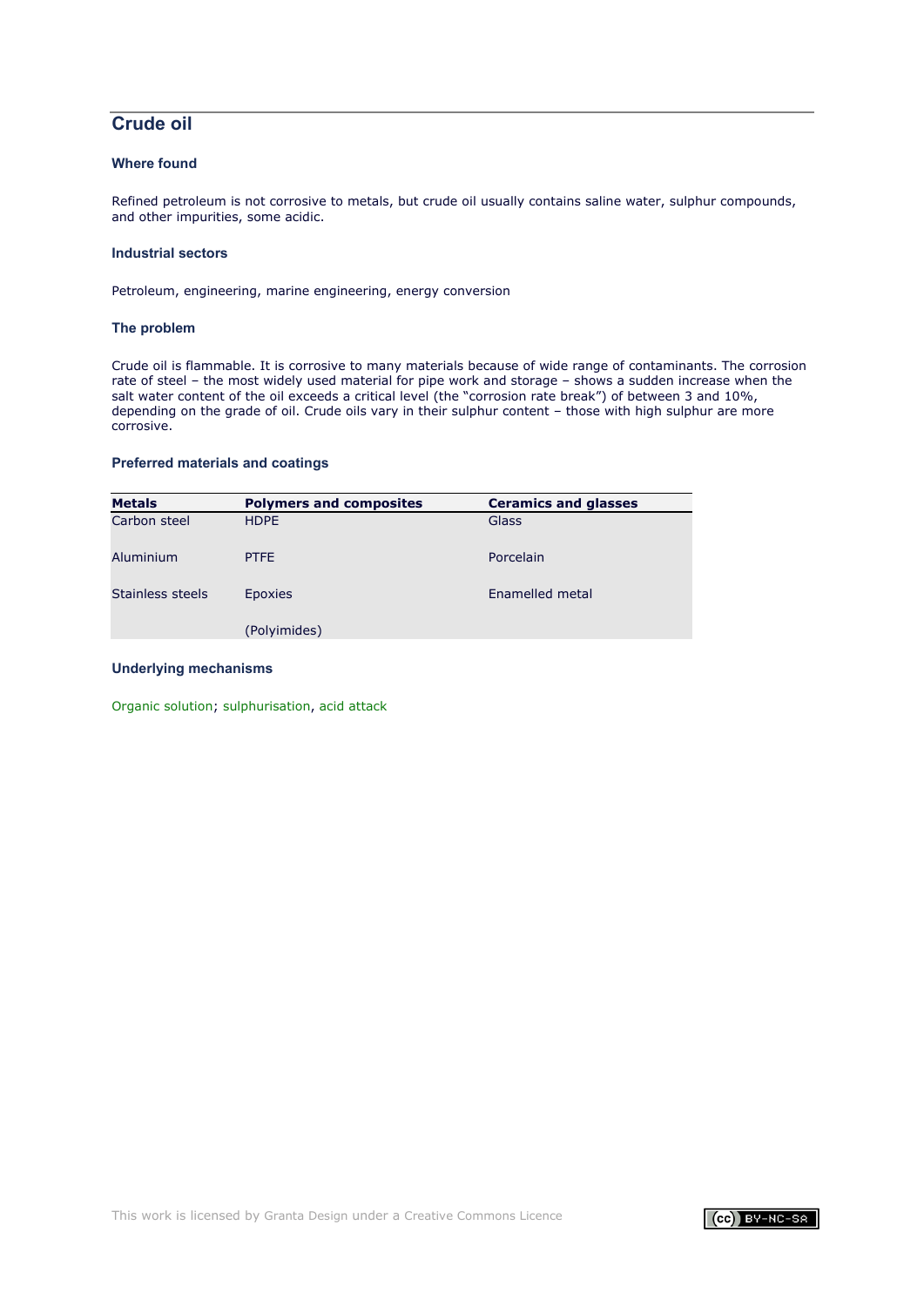## Crude oil

### Where found

Refined petroleum is not corrosive to metals, but crude oil usually contains saline water, sulphur compounds, and other impurities, some acidic.

### Industrial sectors

Petroleum, engineering, marine engineering, energy conversion

### The problem

Crude oil is flammable. It is corrosive to many materials because of wide range of contaminants. The corrosion rate of steel – the most widely used material for pipe work and storage – shows a sudden increase when the salt water content of the oil exceeds a critical level (the "corrosion rate break") of between 3 and 10%, depending on the grade of oil. Crude oils vary in their sulphur content – those with high sulphur are more corrosive.

### Preferred materials and coatings

| Metals | Polymers and composites | Ceramics and glasses |
|---|---|---|
| Carbon steel | HDPE | Glass |
| Aluminium | PTFE | Porcelain |
| Stainless steels | Epoxies | Enamelled metal |
| | (Polyimides) | |

### Underlying mechanisms

Organic solution; sulphurisation, acid attack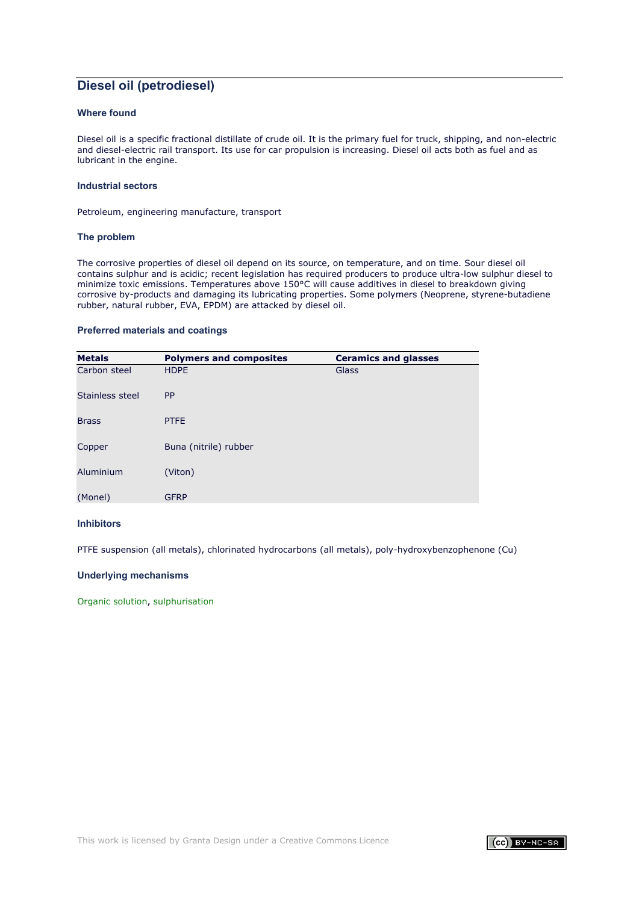## Diesel oil (petrodiesel)

### Where found

Diesel oil is a specific fractional distillate of crude oil. It is the primary fuel for truck, shipping, and non-electric and diesel-electric rail transport. Its use for car propulsion is increasing. Diesel oil acts both as fuel and as lubricant in the engine.

### Industrial sectors

Petroleum, engineering manufacture, transport

### The problem

The corrosive properties of diesel oil depend on its source, on temperature, and on time. Sour diesel oil contains sulphur and is acidic; recent legislation has required producers to produce ultra-low sulphur diesel to minimize toxic emissions. Temperatures above 150°C will cause additives in diesel to breakdown giving corrosive by-products and damaging its lubricating properties. Some polymers (Neoprene, styrene-butadiene rubber, natural rubber, EVA, EPDM) are attacked by diesel oil.

### Preferred materials and coatings

| Metals | Polymers and composites | Ceramics and glasses |
|---|---|---|
| Carbon steel | HDPE | Glass |
| Stainless steel | PP | |
| Brass | PTFE | |
| Copper | Buna (nitrile) rubber | |
| Aluminium | (Viton) | |
| (Monel) | GFRP | |

### Inhibitors

PTFE suspension (all metals), chlorinated hydrocarbons (all metals), poly-hydroxybenzophenone (Cu)

### Underlying mechanisms

Organic solution, sulphurisation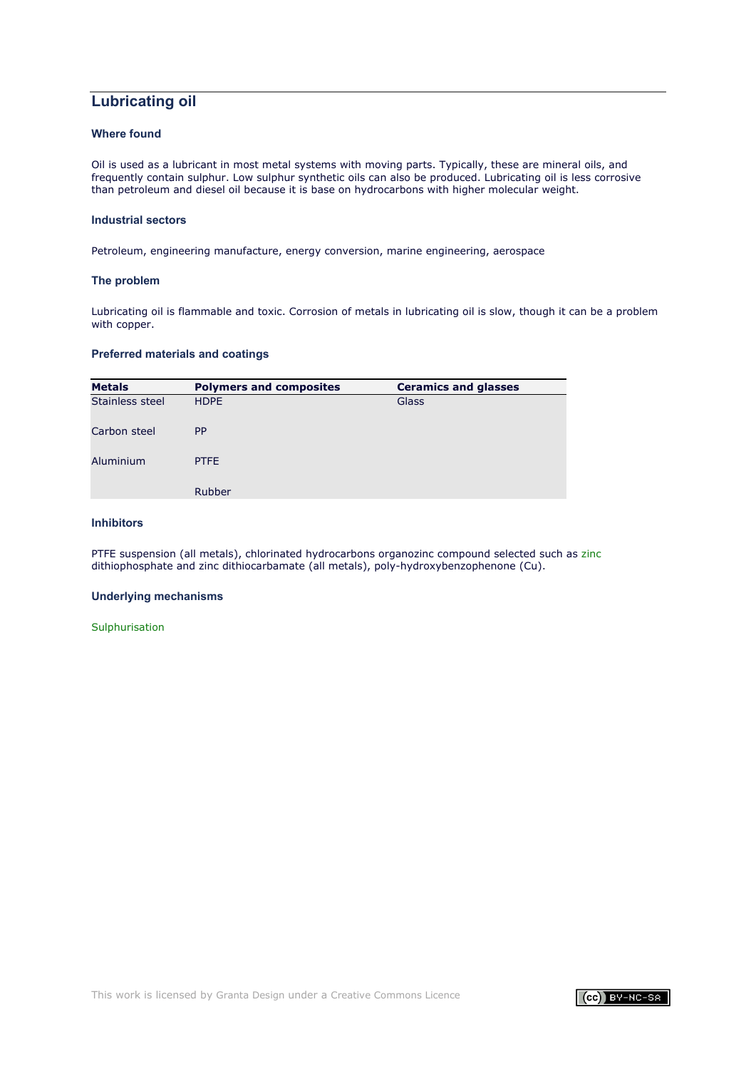## Lubricating oil

### Where found

Oil is used as a lubricant in most metal systems with moving parts. Typically, these are mineral oils, and frequently contain sulphur. Low sulphur synthetic oils can also be produced. Lubricating oil is less corrosive than petroleum and diesel oil because it is base on hydrocarbons with higher molecular weight.

### Industrial sectors

Petroleum, engineering manufacture, energy conversion, marine engineering, aerospace

### The problem

Lubricating oil is flammable and toxic. Corrosion of metals in lubricating oil is slow, though it can be a problem with copper.

### Preferred materials and coatings

| Metals | Polymers and composites | Ceramics and glasses |
|---|---|---|
| Stainless steel | HDPE | Glass |
| Carbon steel | PP | |
| Aluminium | PTFE | |
| | Rubber | |

### Inhibitors

PTFE suspension (all metals), chlorinated hydrocarbons organozinc compound selected such as zinc dithiophosphate and zinc dithiocarbamate (all metals), poly-hydroxybenzophenone (Cu).

### Underlying mechanisms

Sulphurisation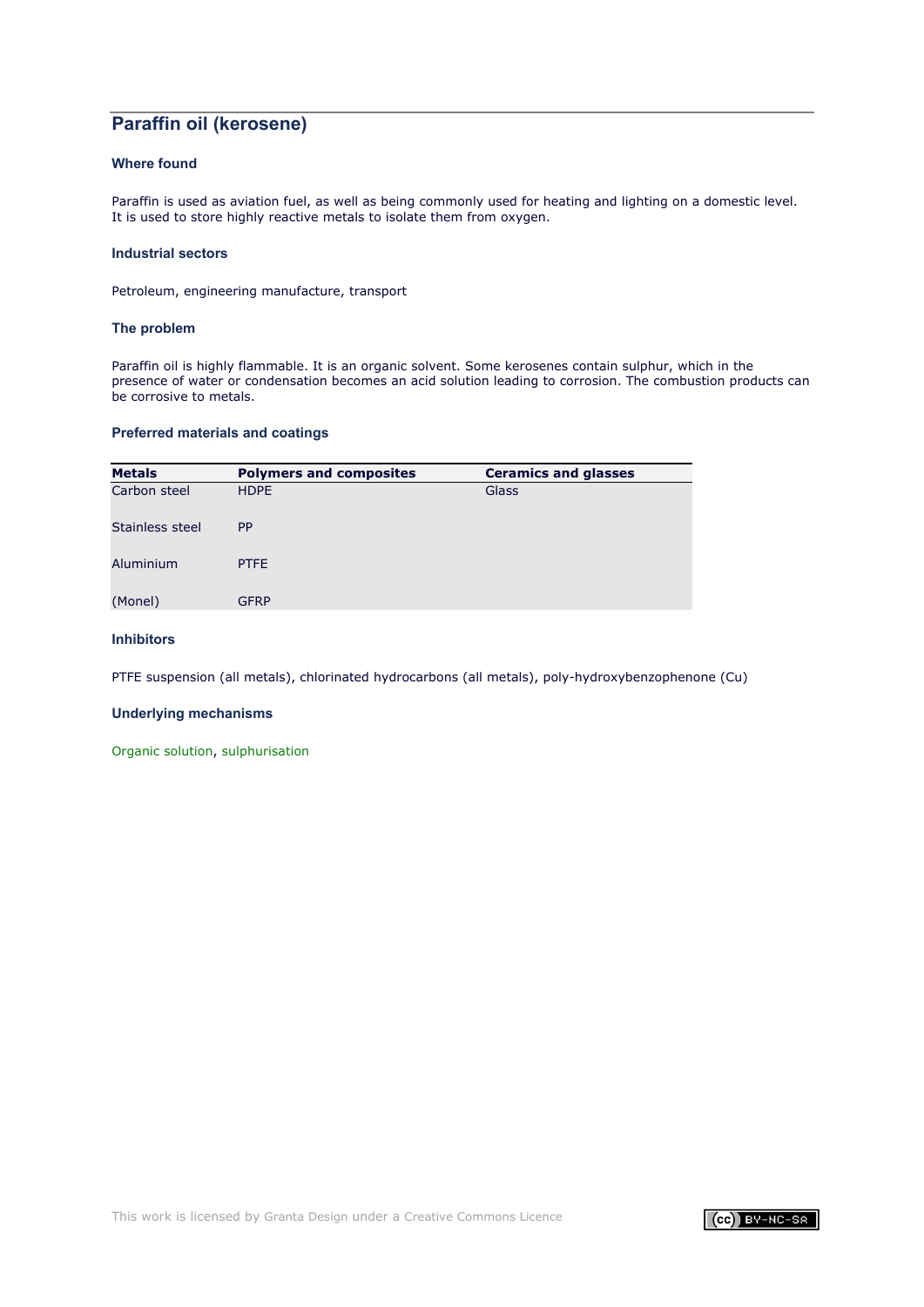## Paraffin oil (kerosene)

### Where found

Paraffin is used as aviation fuel, as well as being commonly used for heating and lighting on a domestic level. It is used to store highly reactive metals to isolate them from oxygen.

### Industrial sectors

Petroleum, engineering manufacture, transport

### The problem

Paraffin oil is highly flammable. It is an organic solvent. Some kerosenes contain sulphur, which in the presence of water or condensation becomes an acid solution leading to corrosion. The combustion products can be corrosive to metals.

### Preferred materials and coatings

| Metals | Polymers and composites | Ceramics and glasses |
|---|---|---|
| Carbon steel | HDPE | Glass |
| Stainless steel | PP | |
| Aluminium | PTFE | |
| (Monel) | GFRP | |

### Inhibitors

PTFE suspension (all metals), chlorinated hydrocarbons (all metals), poly-hydroxybenzophenone (Cu)

### Underlying mechanisms

Organic solution, sulphurisation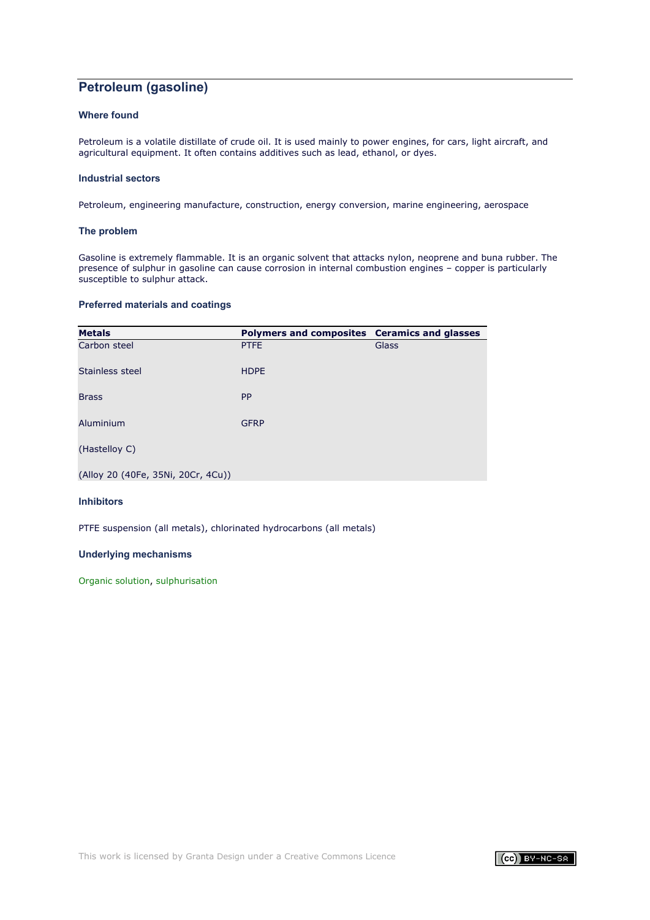## Petroleum (gasoline)

### Where found

Petroleum is a volatile distillate of crude oil. It is used mainly to power engines, for cars, light aircraft, and agricultural equipment. It often contains additives such as lead, ethanol, or dyes.

### Industrial sectors

Petroleum, engineering manufacture, construction, energy conversion, marine engineering, aerospace

### The problem

Gasoline is extremely flammable. It is an organic solvent that attacks nylon, neoprene and buna rubber. The presence of sulphur in gasoline can cause corrosion in internal combustion engines – copper is particularly susceptible to sulphur attack.

### Preferred materials and coatings

| Metals | Polymers and composites | Ceramics and glasses |
|---|---|---|
| Carbon steel | PTFE | Glass |
| Stainless steel | HDPE | |
| Brass | PP | |
| Aluminium | GFRP | |
| (Hastelloy C) | | |
| (Alloy 20 (40Fe, 35Ni, 20Cr, 4Cu)) | | |

### Inhibitors

PTFE suspension (all metals), chlorinated hydrocarbons (all metals)

### Underlying mechanisms

Organic solution, sulphurisation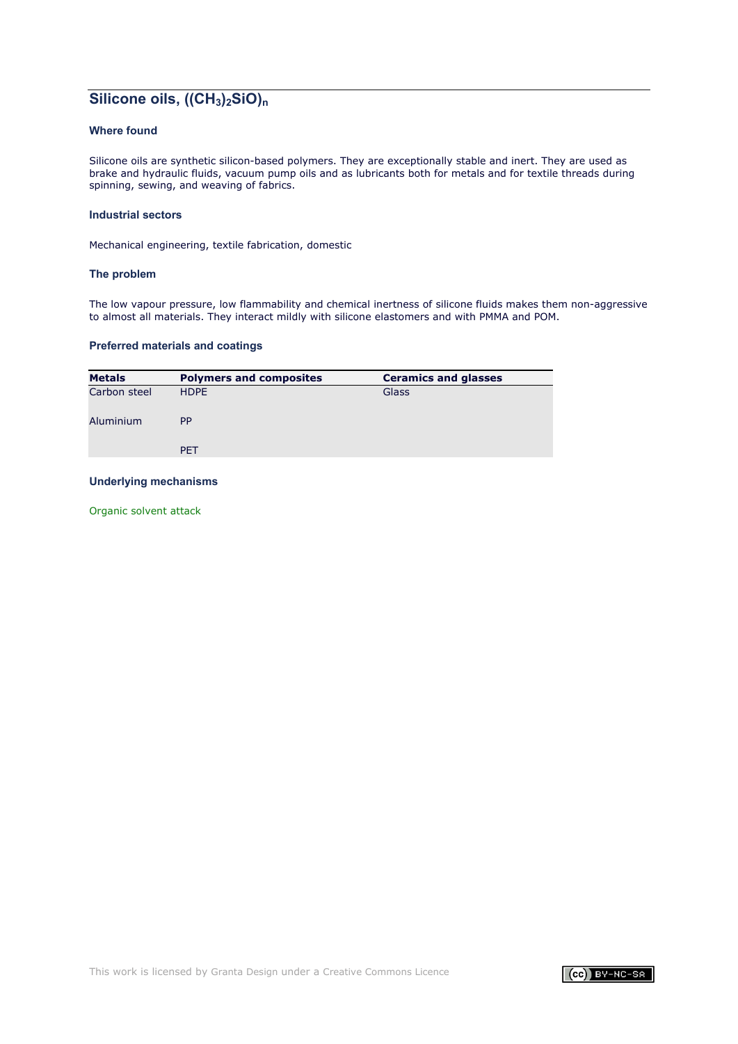## Silicone oils, $((CH_3)_2SiO)_n$

### Where found

Silicone oils are synthetic silicon-based polymers. They are exceptionally stable and inert. They are used as brake and hydraulic fluids, vacuum pump oils and as lubricants both for metals and for textile threads during spinning, sewing, and weaving of fabrics.

### Industrial sectors

Mechanical engineering, textile fabrication, domestic

### The problem

The low vapour pressure, low flammability and chemical inertness of silicone fluids makes them non-aggressive to almost all materials. They interact mildly with silicone elastomers and with PMMA and POM.

### Preferred materials and coatings

| Metals | Polymers and composites | Ceramics and glasses |
|---|---|---|
| Carbon steel | HDPE | Glass |
| Aluminium | PP | |
| | PET | |

### Underlying mechanisms

Organic solvent attack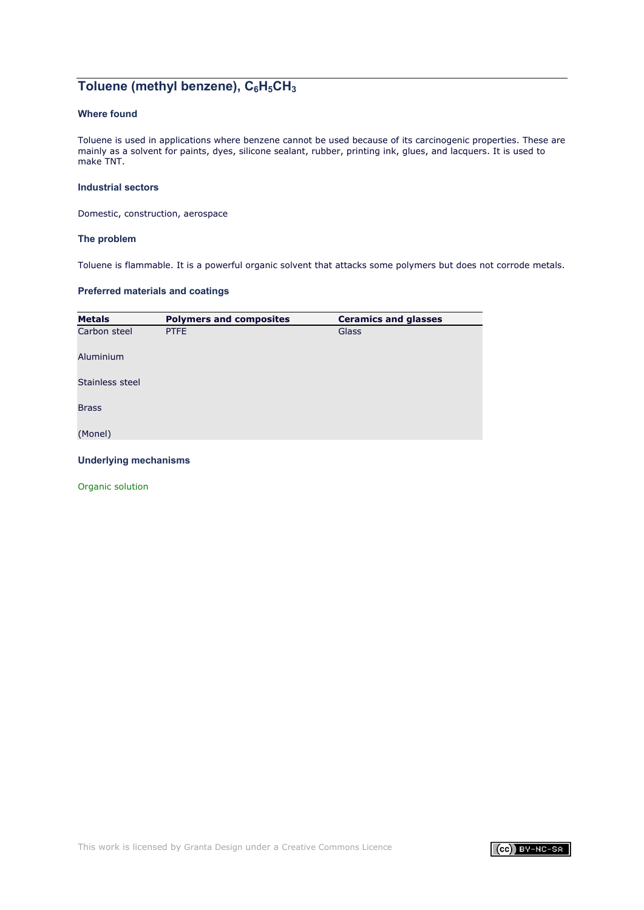## Toluene (methyl benzene), $C_6H_5CH_3$

### Where found

Toluene is used in applications where benzene cannot be used because of its carcinogenic properties. These are mainly as a solvent for paints, dyes, silicone sealant, rubber, printing ink, glues, and lacquers. It is used to make TNT.

### Industrial sectors

Domestic, construction, aerospace

### The problem

Toluene is flammable. It is a powerful organic solvent that attacks some polymers but does not corrode metals.

### Preferred materials and coatings

| Metals | Polymers and composites | Ceramics and glasses |
|---|---|---|
| Carbon steel | PTFE | Glass |
| Aluminium | | |
| Stainless steel | | |
| Brass | | |
| (Monel) | | |

### Underlying mechanisms

Organic solution

This work is licensed by Granta Design under a Creative Commons Licence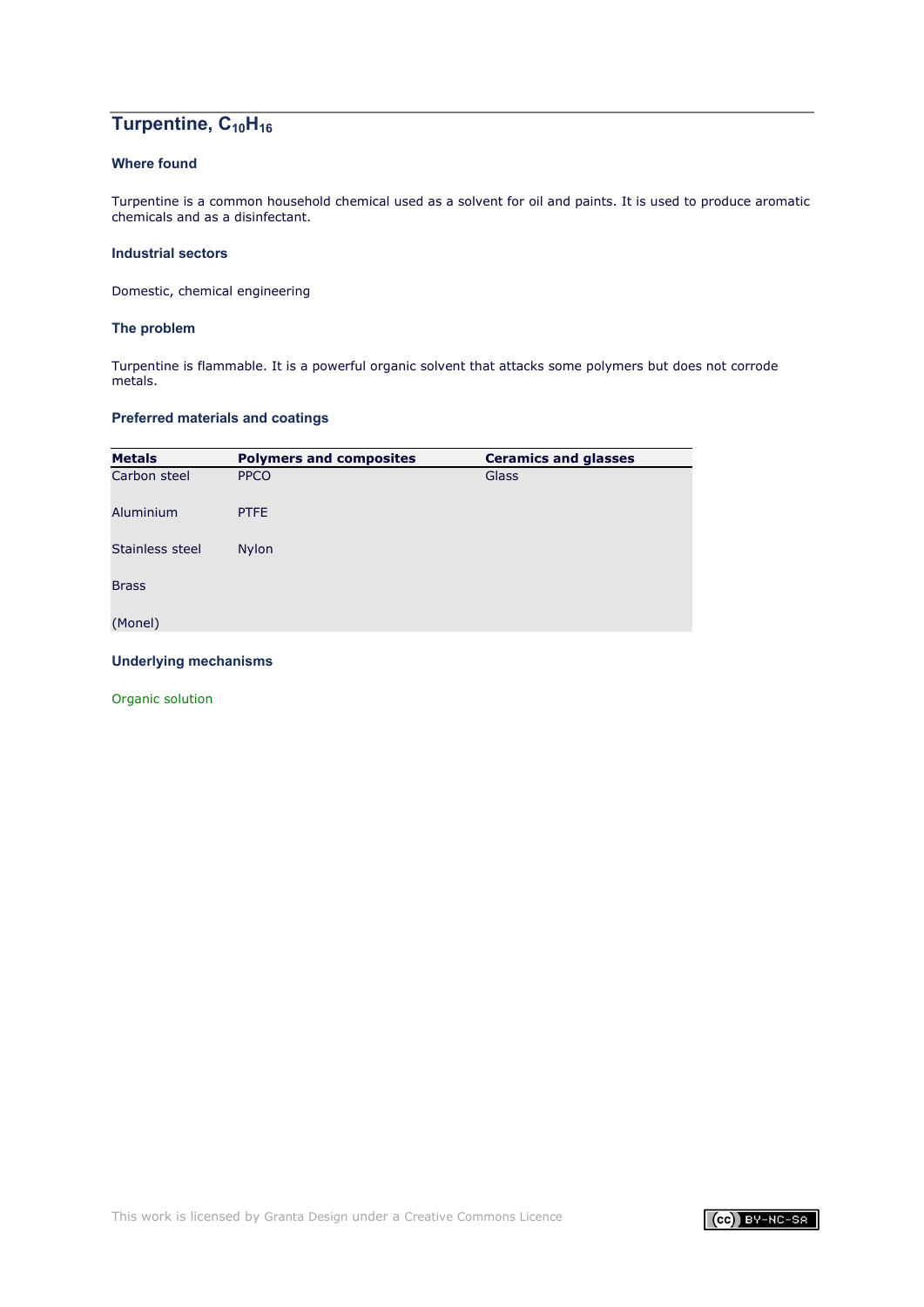## Turpentine, $C_{10}H_{16}$

### Where found

Turpentine is a common household chemical used as a solvent for oil and paints. It is used to produce aromatic chemicals and as a disinfectant.

### Industrial sectors

Domestic, chemical engineering

### The problem

Turpentine is flammable. It is a powerful organic solvent that attacks some polymers but does not corrode metals.

### Preferred materials and coatings

| Metals | Polymers and composites | Ceramics and glasses |
|---|---|---|
| Carbon steel | PPCO | Glass |
| Aluminium | PTFE | |
| Stainless steel | Nylon | |
| Brass | | |
| (Monel) | | |

### Underlying mechanisms

Organic solution

This work is licensed by Granta Design under a Creative Commons Licence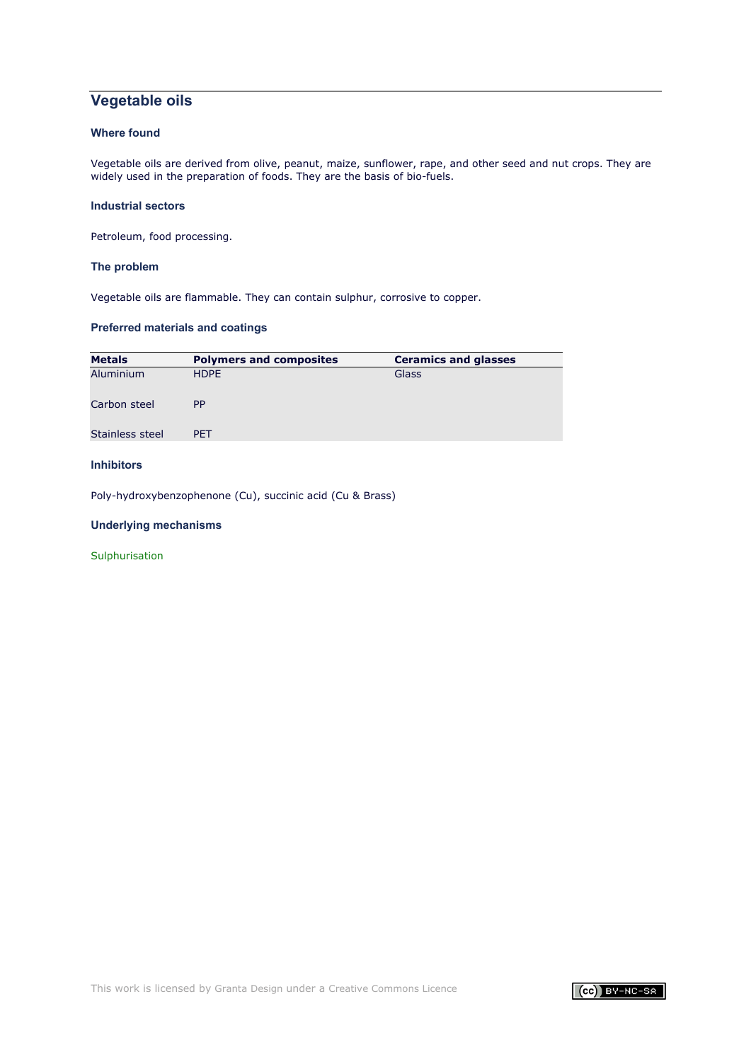## Vegetable oils

### Where found

Vegetable oils are derived from olive, peanut, maize, sunflower, rape, and other seed and nut crops. They are widely used in the preparation of foods. They are the basis of bio-fuels.

### Industrial sectors

Petroleum, food processing.

### The problem

Vegetable oils are flammable. They can contain sulphur, corrosive to copper.

### Preferred materials and coatings

| Metals | Polymers and composites | Ceramics and glasses |
|---|---|---|
| Aluminium | HDPE | Glass |
| Carbon steel | PP | |
| Stainless steel | PET | |

### Inhibitors

Poly-hydroxybenzophenone (Cu), succinic acid (Cu & Brass)

### Underlying mechanisms

Sulphurisation

This work is licensed by Granta Design under a Creative Commons Licence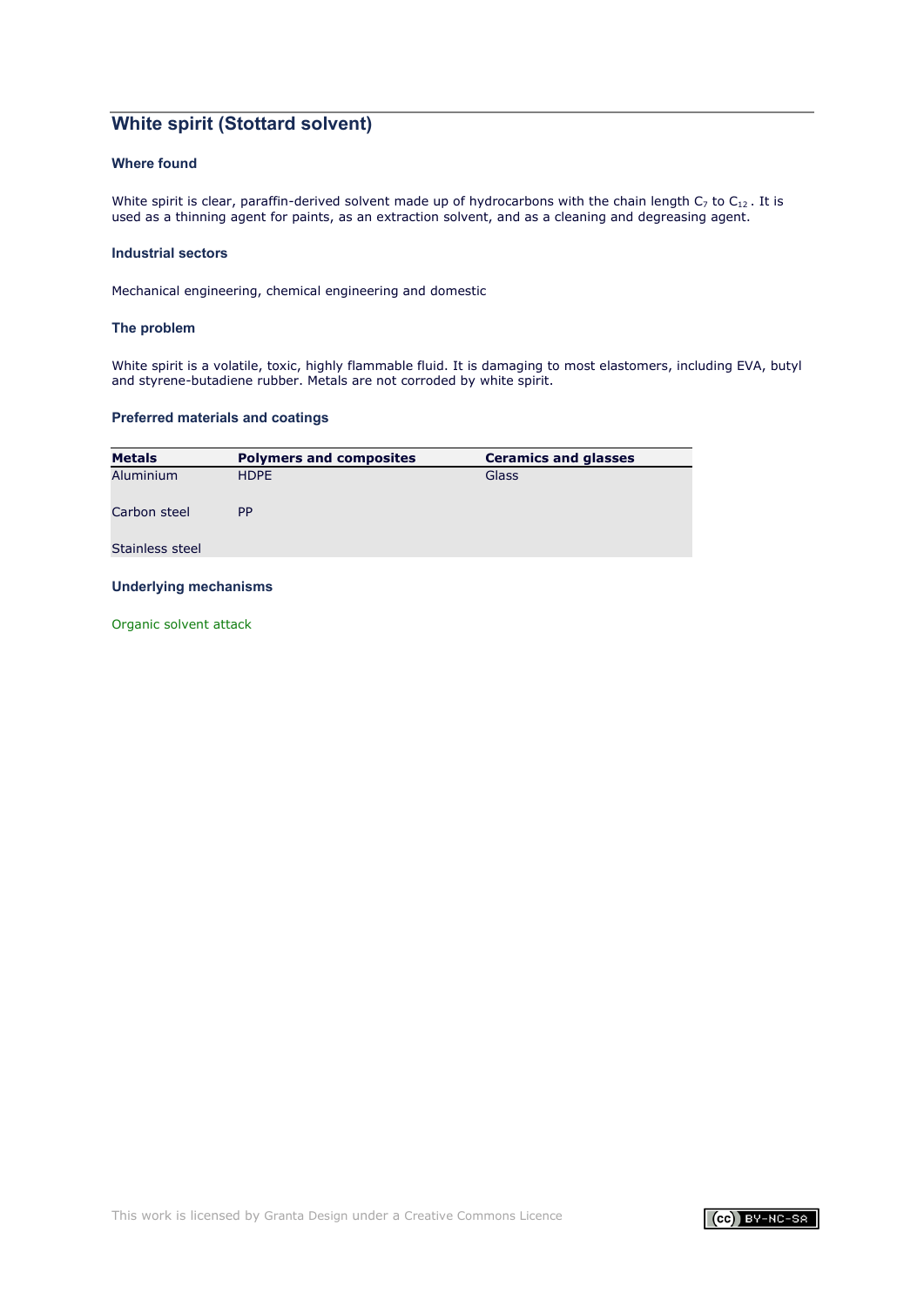## White spirit (Stottard solvent)

### Where found

White spirit is clear, paraffin-derived solvent made up of hydrocarbons with the chain length $C_7$ to $C_{12}$ . It is used as a thinning agent for paints, as an extraction solvent, and as a cleaning and degreasing agent.

### Industrial sectors

Mechanical engineering, chemical engineering and domestic

### The problem

White spirit is a volatile, toxic, highly flammable fluid. It is damaging to most elastomers, including EVA, butyl and styrene-butadiene rubber. Metals are not corroded by white spirit.

### Preferred materials and coatings

| Metals | Polymers and composites | Ceramics and glasses |
|---|---|---|
| Aluminium | HDPE | Glass |
| Carbon steel | PP | |
| Stainless steel | | |

### Underlying mechanisms

Organic solvent attack

This work is licensed by Granta Design under a Creative Commons Licence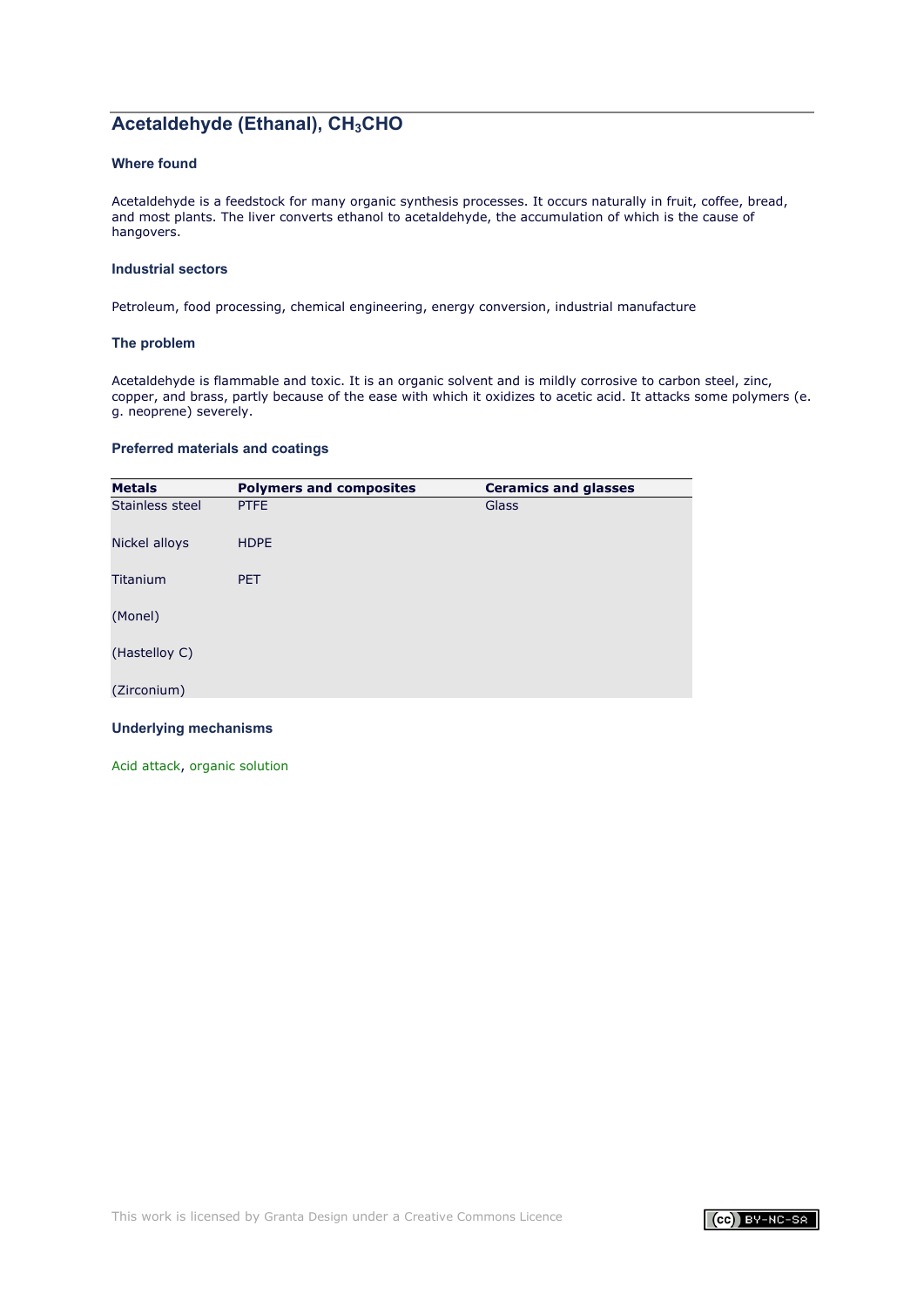## Acetaldehyde (Ethanal), $CH_3CHO$

### Where found

Acetaldehyde is a feedstock for many organic synthesis processes. It occurs naturally in fruit, coffee, bread, and most plants. The liver converts ethanol to acetaldehyde, the accumulation of which is the cause of hangovers.

### Industrial sectors

Petroleum, food processing, chemical engineering, energy conversion, industrial manufacture

### The problem

Acetaldehyde is flammable and toxic. It is an organic solvent and is mildly corrosive to carbon steel, zinc, copper, and brass, partly because of the ease with which it oxidizes to acetic acid. It attacks some polymers (e. g. neoprene) severely.

### Preferred materials and coatings

| Metals | Polymers and composites | Ceramics and glasses |
|---|---|---|
| Stainless steel | PTFE | Glass |
| Nickel alloys | HDPE | |
| Titanium | PET | |
| (Monel) | | |
| (Hastelloy C) | | |
| (Zirconium) | | |

### Underlying mechanisms

Acid attack, organic solution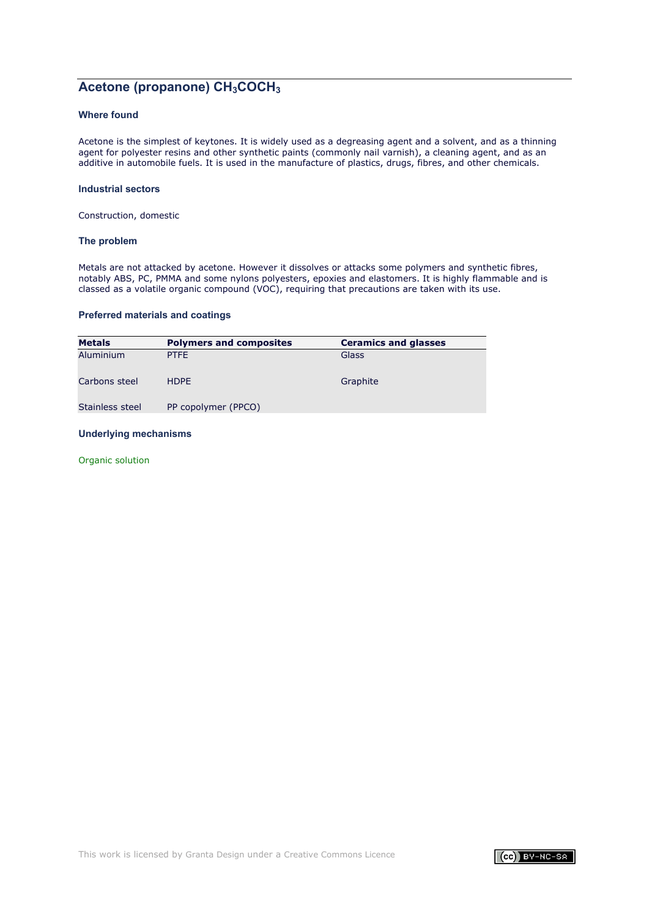## Acetone (propanone) $CH_3COCH_3$

### Where found

Acetone is the simplest of keytones. It is widely used as a degreasing agent and a solvent, and as a thinning agent for polyester resins and other synthetic paints (commonly nail varnish), a cleaning agent, and as an additive in automobile fuels. It is used in the manufacture of plastics, drugs, fibres, and other chemicals.

### Industrial sectors

Construction, domestic

### The problem

Metals are not attacked by acetone. However it dissolves or attacks some polymers and synthetic fibres, notably ABS, PC, PMMA and some nylons polyesters, epoxies and elastomers. It is highly flammable and is classed as a volatile organic compound (VOC), requiring that precautions are taken with its use.

### Preferred materials and coatings

| Metals | Polymers and composites | Ceramics and glasses |
|---|---|---|
| Aluminium | PTFE | Glass |
| Carbons steel | HDPE | Graphite |
| Stainless steel | PP copolymer (PPCO) | |

### Underlying mechanisms

Organic solution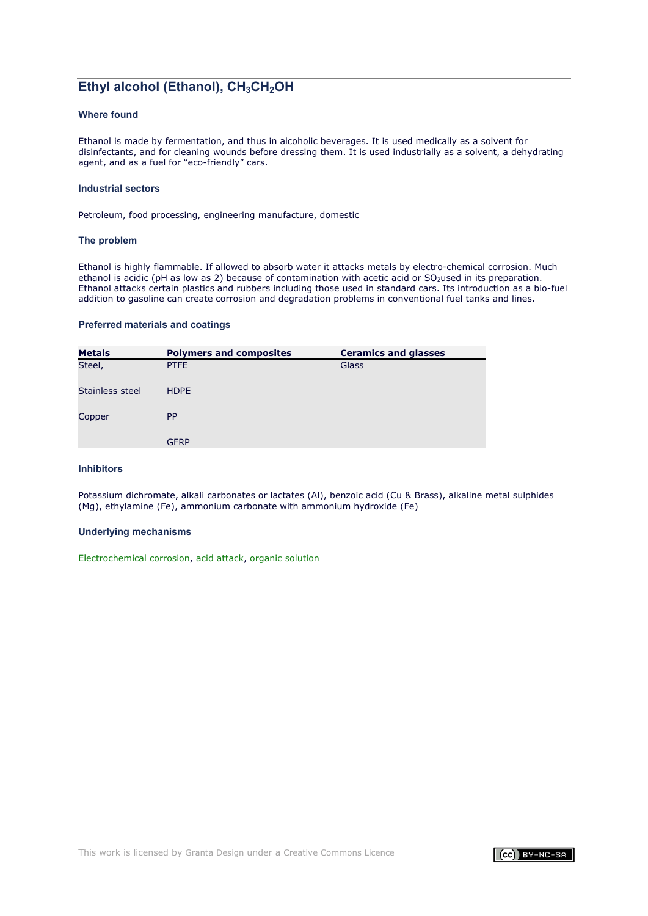## Ethyl alcohol (Ethanol), $CH_3CH_2OH$

### Where found

Ethanol is made by fermentation, and thus in alcoholic beverages. It is used medically as a solvent for disinfectants, and for cleaning wounds before dressing them. It is used industrially as a solvent, a dehydrating agent, and as a fuel for "eco-friendly" cars.

### Industrial sectors

Petroleum, food processing, engineering manufacture, domestic

### The problem

Ethanol is highly flammable. If allowed to absorb water it attacks metals by electro-chemical corrosion. Much ethanol is acidic (pH as low as 2) because of contamination with acetic acid or $SO_2$used in its preparation. Ethanol attacks certain plastics and rubbers including those used in standard cars. Its introduction as a bio-fuel addition to gasoline can create corrosion and degradation problems in conventional fuel tanks and lines.

### Preferred materials and coatings

| Metals | Polymers and composites | Ceramics and glasses |
|---|---|---|
| Steel, | PTFE | Glass |
| Stainless steel | HDPE | |
| Copper | PP | |
| | GFRP | |

### Inhibitors

Potassium dichromate, alkali carbonates or lactates (Al), benzoic acid (Cu & Brass), alkaline metal sulphides (Mg), ethylamine (Fe), ammonium carbonate with ammonium hydroxide (Fe)

### Underlying mechanisms

Electrochemical corrosion, acid attack, organic solution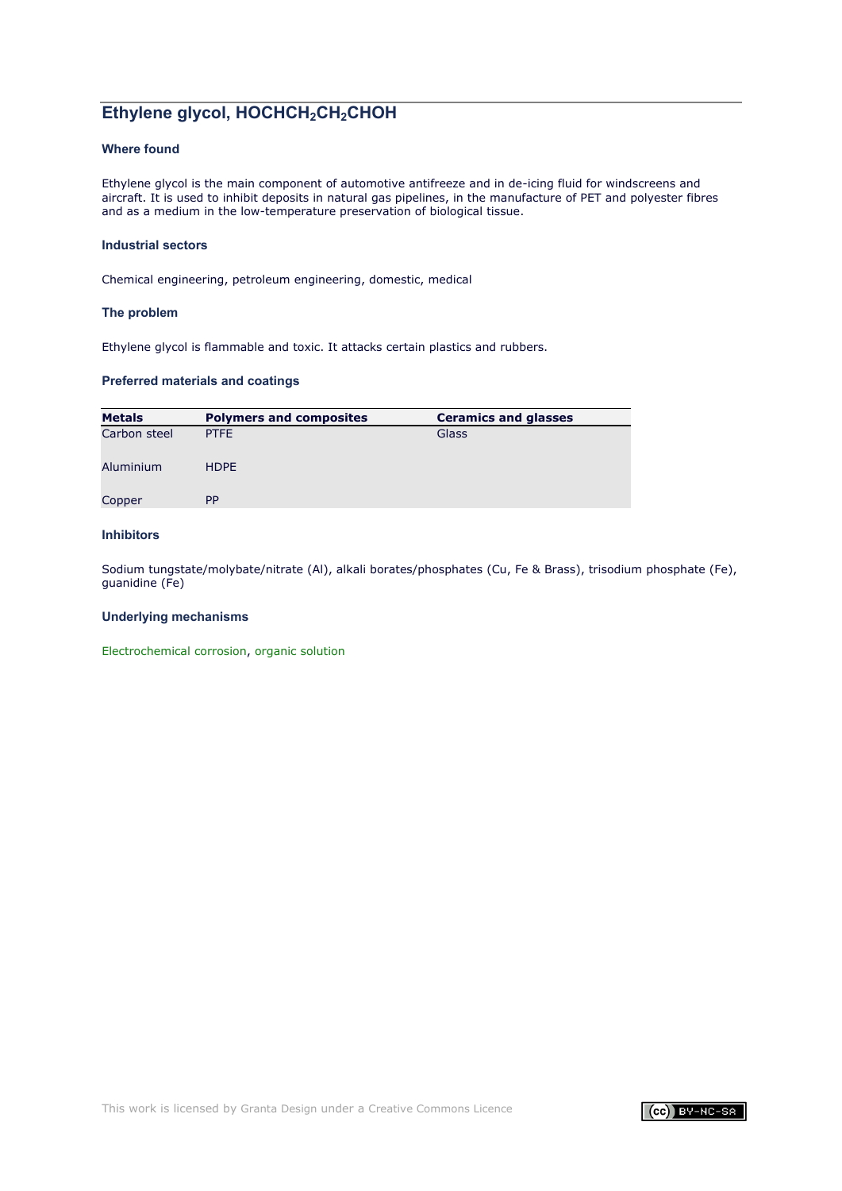## Ethylene glycol, $HOCHCH_2CH_2CHOH$

### Where found

Ethylene glycol is the main component of automotive antifreeze and in de-icing fluid for windscreens and aircraft. It is used to inhibit deposits in natural gas pipelines, in the manufacture of PET and polyester fibres and as a medium in the low-temperature preservation of biological tissue.

### Industrial sectors

Chemical engineering, petroleum engineering, domestic, medical

### The problem

Ethylene glycol is flammable and toxic. It attacks certain plastics and rubbers.

### Preferred materials and coatings

| Metals | Polymers and composites | Ceramics and glasses |
|---|---|---|
| Carbon steel | PTFE | Glass |
| Aluminium | HDPE | |
| Copper | PP | |

### Inhibitors

Sodium tungstate/molybate/nitrate (Al), alkali borates/phosphates (Cu, Fe & Brass), trisodium phosphate (Fe), guanidine (Fe)

### Underlying mechanisms

Electrochemical corrosion, organic solution

This work is licensed by Granta Design under a Creative Commons Licence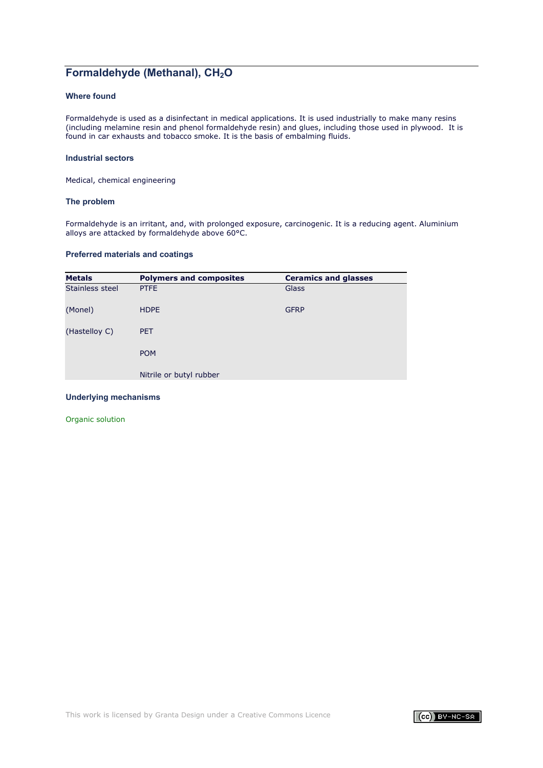## Formaldehyde (Methanal), $CH_2O$

### Where found

Formaldehyde is used as a disinfectant in medical applications. It is used industrially to make many resins (including melamine resin and phenol formaldehyde resin) and glues, including those used in plywood. It is found in car exhausts and tobacco smoke. It is the basis of embalming fluids.

### Industrial sectors

Medical, chemical engineering

### The problem

Formaldehyde is an irritant, and, with prolonged exposure, carcinogenic. It is a reducing agent. Aluminium alloys are attacked by formaldehyde above 60°C.

### Preferred materials and coatings

| Metals | Polymers and composites | Ceramics and glasses |
|---|---|---|
| Stainless steel | PTFE | Glass |
| (Monel) | HDPE | GFRP |
| (Hastelloy C) | PET | |
| | POM | |
| | Nitrile or butyl rubber | |

### Underlying mechanisms

Organic solution

This work is licensed by Granta Design under a Creative Commons Licence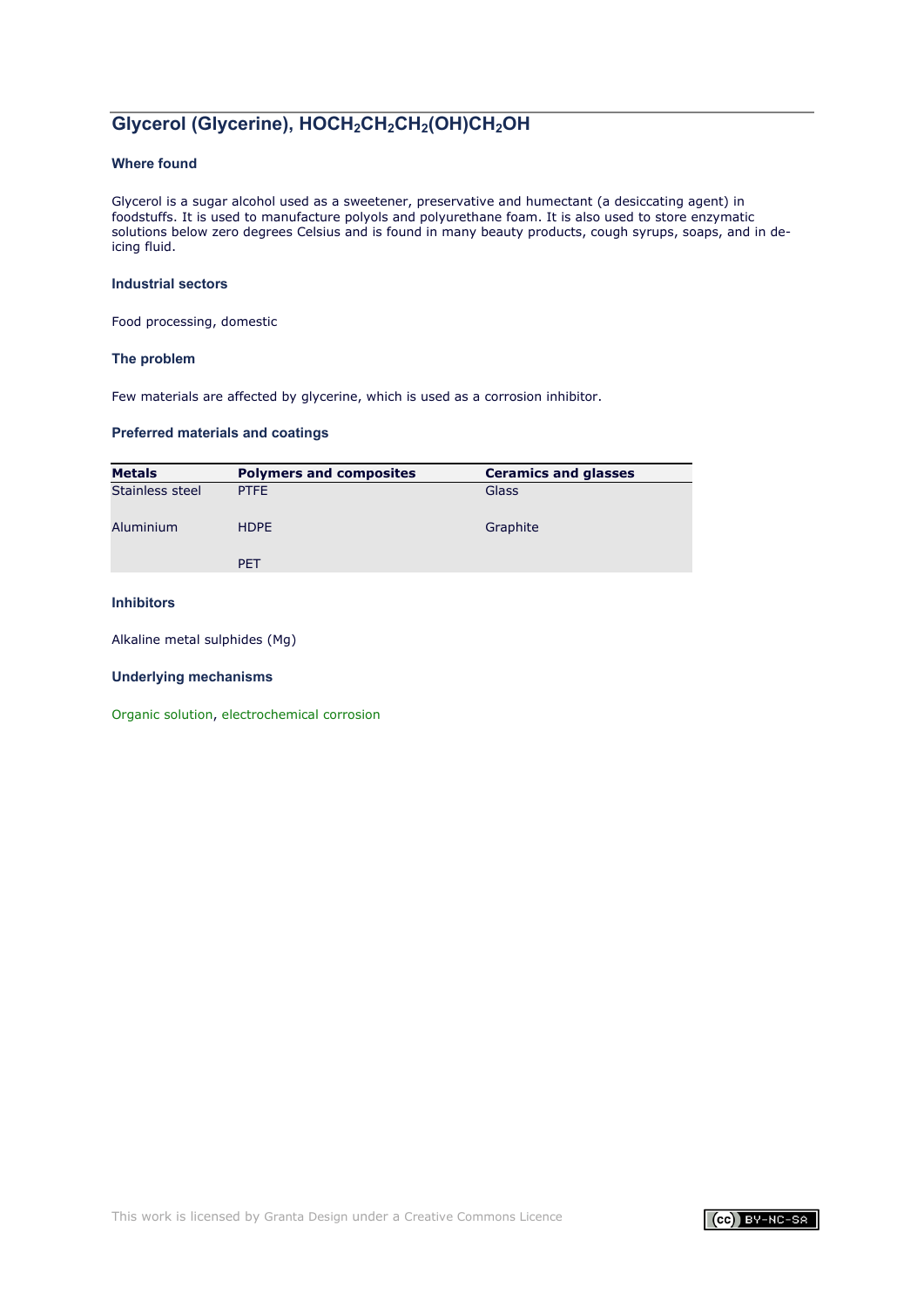## Glycerol (Glycerine), $HOCH_2CH_2CH_2(OH)CH_2OH$

### Where found

Glycerol is a sugar alcohol used as a sweetener, preservative and humectant (a desiccating agent) in foodstuffs. It is used to manufacture polyols and polyurethane foam. It is also used to store enzymatic solutions below zero degrees Celsius and is found in many beauty products, cough syrups, soaps, and in de-icing fluid.

### Industrial sectors

Food processing, domestic

### The problem

Few materials are affected by glycerine, which is used as a corrosion inhibitor.

### Preferred materials and coatings

| Metals | Polymers and composites | Ceramics and glasses |
|---|---|---|
| Stainless steel | PTFE | Glass |
| Aluminium | HDPE | Graphite |
| | PET | |

### Inhibitors

Alkaline metal sulphides (Mg)

### Underlying mechanisms

Organic solution, electrochemical corrosion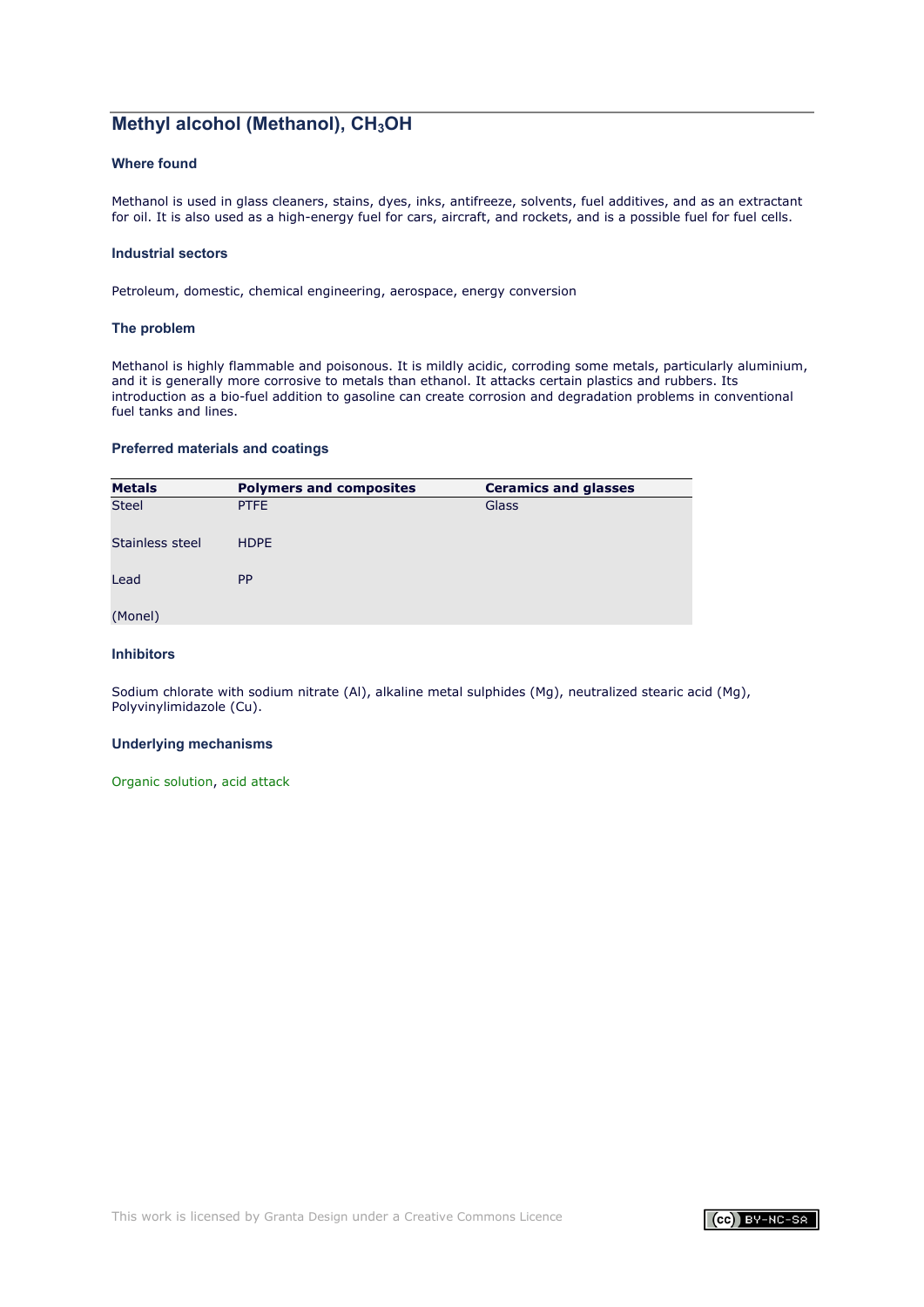## Methyl alcohol (Methanol), $CH_3OH$

### Where found

Methanol is used in glass cleaners, stains, dyes, inks, antifreeze, solvents, fuel additives, and as an extractant for oil. It is also used as a high-energy fuel for cars, aircraft, and rockets, and is a possible fuel for fuel cells.

### Industrial sectors

Petroleum, domestic, chemical engineering, aerospace, energy conversion

### The problem

Methanol is highly flammable and poisonous. It is mildly acidic, corroding some metals, particularly aluminium, and it is generally more corrosive to metals than ethanol. It attacks certain plastics and rubbers. Its introduction as a bio-fuel addition to gasoline can create corrosion and degradation problems in conventional fuel tanks and lines.

### Preferred materials and coatings

| Metals | Polymers and composites | Ceramics and glasses |
|---|---|---|
| Steel | PTFE | Glass |
| Stainless steel | HDPE | |
| Lead | PP | |
| (Monel) | | |

### Inhibitors

Sodium chlorate with sodium nitrate (Al), alkaline metal sulphides (Mg), neutralized stearic acid (Mg), Polyvinylimidazole (Cu).

### Underlying mechanisms

Organic solution, acid attack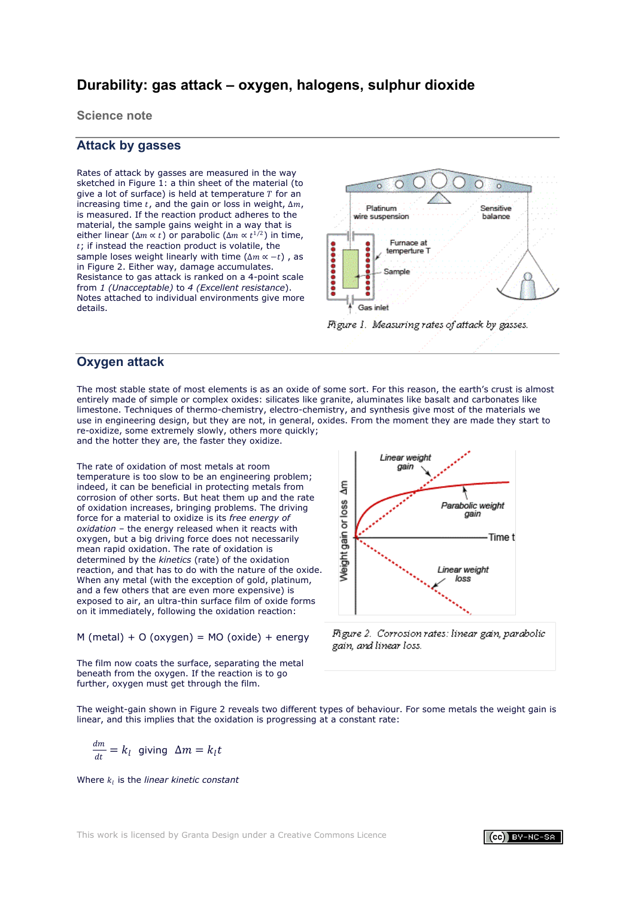# Durability: gas attack – oxygen, halogens, sulphur dioxide

## Science note

## Attack by gasses

Rates of attack by gasses are measured in the way sketched in Figure 1: a thin sheet of the material (to give a lot of surface) is held at temperature $T$ for an increasing time $t$, and the gain or loss in weight, $\Delta m$, is measured. If the reaction product adheres to the material, the sample gains weight in a way that is either linear ($\Delta m \propto t$) or parabolic ($\Delta m \propto t^{1/2}$) in time, $t$; if instead the reaction product is volatile, the sample loses weight linearly with time ($\Delta m \propto -t$) , as in Figure 2. Either way, damage accumulates. Resistance to gas attack is ranked on a 4-point scale from *1 (Unacceptable)* to *4 (Excellent resistance)*. Notes attached to individual environments give more details.

Figure 1. Measuring rates of attack by gasses.

## Oxygen attack

The most stable state of most elements is as an oxide of some sort. For this reason, the earth's crust is almost entirely made of simple or complex oxides: silicates like granite, aluminates like basalt and carbonates like limestone. Techniques of thermo-chemistry, electro-chemistry, and synthesis give most of the materials we use in engineering design, but they are not, in general, oxides. From the moment they are made they start to re-oxidize, some extremely slowly, others more quickly;
and the hotter they are, the faster they oxidize.

The rate of oxidation of most metals at room temperature is too slow to be an engineering problem; indeed, it can be beneficial in protecting metals from corrosion of other sorts. But heat them up and the rate of oxidation increases, bringing problems. The driving force for a material to oxidize is its *free energy of oxidation* – the energy released when it reacts with oxygen, but a big driving force does not necessarily mean rapid oxidation. The rate of oxidation is determined by the *kinetics* (rate) of the oxidation reaction, and that has to do with the nature of the oxide. When any metal (with the exception of gold, platinum, and a few others that are even more expensive) is exposed to air, an ultra-thin surface film of oxide forms on it immediately, following the oxidation reaction:

M (metal) + O (oxygen) = MO (oxide) + energy

The film now coats the surface, separating the metal beneath from the oxygen. If the reaction is to go further, oxygen must get through the film.

Figure 2. Corrosion rates: linear gain, parabolic gain, and linear loss.

The weight-gain shown in Figure 2 reveals two different types of behaviour. For some metals the weight gain is linear, and this implies that the oxidation is progressing at a constant rate:

$$\frac{dm}{dt} = k_l \quad \text{giving} \quad \Delta m = k_l t$$

Where $k_l$ is the *linear kinetic constant*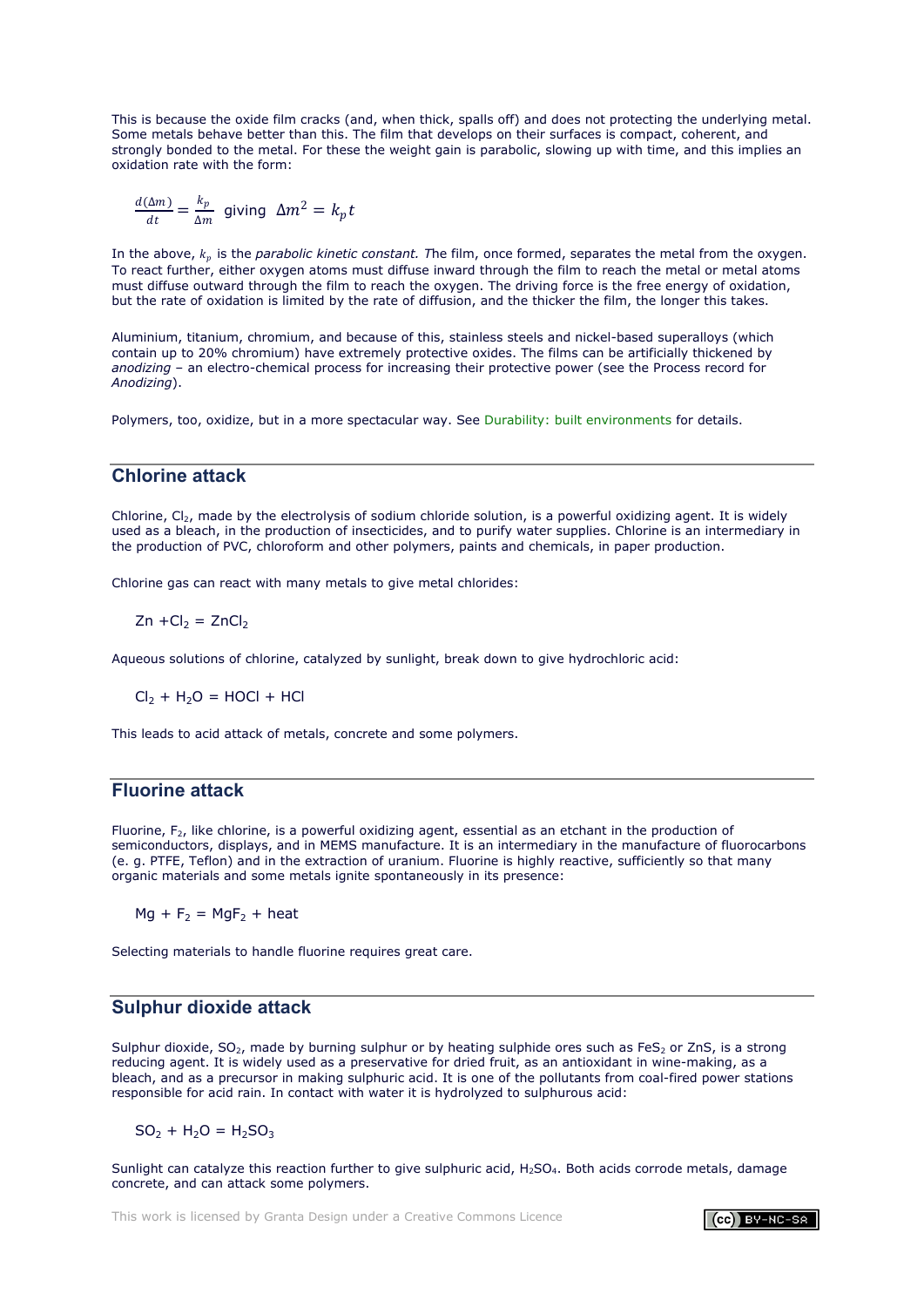This is because the oxide film cracks (and, when thick, spalls off) and does not protecting the underlying metal. Some metals behave better than this. The film that develops on their surfaces is compact, coherent, and strongly bonded to the metal. For these the weight gain is parabolic, slowing up with time, and this implies an oxidation rate with the form:

$$\frac{d(\Delta m)}{dt} = \frac{k_p}{\Delta m} \text{ giving } \Delta m^2 = k_p t$$

In the above, $k_p$ is the *parabolic kinetic constant. T*he film, once formed, separates the metal from the oxygen. To react further, either oxygen atoms must diffuse inward through the film to reach the metal or metal atoms must diffuse outward through the film to reach the oxygen. The driving force is the free energy of oxidation, but the rate of oxidation is limited by the rate of diffusion, and the thicker the film, the longer this takes.

Aluminium, titanium, chromium, and because of this, stainless steels and nickel-based superalloys (which contain up to 20% chromium) have extremely protective oxides. The films can be artificially thickened by *anodizing* – an electro-chemical process for increasing their protective power (see the Process record for *Anodizing*).

Polymers, too, oxidize, but in a more spectacular way. See Durability: built environments for details.

## Chlorine attack

Chlorine, $Cl_2$, made by the electrolysis of sodium chloride solution, is a powerful oxidizing agent. It is widely used as a bleach, in the production of insecticides, and to purify water supplies. Chlorine is an intermediary in the production of PVC, chloroform and other polymers, paints and chemicals, in paper production.

Chlorine gas can react with many metals to give metal chlorides:

$$Zn + Cl_2 = ZnCl_2$$

Aqueous solutions of chlorine, catalyzed by sunlight, break down to give hydrochloric acid:

$$Cl_2 + H_2O = HOCl + HCl$$

This leads to acid attack of metals, concrete and some polymers.

## Fluorine attack

Fluorine, $F_2$, like chlorine, is a powerful oxidizing agent, essential as an etchant in the production of semiconductors, displays, and in MEMS manufacture. It is an intermediary in the manufacture of fluorocarbons (e. g. PTFE, Teflon) and in the extraction of uranium. Fluorine is highly reactive, sufficiently so that many organic materials and some metals ignite spontaneously in its presence:

$$Mg + F_2 = MgF_2 + \text{heat}$$

Selecting materials to handle fluorine requires great care.

## Sulphur dioxide attack

Sulphur dioxide, $SO_2$, made by burning sulphur or by heating sulphide ores such as $FeS_2$ or $ZnS$, is a strong reducing agent. It is widely used as a preservative for dried fruit, as an antioxidant in wine-making, as a bleach, and as a precursor in making sulphuric acid. It is one of the pollutants from coal-fired power stations responsible for acid rain. In contact with water it is hydrolyzed to sulphurous acid:

$$SO_2 + H_2O = H_2SO_3$$

Sunlight can catalyze this reaction further to give sulphuric acid, $H_2SO_4$. Both acids corrode metals, damage concrete, and can attack some polymers.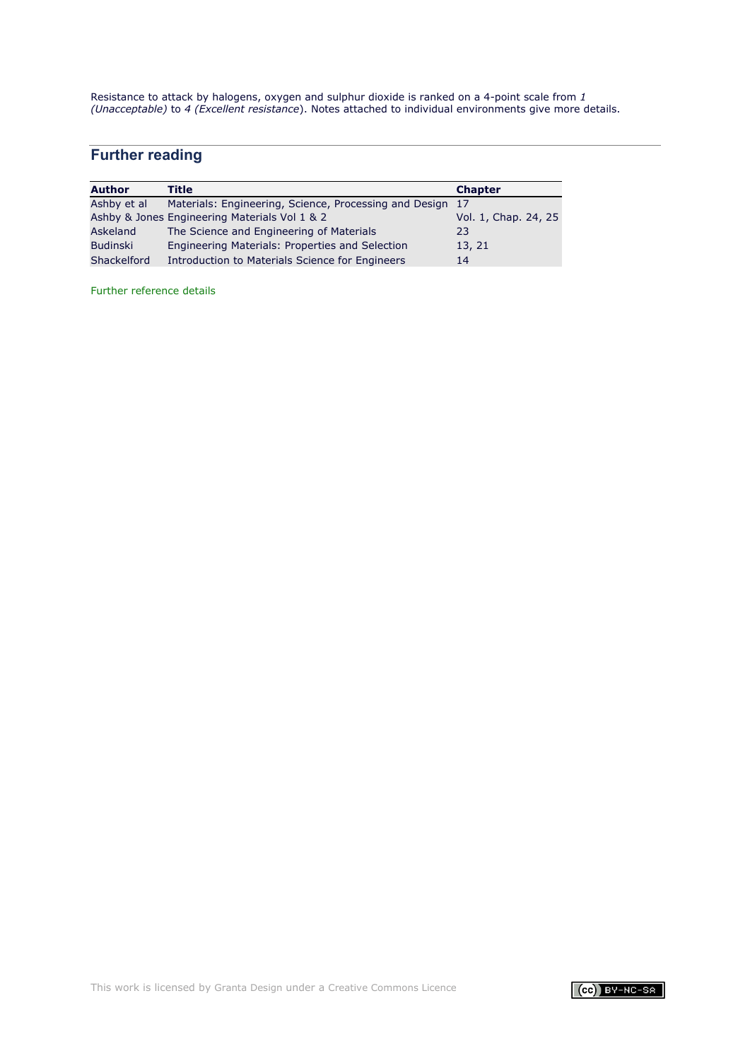Resistance to attack by halogens, oxygen and sulphur dioxide is ranked on a 4-point scale from *1 (Unacceptable)* to *4 (Excellent resistance*). Notes attached to individual environments give more details.

## Further reading

| Author | Title | Chapter |
|---|---|---|
| Ashby et al | Materials: Engineering, Science, Processing and Design | 17 |
| Ashby & Jones | Engineering Materials Vol 1 & 2 | Vol. 1, Chap. 24, 25 |
| Askeland | The Science and Engineering of Materials | 23 |
| Budinski | Engineering Materials: Properties and Selection | 13, 21 |
| Shackelford | Introduction to Materials Science for Engineers | 14 |

Further reference details

This work is licensed by Granta Design under a Creative Commons Licence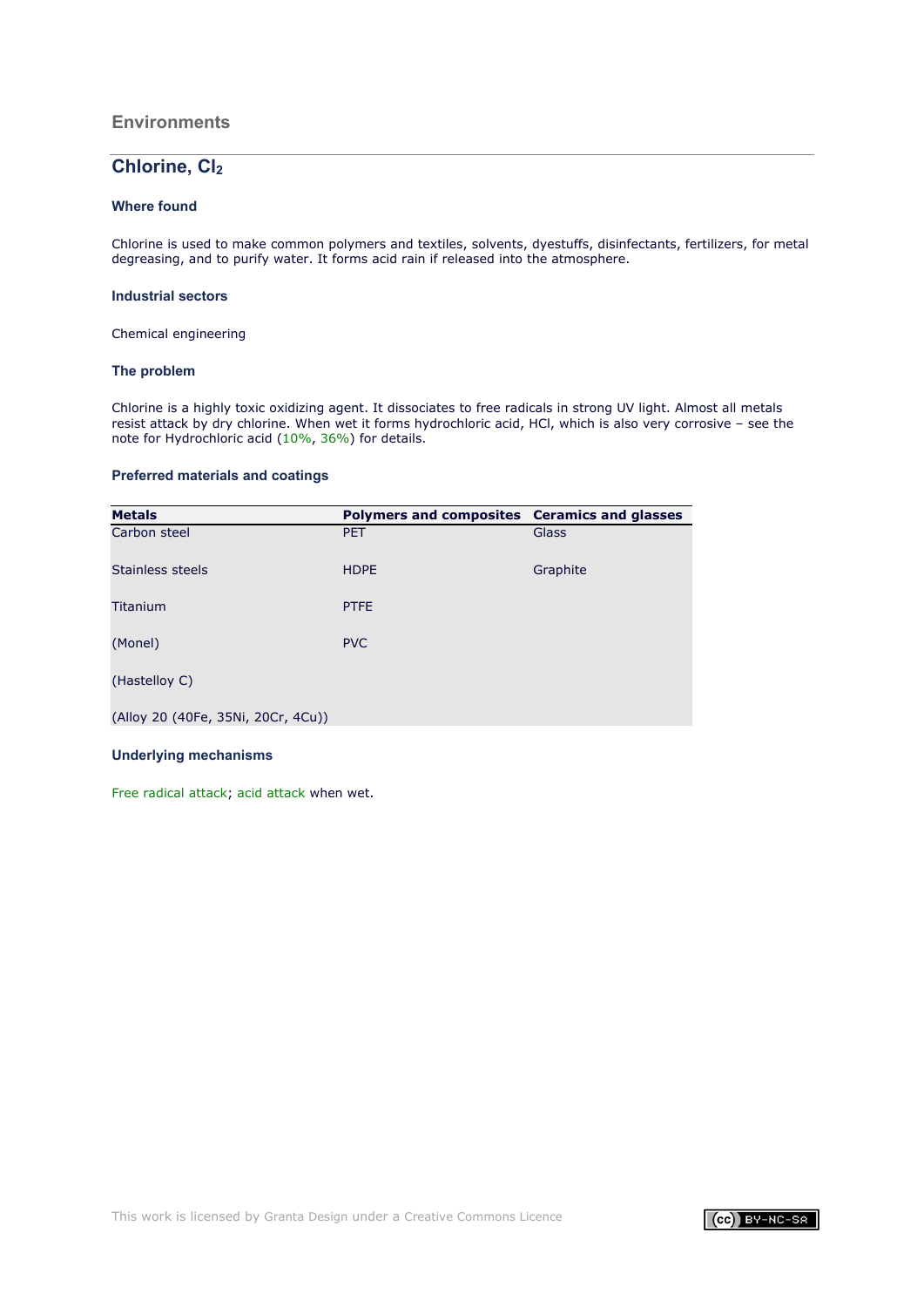## Environments

# Chlorine, $Cl_2$

### Where found

Chlorine is used to make common polymers and textiles, solvents, dyestuffs, disinfectants, fertilizers, for metal degreasing, and to purify water. It forms acid rain if released into the atmosphere.

### Industrial sectors

Chemical engineering

### The problem

Chlorine is a highly toxic oxidizing agent. It dissociates to free radicals in strong UV light. Almost all metals resist attack by dry chlorine. When wet it forms hydrochloric acid, HCl, which is also very corrosive – see the note for Hydrochloric acid (10%, 36%) for details.

### Preferred materials and coatings

| Metals | Polymers and composites | Ceramics and glasses |
|---|---|---|
| Carbon steel | PET | Glass |
| Stainless steels | HDPE | Graphite |
| Titanium | PTFE | |
| (Monel) | PVC | |
| (Hastelloy C) | | |
| (Alloy 20 (40Fe, 35Ni, 20Cr, 4Cu)) | | |

### Underlying mechanisms

Free radical attack; acid attack when wet.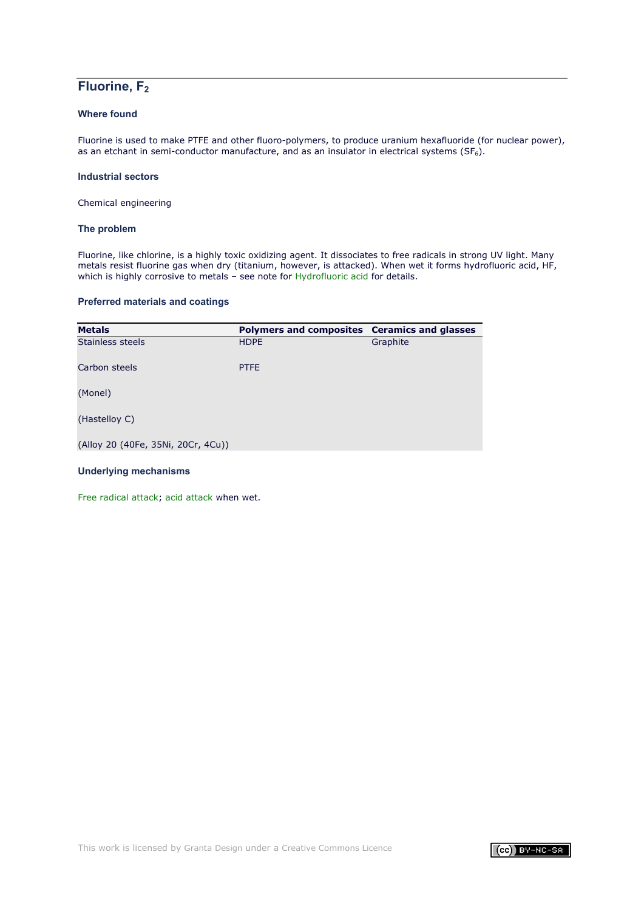## Fluorine, $F_2$

### Where found

Fluorine is used to make PTFE and other fluoro-polymers, to produce uranium hexafluoride (for nuclear power), as an etchant in semi-conductor manufacture, and as an insulator in electrical systems ($SF_6$).

### Industrial sectors

Chemical engineering

### The problem

Fluorine, like chlorine, is a highly toxic oxidizing agent. It dissociates to free radicals in strong UV light. Many metals resist fluorine gas when dry (titanium, however, is attacked). When wet it forms hydrofluoric acid, HF, which is highly corrosive to metals – see note for Hydrofluoric acid for details.

### Preferred materials and coatings

| Metals | Polymers and composites | Ceramics and glasses |
| --- | --- | --- |
| Stainless steels | HDPE | Graphite |
| Carbon steels | PTFE | |
| (Monel) | | |
| (Hastelloy C) | | |
| (Alloy 20 (40Fe, 35Ni, 20Cr, 4Cu)) | | |

### Underlying mechanisms

Free radical attack; acid attack when wet.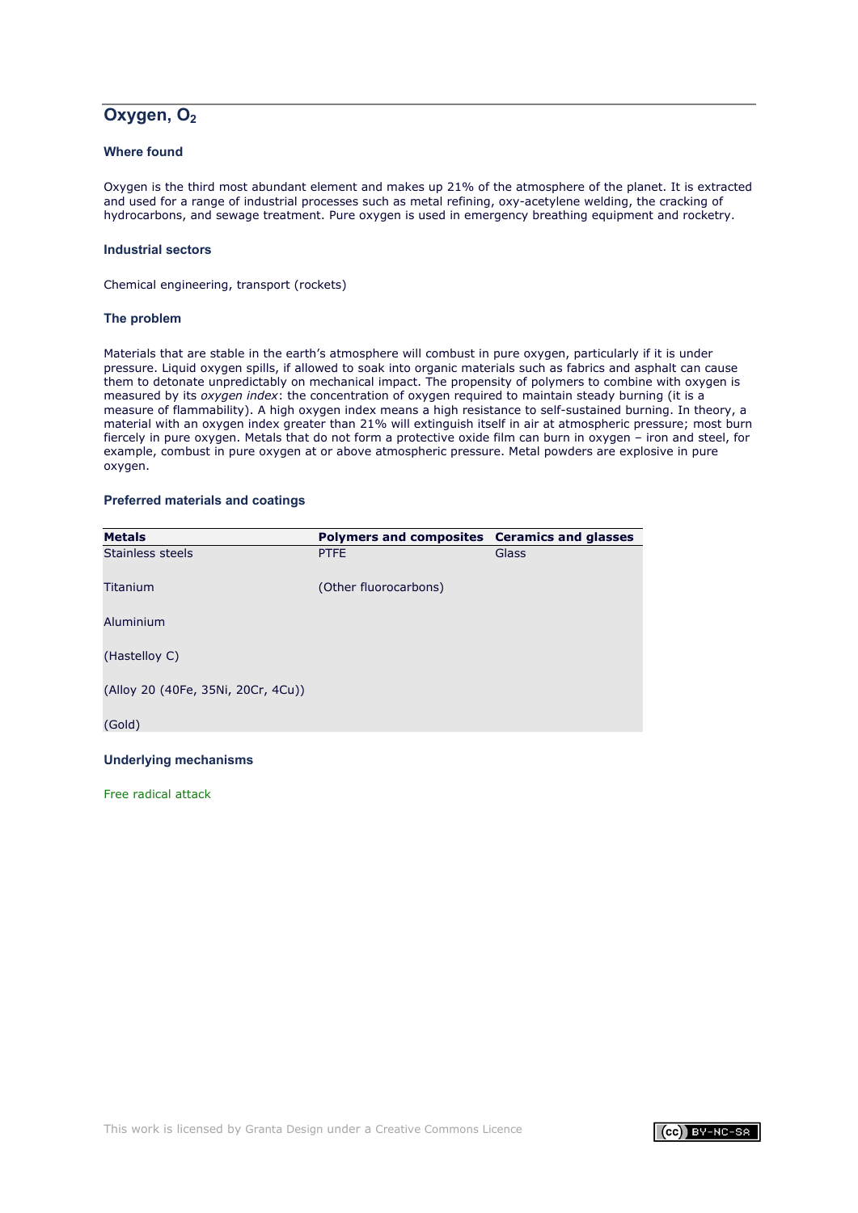## Oxygen, $O_2$

### Where found

Oxygen is the third most abundant element and makes up 21% of the atmosphere of the planet. It is extracted and used for a range of industrial processes such as metal refining, oxy-acetylene welding, the cracking of hydrocarbons, and sewage treatment. Pure oxygen is used in emergency breathing equipment and rocketry.

### Industrial sectors

Chemical engineering, transport (rockets)

### The problem

Materials that are stable in the earth's atmosphere will combust in pure oxygen, particularly if it is under pressure. Liquid oxygen spills, if allowed to soak into organic materials such as fabrics and asphalt can cause them to detonate unpredictably on mechanical impact. The propensity of polymers to combine with oxygen is measured by its *oxygen index*: the concentration of oxygen required to maintain steady burning (it is a measure of flammability). A high oxygen index means a high resistance to self-sustained burning. In theory, a material with an oxygen index greater than 21% will extinguish itself in air at atmospheric pressure; most burn fiercely in pure oxygen. Metals that do not form a protective oxide film can burn in oxygen – iron and steel, for example, combust in pure oxygen at or above atmospheric pressure. Metal powders are explosive in pure oxygen.

### Preferred materials and coatings

| Metals | Polymers and composites | Ceramics and glasses |
|---|---|---|
| Stainless steels | PTFE | Glass |
| Titanium | (Other fluorocarbons) | |
| Aluminium | | |
| (Hastelloy C) | | |
| (Alloy 20 (40Fe, 35Ni, 20Cr, 4Cu)) | | |
| (Gold) | | |

### Underlying mechanisms

Free radical attack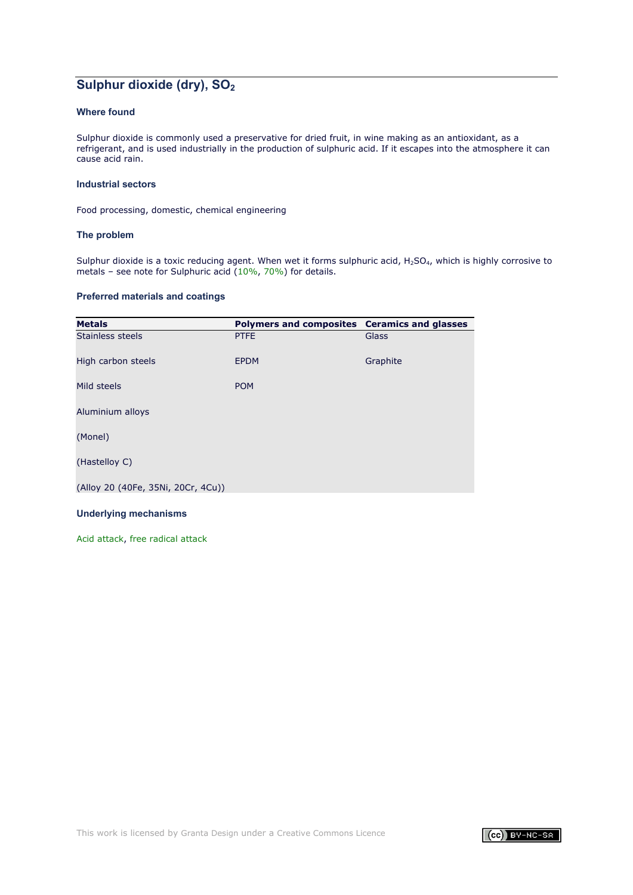## Sulphur dioxide (dry), $SO_2$

### Where found

Sulphur dioxide is commonly used a preservative for dried fruit, in wine making as an antioxidant, as a refrigerant, and is used industrially in the production of sulphuric acid. If it escapes into the atmosphere it can cause acid rain.

### Industrial sectors

Food processing, domestic, chemical engineering

### The problem

Sulphur dioxide is a toxic reducing agent. When wet it forms sulphuric acid, $H_2SO_4$, which is highly corrosive to metals – see note for Sulphuric acid (10%, 70%) for details.

### Preferred materials and coatings

| Metals | Polymers and composites | Ceramics and glasses |
| --- | --- | --- |
| Stainless steels | PTFE | Glass |
| High carbon steels | EPDM | Graphite |
| Mild steels | POM | |
| Aluminium alloys | | |
| (Monel) | | |
| (Hastelloy C) | | |
| (Alloy 20 (40Fe, 35Ni, 20Cr, 4Cu)) | | |

### Underlying mechanisms

Acid attack, free radical attack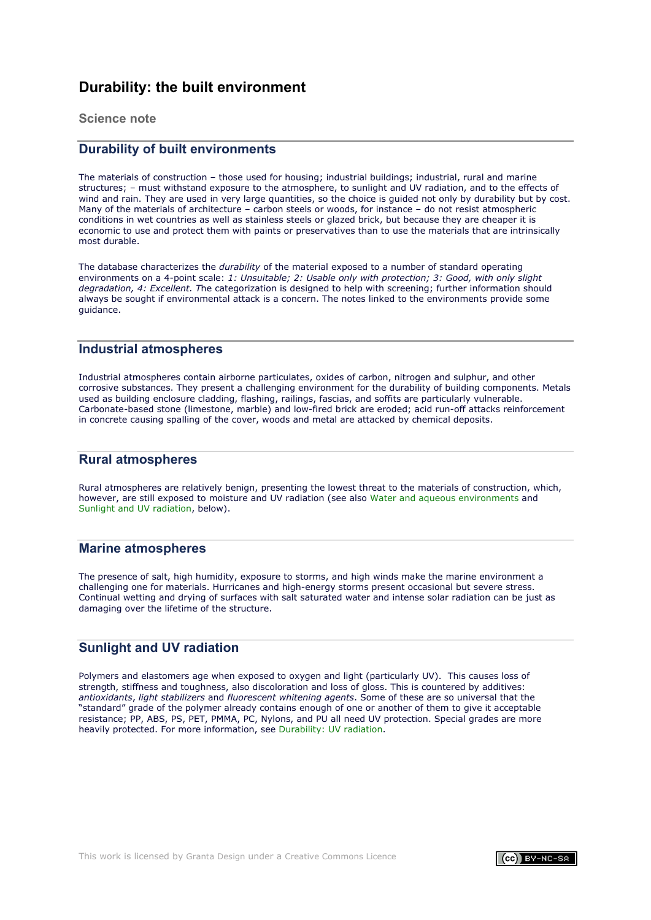# Durability: the built environment

## Science note

## Durability of built environments

The materials of construction – those used for housing; industrial buildings; industrial, rural and marine structures; – must withstand exposure to the atmosphere, to sunlight and UV radiation, and to the effects of wind and rain. They are used in very large quantities, so the choice is guided not only by durability but by cost. Many of the materials of architecture – carbon steels or woods, for instance – do not resist atmospheric conditions in wet countries as well as stainless steels or glazed brick, but because they are cheaper it is economic to use and protect them with paints or preservatives than to use the materials that are intrinsically most durable.

The database characterizes the *durability* of the material exposed to a number of standard operating environments on a 4-point scale: *1: Unsuitable; 2: Usable only with protection; 3: Good, with only slight degradation, 4: Excellent. T*he categorization is designed to help with screening; further information should always be sought if environmental attack is a concern. The notes linked to the environments provide some guidance.

## Industrial atmospheres

Industrial atmospheres contain airborne particulates, oxides of carbon, nitrogen and sulphur, and other corrosive substances. They present a challenging environment for the durability of building components. Metals used as building enclosure cladding, flashing, railings, fascias, and soffits are particularly vulnerable. Carbonate-based stone (limestone, marble) and low-fired brick are eroded; acid run-off attacks reinforcement in concrete causing spalling of the cover, woods and metal are attacked by chemical deposits.

## Rural atmospheres

Rural atmospheres are relatively benign, presenting the lowest threat to the materials of construction, which, however, are still exposed to moisture and UV radiation (see also Water and aqueous environments and Sunlight and UV radiation, below).

## Marine atmospheres

The presence of salt, high humidity, exposure to storms, and high winds make the marine environment a challenging one for materials. Hurricanes and high-energy storms present occasional but severe stress. Continual wetting and drying of surfaces with salt saturated water and intense solar radiation can be just as damaging over the lifetime of the structure.

## Sunlight and UV radiation

Polymers and elastomers age when exposed to oxygen and light (particularly UV). This causes loss of strength, stiffness and toughness, also discoloration and loss of gloss. This is countered by additives: *antioxidants*, *light stabilizers* and *fluorescent whitening agents*. Some of these are so universal that the "standard" grade of the polymer already contains enough of one or another of them to give it acceptable resistance; PP, ABS, PS, PET, PMMA, PC, Nylons, and PU all need UV protection. Special grades are more heavily protected. For more information, see Durability: UV radiation.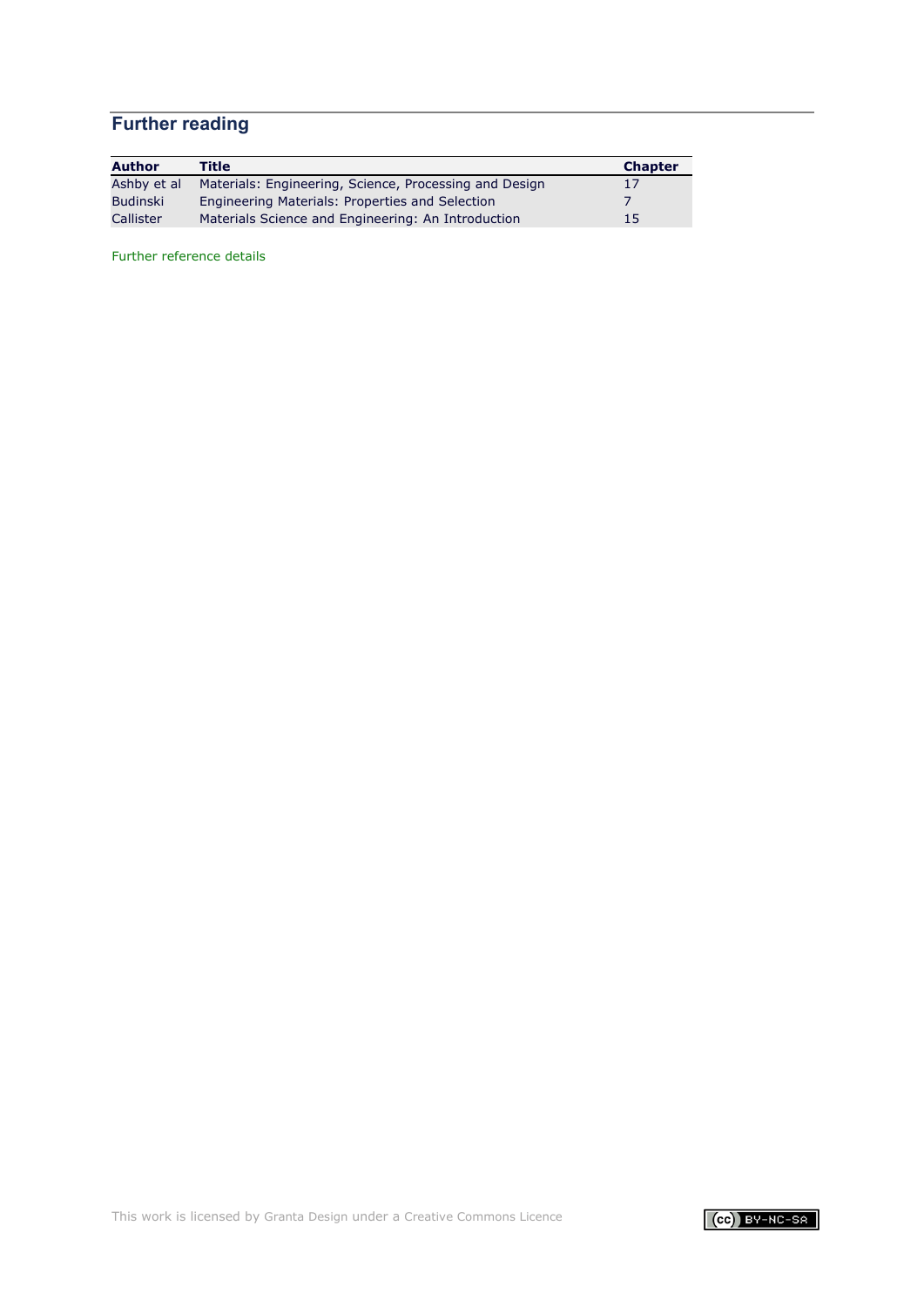## Further reading

| Author | Title | Chapter |
| --- | --- | --- |
| Ashby et al | Materials: Engineering, Science, Processing and Design | 17 |
| Budinski | Engineering Materials: Properties and Selection | 7 |
| Callister | Materials Science and Engineering: An Introduction | 15 |

Further reference details

This work is licensed by Granta Design under a Creative Commons Licence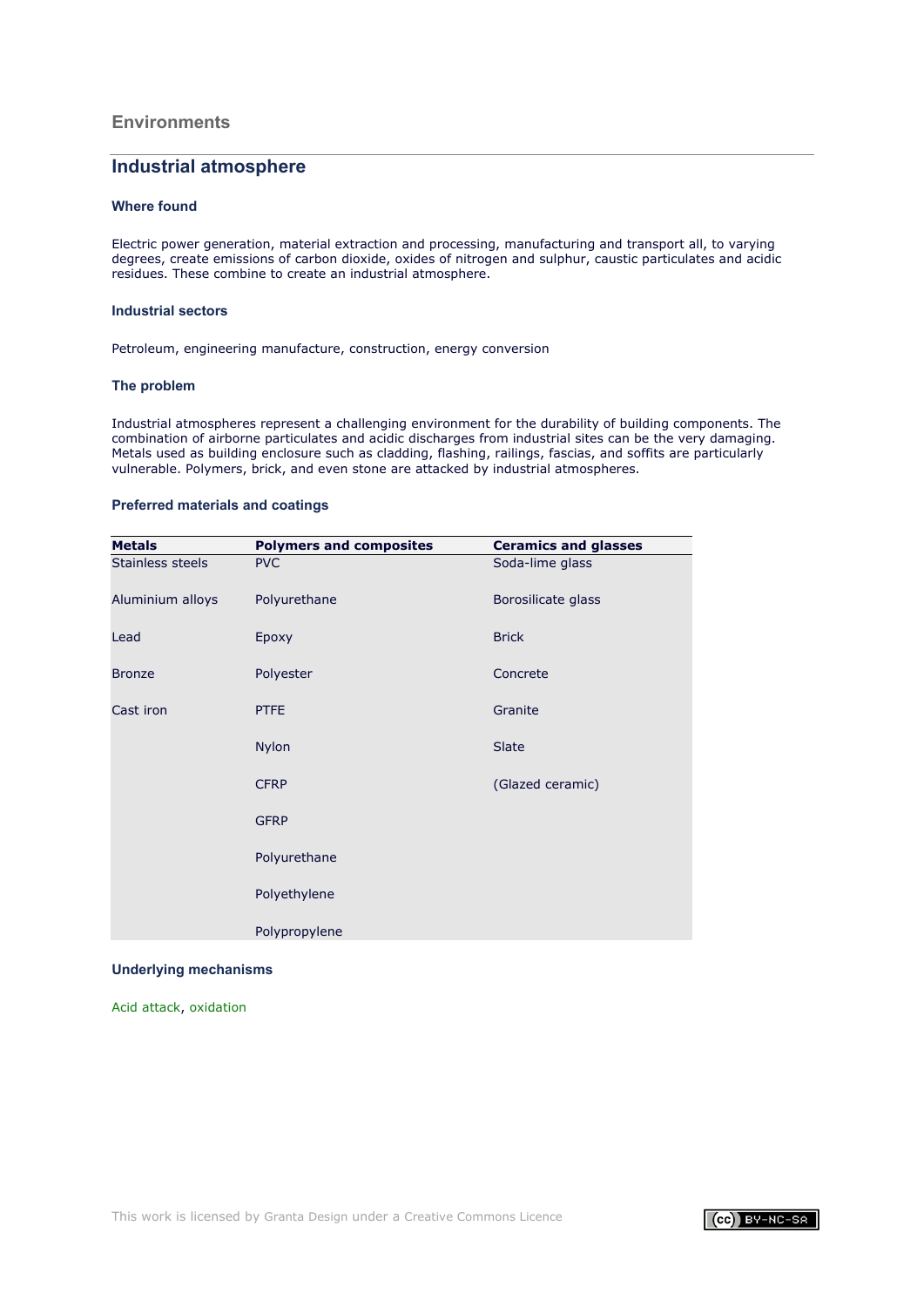## Environments

# Industrial atmosphere

### Where found

Electric power generation, material extraction and processing, manufacturing and transport all, to varying degrees, create emissions of carbon dioxide, oxides of nitrogen and sulphur, caustic particulates and acidic residues. These combine to create an industrial atmosphere.

### Industrial sectors

Petroleum, engineering manufacture, construction, energy conversion

### The problem

Industrial atmospheres represent a challenging environment for the durability of building components. The combination of airborne particulates and acidic discharges from industrial sites can be the very damaging. Metals used as building enclosure such as cladding, flashing, railings, fascias, and soffits are particularly vulnerable. Polymers, brick, and even stone are attacked by industrial atmospheres.

### Preferred materials and coatings

| Metals | Polymers and composites | Ceramics and glasses |
|---|---|---|
| Stainless steels | PVC | Soda-lime glass |
| Aluminium alloys | Polyurethane | Borosilicate glass |
| Lead | Epoxy | Brick |
| Bronze | Polyester | Concrete |
| Cast iron | PTFE | Granite |
| | Nylon | Slate |
| | CFRP | (Glazed ceramic) |
| | GFRP | |
| | Polyurethane | |
| | Polyethylene | |
| | Polypropylene | |

### Underlying mechanisms

Acid attack, oxidation

This work is licensed by Granta Design under a Creative Commons Licence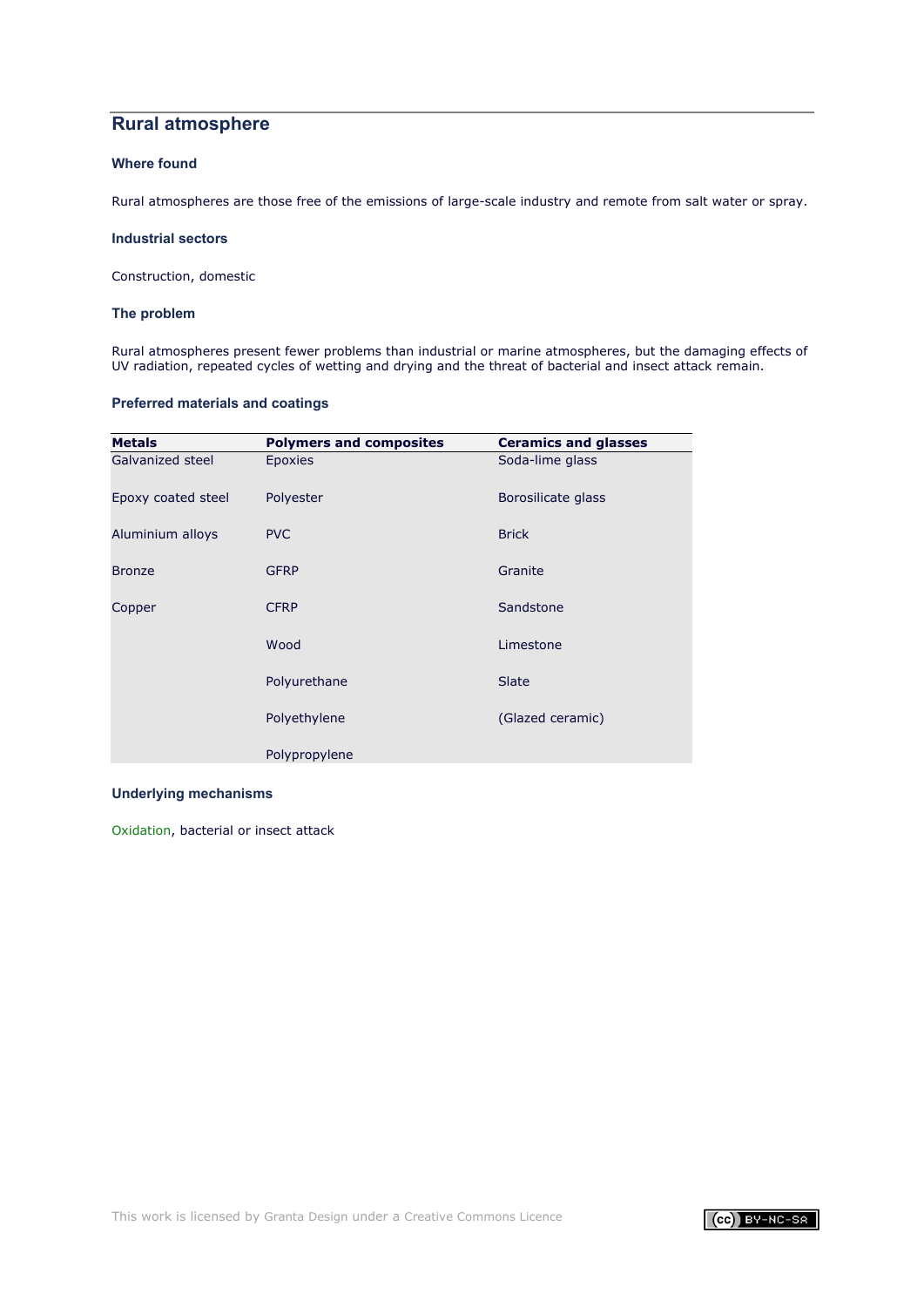## Rural atmosphere

### Where found

Rural atmospheres are those free of the emissions of large-scale industry and remote from salt water or spray.

### Industrial sectors

Construction, domestic

### The problem

Rural atmospheres present fewer problems than industrial or marine atmospheres, but the damaging effects of UV radiation, repeated cycles of wetting and drying and the threat of bacterial and insect attack remain.

### Preferred materials and coatings

| Metals | Polymers and composites | Ceramics and glasses |
|---|---|---|
| Galvanized steel | Epoxies | Soda-lime glass |
| Epoxy coated steel | Polyester | Borosilicate glass |
| Aluminium alloys | PVC | Brick |
| Bronze | GFRP | Granite |
| Copper | CFRP | Sandstone |
| | Wood | Limestone |
| | Polyurethane | Slate |
| | Polyethylene | (Glazed ceramic) |
| | Polypropylene | |

### Underlying mechanisms

Oxidation, bacterial or insect attack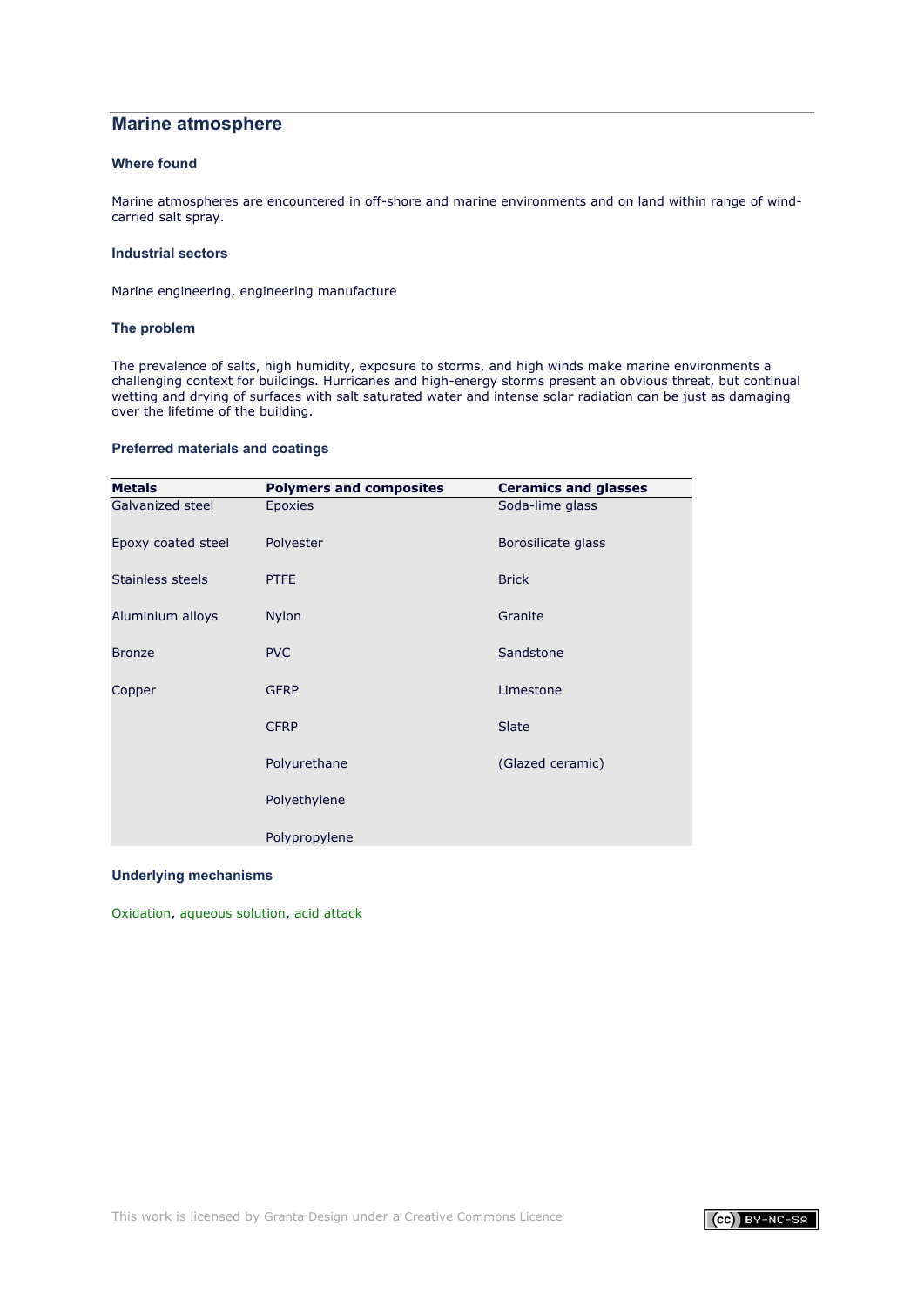## Marine atmosphere

### Where found

Marine atmospheres are encountered in off-shore and marine environments and on land within range of wind-carried salt spray.

### Industrial sectors

Marine engineering, engineering manufacture

### The problem

The prevalence of salts, high humidity, exposure to storms, and high winds make marine environments a challenging context for buildings. Hurricanes and high-energy storms present an obvious threat, but continual wetting and drying of surfaces with salt saturated water and intense solar radiation can be just as damaging over the lifetime of the building.

### Preferred materials and coatings

| Metals | Polymers and composites | Ceramics and glasses |
|---|---|---|
| Galvanized steel | Epoxies | Soda-lime glass |
| Epoxy coated steel | Polyester | Borosilicate glass |
| Stainless steels | PTFE | Brick |
| Aluminium alloys | Nylon | Granite |
| Bronze | PVC | Sandstone |
| Copper | GFRP | Limestone |
| | CFRP | Slate |
| | Polyurethane | (Glazed ceramic) |
| | Polyethylene | |
| | Polypropylene | |

### Underlying mechanisms

Oxidation, aqueous solution, acid attack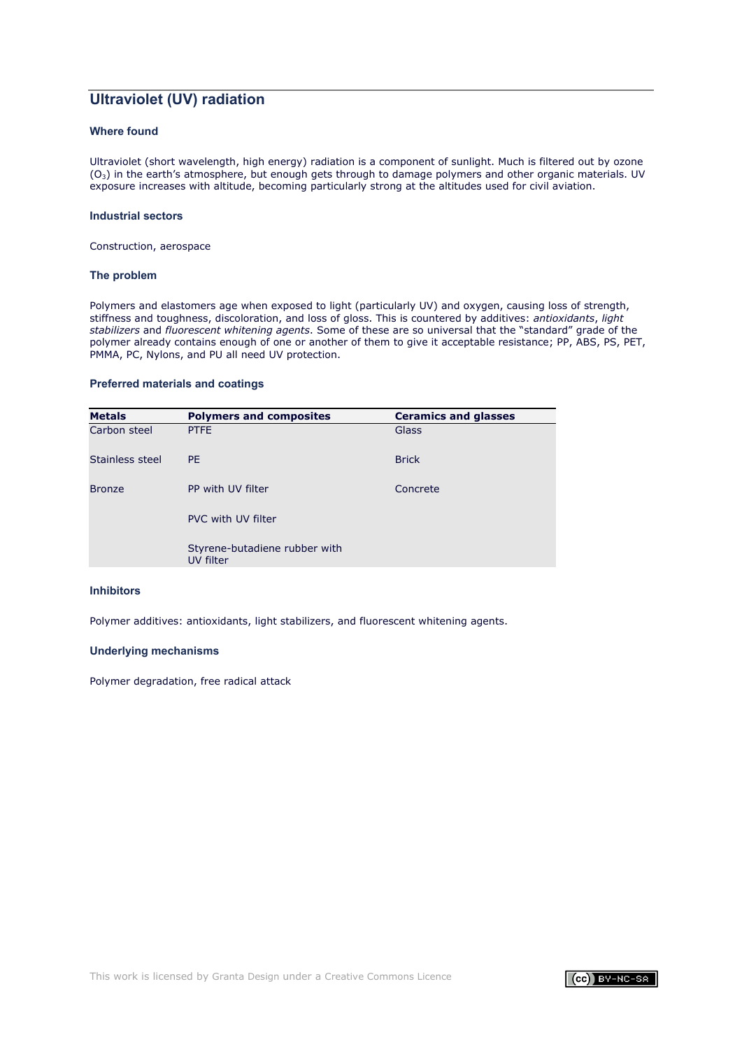## Ultraviolet (UV) radiation

### Where found

Ultraviolet (short wavelength, high energy) radiation is a component of sunlight. Much is filtered out by ozone ($O_3$) in the earth's atmosphere, but enough gets through to damage polymers and other organic materials. UV exposure increases with altitude, becoming particularly strong at the altitudes used for civil aviation.

### Industrial sectors

Construction, aerospace

### The problem

Polymers and elastomers age when exposed to light (particularly UV) and oxygen, causing loss of strength, stiffness and toughness, discoloration, and loss of gloss. This is countered by additives: *antioxidants*, *light stabilizers* and *fluorescent whitening agents*. Some of these are so universal that the "standard" grade of the polymer already contains enough of one or another of them to give it acceptable resistance; PP, ABS, PS, PET, PMMA, PC, Nylons, and PU all need UV protection.

### Preferred materials and coatings

| Metals | Polymers and composites | Ceramics and glasses |
|---|---|---|
| Carbon steel | PTFE | Glass |
| Stainless steel | PE | Brick |
| Bronze | PP with UV filter | Concrete |
| | PVC with UV filter | |
| | Styrene-butadiene rubber with UV filter | |

### Inhibitors

Polymer additives: antioxidants, light stabilizers, and fluorescent whitening agents.

### Underlying mechanisms

Polymer degradation, free radical attack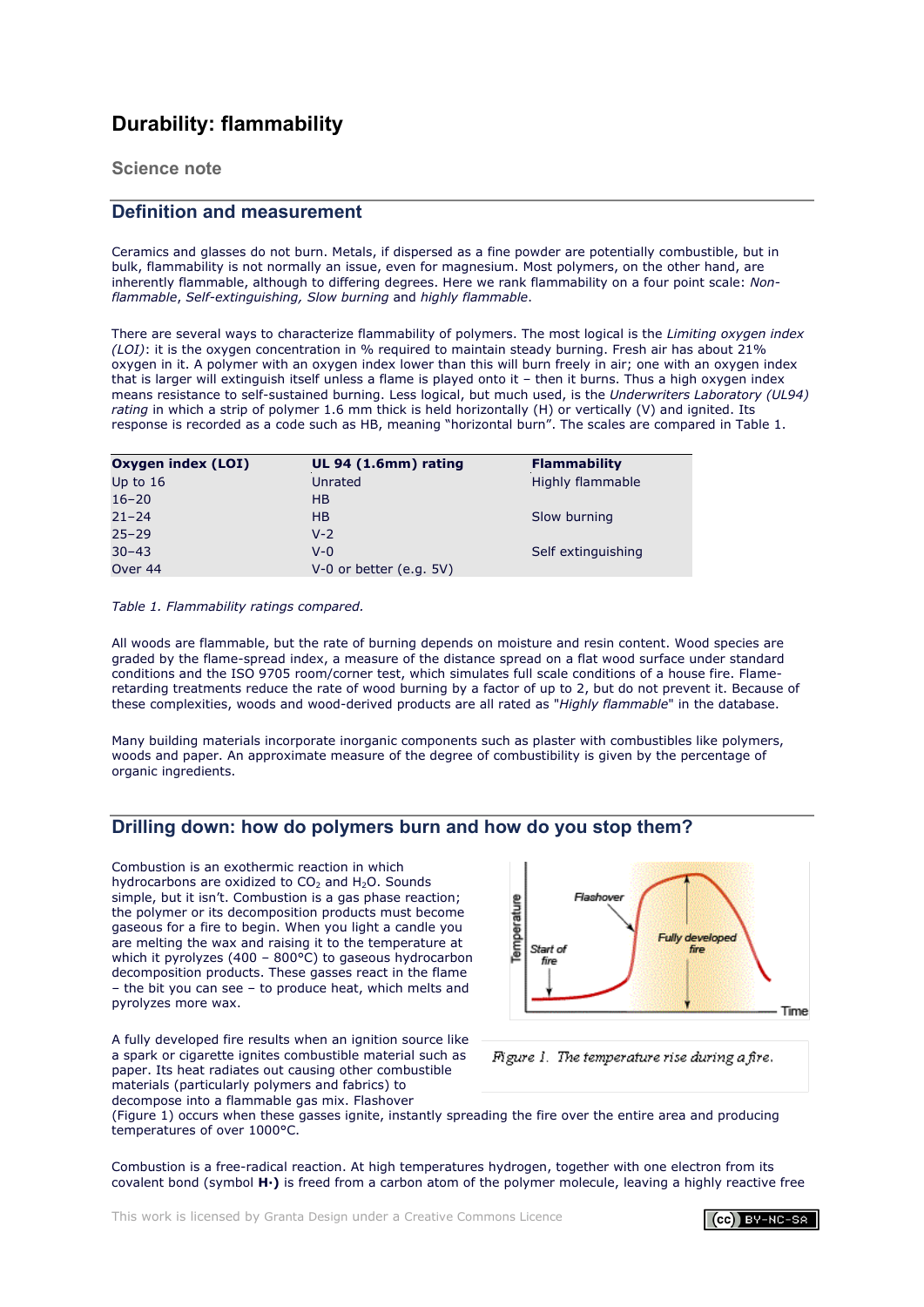# Durability: flammability

## Science note

## Definition and measurement

Ceramics and glasses do not burn. Metals, if dispersed as a fine powder are potentially combustible, but in bulk, flammability is not normally an issue, even for magnesium. Most polymers, on the other hand, are inherently flammable, although to differing degrees. Here we rank flammability on a four point scale: *Non-flammable*, *Self-extinguishing, Slow burning* and *highly flammable*.

There are several ways to characterize flammability of polymers. The most logical is the *Limiting oxygen index (LOI)*: it is the oxygen concentration in % required to maintain steady burning. Fresh air has about 21% oxygen in it. A polymer with an oxygen index lower than this will burn freely in air; one with an oxygen index that is larger will extinguish itself unless a flame is played onto it – then it burns. Thus a high oxygen index means resistance to self-sustained burning. Less logical, but much used, is the *Underwriters Laboratory (UL94) rating* in which a strip of polymer 1.6 mm thick is held horizontally (H) or vertically (V) and ignited. Its response is recorded as a code such as HB, meaning "horizontal burn". The scales are compared in Table 1.

| Oxygen index (LOI) | UL 94 (1.6mm) rating | Flammability |
|---|---|---|
| Up to 16 | Unrated | Highly flammable |
| 16–20 | HB | |
| 21–24 | HB | Slow burning |
| 25–29 | V-2 | |
| 30–43 | V-0 | Self extinguishing |
| Over 44 | V-0 or better (e.g. 5V) | |

*Table 1. Flammability ratings compared.*

All woods are flammable, but the rate of burning depends on moisture and resin content. Wood species are graded by the flame-spread index, a measure of the distance spread on a flat wood surface under standard conditions and the ISO 9705 room/corner test, which simulates full scale conditions of a house fire. Flame-retarding treatments reduce the rate of wood burning by a factor of up to 2, but do not prevent it. Because of these complexities, woods and wood-derived products are all rated as "*Highly flammable*" in the database.

Many building materials incorporate inorganic components such as plaster with combustibles like polymers, woods and paper. An approximate measure of the degree of combustibility is given by the percentage of organic ingredients.

## Drilling down: how do polymers burn and how do you stop them?

Combustion is an exothermic reaction in which hydrocarbons are oxidized to $CO_2$ and $H_2O$. Sounds simple, but it isn't. Combustion is a gas phase reaction; the polymer or its decomposition products must become gaseous for a fire to begin. When you light a candle you are melting the wax and raising it to the temperature at which it pyrolyzes (400 – 800°C) to gaseous hydrocarbon decomposition products. These gasses react in the flame – the bit you can see – to produce heat, which melts and pyrolyzes more wax.

Figure 1. The temperature rise during a fire.

A fully developed fire results when an ignition source like a spark or cigarette ignites combustible material such as paper. Its heat radiates out causing other combustible materials (particularly polymers and fabrics) to decompose into a flammable gas mix. Flashover (Figure 1) occurs when these gasses ignite, instantly spreading the fire over the entire area and producing temperatures of over 1000°C.

Combustion is a free-radical reaction. At high temperatures hydrogen, together with one electron from its covalent bond (symbol **H·**) is freed from a carbon atom of the polymer molecule, leaving a highly reactive free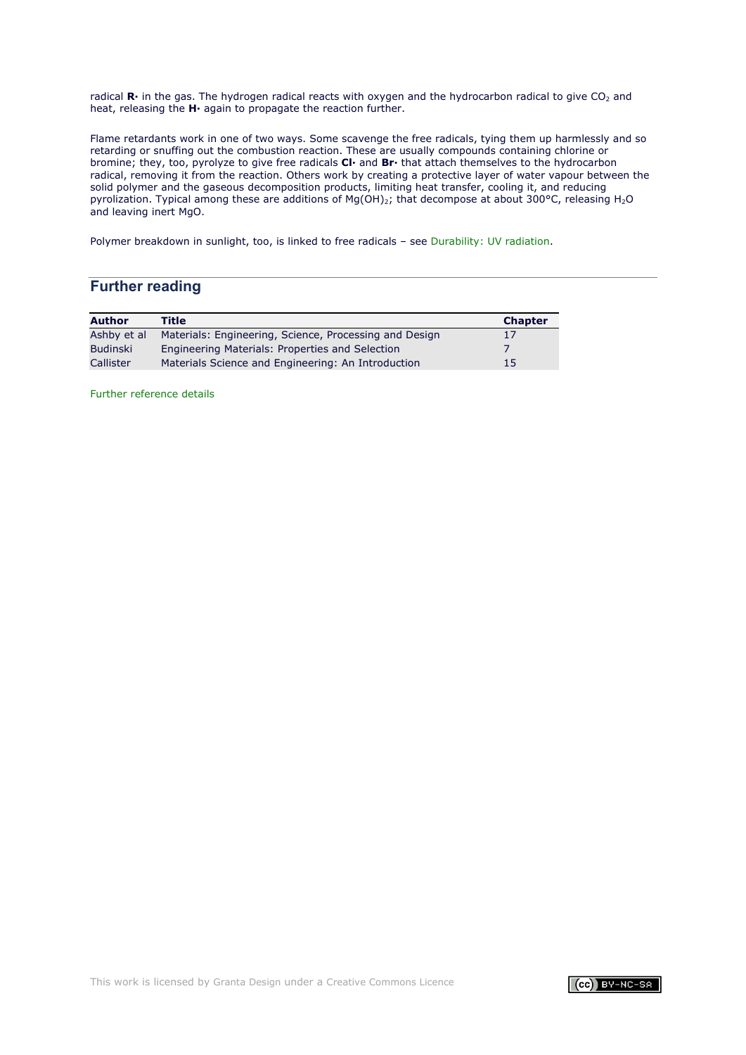radical **R·** in the gas. The hydrogen radical reacts with oxygen and the hydrocarbon radical to give $CO_2$ and heat, releasing the **H·** again to propagate the reaction further.

Flame retardants work in one of two ways. Some scavenge the free radicals, tying them up harmlessly and so retarding or snuffing out the combustion reaction. These are usually compounds containing chlorine or bromine; they, too, pyrolyze to give free radicals **Cl·** and **Br·** that attach themselves to the hydrocarbon radical, removing it from the reaction. Others work by creating a protective layer of water vapour between the solid polymer and the gaseous decomposition products, limiting heat transfer, cooling it, and reducing pyrolization. Typical among these are additions of $Mg(OH)_2$; that decompose at about 300°C, releasing $H_2O$ and leaving inert MgO.

Polymer breakdown in sunlight, too, is linked to free radicals – see Durability: UV radiation.

## Further reading

| **Author** | **Title** | **Chapter** |
|---|---|---|
| Ashby et al | Materials: Engineering, Science, Processing and Design | 17 |
| Budinski | Engineering Materials: Properties and Selection | 7 |
| Callister | Materials Science and Engineering: An Introduction | 15 |

Further reference details

This work is licensed by Granta Design under a Creative Commons Licence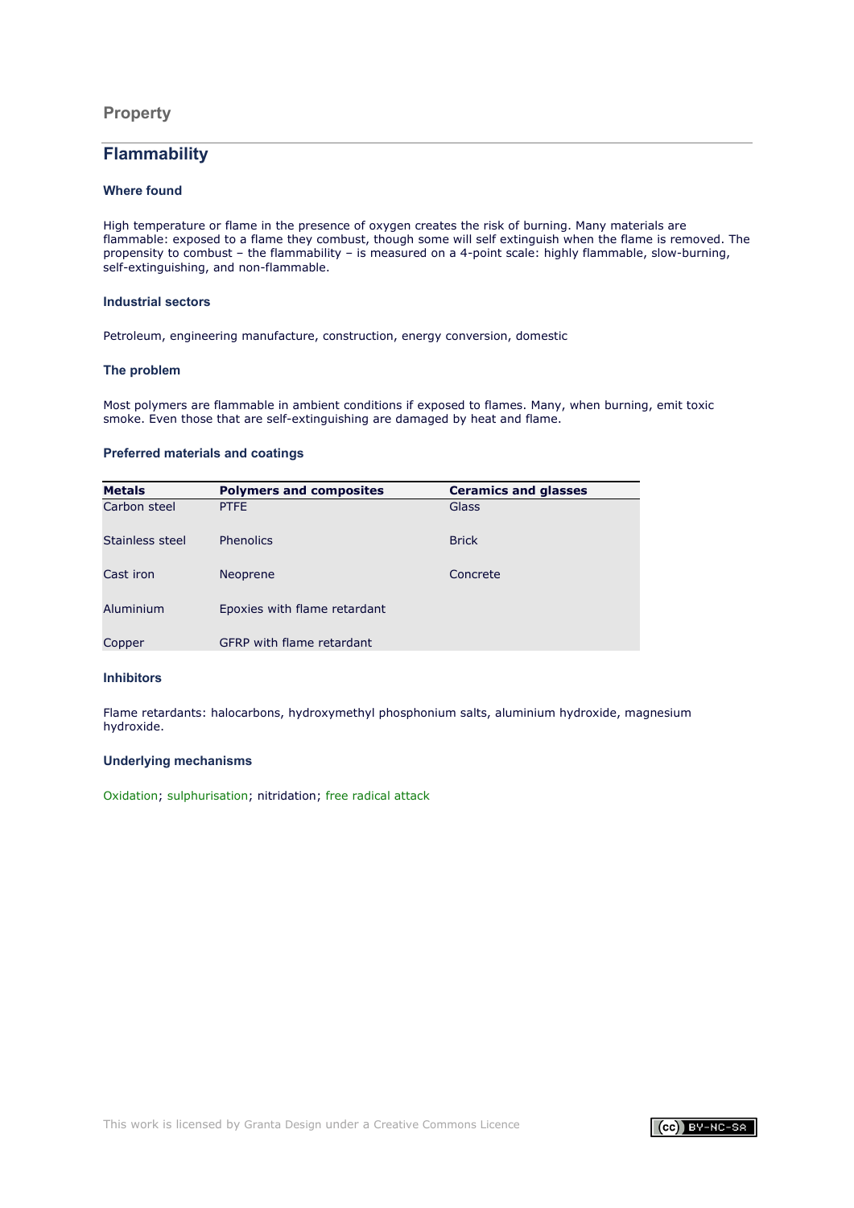## Property

# Flammability

### Where found

High temperature or flame in the presence of oxygen creates the risk of burning. Many materials are flammable: exposed to a flame they combust, though some will self extinguish when the flame is removed. The propensity to combust – the flammability – is measured on a 4-point scale: highly flammable, slow-burning, self-extinguishing, and non-flammable.

### Industrial sectors

Petroleum, engineering manufacture, construction, energy conversion, domestic

### The problem

Most polymers are flammable in ambient conditions if exposed to flames. Many, when burning, emit toxic smoke. Even those that are self-extinguishing are damaged by heat and flame.

### Preferred materials and coatings

| Metals | Polymers and composites | Ceramics and glasses |
|---|---|---|
| Carbon steel | PTFE | Glass |
| Stainless steel | Phenolics | Brick |
| Cast iron | Neoprene | Concrete |
| Aluminium | Epoxies with flame retardant | |
| Copper | GFRP with flame retardant | |

### Inhibitors

Flame retardants: halocarbons, hydroxymethyl phosphonium salts, aluminium hydroxide, magnesium hydroxide.

### Underlying mechanisms

Oxidation; sulphurisation; nitridation; free radical attack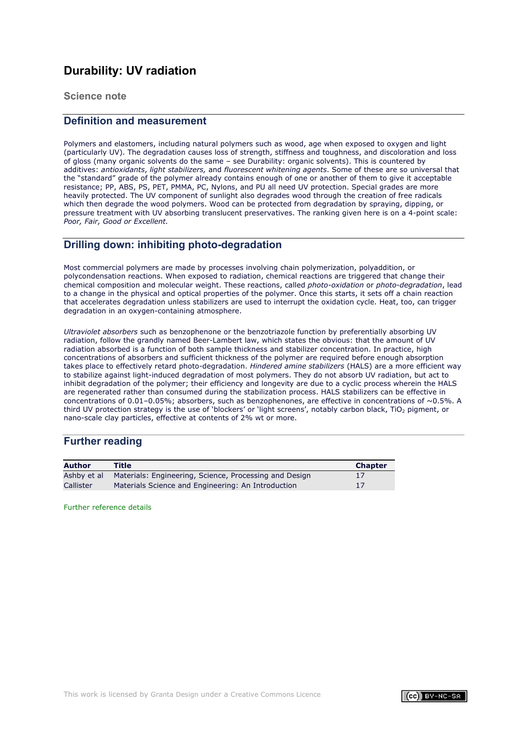# Durability: UV radiation

### Science note

## Definition and measurement

Polymers and elastomers, including natural polymers such as wood, age when exposed to oxygen and light (particularly UV). The degradation causes loss of strength, stiffness and toughness, and discoloration and loss of gloss (many organic solvents do the same – see Durability: organic solvents). This is countered by additives: *antioxidants*, *light stabilizers,* and *fluorescent whitening agents*. Some of these are so universal that the "standard" grade of the polymer already contains enough of one or another of them to give it acceptable resistance; PP, ABS, PS, PET, PMMA, PC, Nylons, and PU all need UV protection. Special grades are more heavily protected. The UV component of sunlight also degrades wood through the creation of free radicals which then degrade the wood polymers. Wood can be protected from degradation by spraying, dipping, or pressure treatment with UV absorbing translucent preservatives. The ranking given here is on a 4-point scale: *Poor, Fair, Good or Excellent.*

## Drilling down: inhibiting photo-degradation

Most commercial polymers are made by processes involving chain polymerization, polyaddition, or polycondensation reactions. When exposed to radiation, chemical reactions are triggered that change their chemical composition and molecular weight. These reactions, called *photo-oxidation* or *photo-degradation*, lead to a change in the physical and optical properties of the polymer. Once this starts, it sets off a chain reaction that accelerates degradation unless stabilizers are used to interrupt the oxidation cycle. Heat, too, can trigger degradation in an oxygen-containing atmosphere.

*Ultraviolet absorbers* such as benzophenone or the benzotriazole function by preferentially absorbing UV radiation, follow the grandly named Beer-Lambert law, which states the obvious: that the amount of UV radiation absorbed is a function of both sample thickness and stabilizer concentration. In practice, high concentrations of absorbers and sufficient thickness of the polymer are required before enough absorption takes place to effectively retard photo-degradation. *Hindered amine stabilizers* (HALS) are a more efficient way to stabilize against light-induced degradation of most polymers. They do not absorb UV radiation, but act to inhibit degradation of the polymer; their efficiency and longevity are due to a cyclic process wherein the HALS are regenerated rather than consumed during the stabilization process. HALS stabilizers can be effective in concentrations of 0.01–0.05%; absorbers, such as benzophenones, are effective in concentrations of ~0.5%. A third UV protection strategy is the use of 'blockers' or 'light screens', notably carbon black, $TiO_2$ pigment, or nano-scale clay particles, effective at contents of 2% wt or more.

## Further reading

| Author | Title | Chapter |
|---|---|---|
| Ashby et al | Materials: Engineering, Science, Processing and Design | 17 |
| Callister | Materials Science and Engineering: An Introduction | 17 |

Further reference details

This work is licensed by Granta Design under a Creative Commons Licence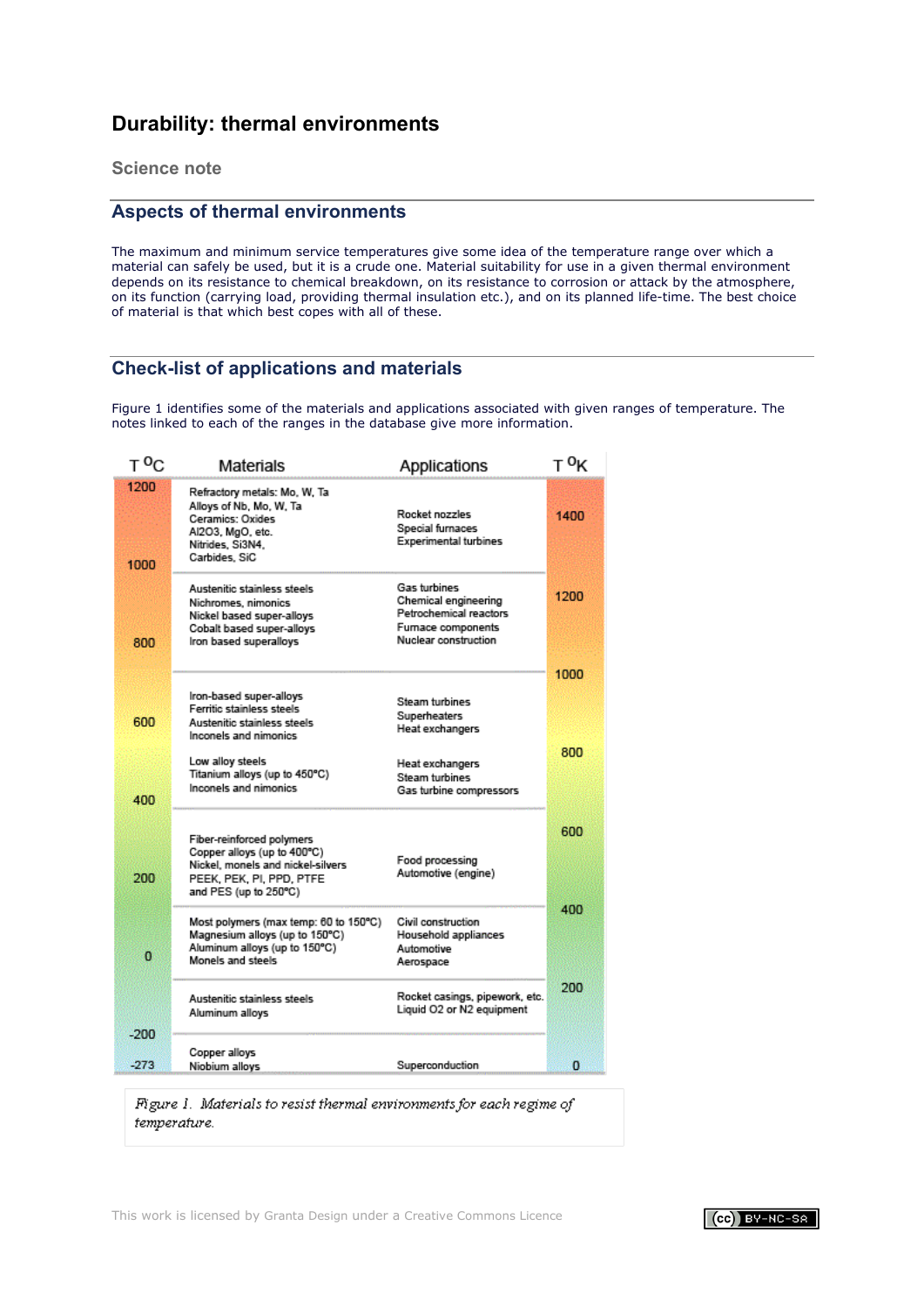# Durability: thermal environments

Science note

## Aspects of thermal environments

The maximum and minimum service temperatures give some idea of the temperature range over which a material can safely be used, but it is a crude one. Material suitability for use in a given thermal environment depends on its resistance to chemical breakdown, on its resistance to corrosion or attack by the atmosphere, on its function (carrying load, providing thermal insulation etc.), and on its planned life-time. The best choice of material is that which best copes with all of these.

## Check-list of applications and materials

Figure 1 identifies some of the materials and applications associated with given ranges of temperature. The notes linked to each of the ranges in the database give more information.

| T °C | Materials | Applications | T °K |
|---|---|---|---|
| 1200 – 1000 | Refractory metals: Mo, W, Ta<br>Alloys of Nb, Mo, W, Ta<br>Ceramics: Oxides<br>Al2O3, MgO, etc.<br>Nitrides, Si3N4,<br>Carbides, SiC | Rocket nozzles<br>Special furnaces<br>Experimental turbines | 1400 |
| 800 | Austenitic stainless steels<br>Nichromes, nimonics<br>Nickel based super-alloys<br>Cobalt based super-alloys<br>Iron based superalloys | Gas turbines<br>Chemical engineering<br>Petrochemical reactors<br>Furnace components<br>Nuclear construction | 1200 |
| 600 – 400 | Iron-based super-alloys<br>Ferritic stainless steels<br>Austenitic stainless steels<br>Inconels and nimonics<br><br>Low alloy steels<br>Titanium alloys (up to 450°C)<br>Inconels and nimonics | Steam turbines<br>Superheaters<br>Heat exchangers<br><br>Heat exchangers<br>Steam turbines<br>Gas turbine compressors | 1000 – 800 |
| 200 | Fiber-reinforced polymers<br>Copper alloys (up to 400°C)<br>Nickel, monels and nickel-silvers<br>PEEK, PEK, PI, PPD, PTFE<br>and PES (up to 250°C) | Food processing<br>Automotive (engine) | 600 – 400 |
| 0 | Most polymers (max temp: 60 to 150°C)<br>Magnesium alloys (up to 150°C)<br>Aluminum alloys (up to 150°C)<br>Monels and steels | Civil construction<br>Household appliances<br>Automotive<br>Aerospace | |
| -200 | Austenitic stainless steels<br>Aluminum alloys | Rocket casings, pipework, etc.<br>Liquid O2 or N2 equipment | 200 |
| -273 | Copper alloys<br>Niobium alloys | Superconduction | 0 |

*Figure 1. Materials to resist thermal environments for each regime of temperature.*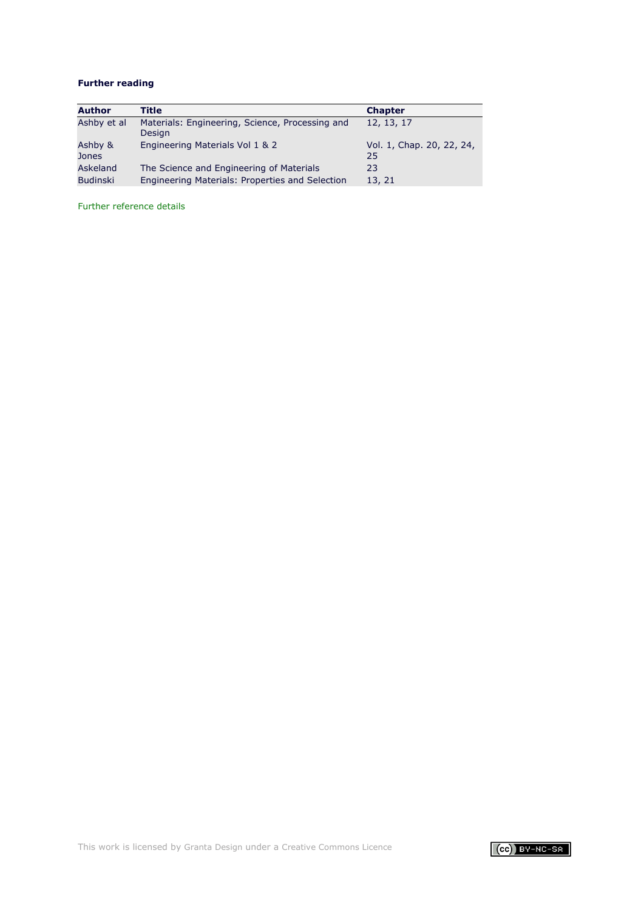**Further reading**

| Author | Title | Chapter |
|---|---|---|
| Ashby et al | Materials: Engineering, Science, Processing and Design | 12, 13, 17 |
| Ashby & Jones | Engineering Materials Vol 1 & 2 | Vol. 1, Chap. 20, 22, 24, 25 |
| Askeland | The Science and Engineering of Materials | 23 |
| Budinski | Engineering Materials: Properties and Selection | 13, 21 |

Further reference details

This work is licensed by Granta Design under a Creative Commons Licence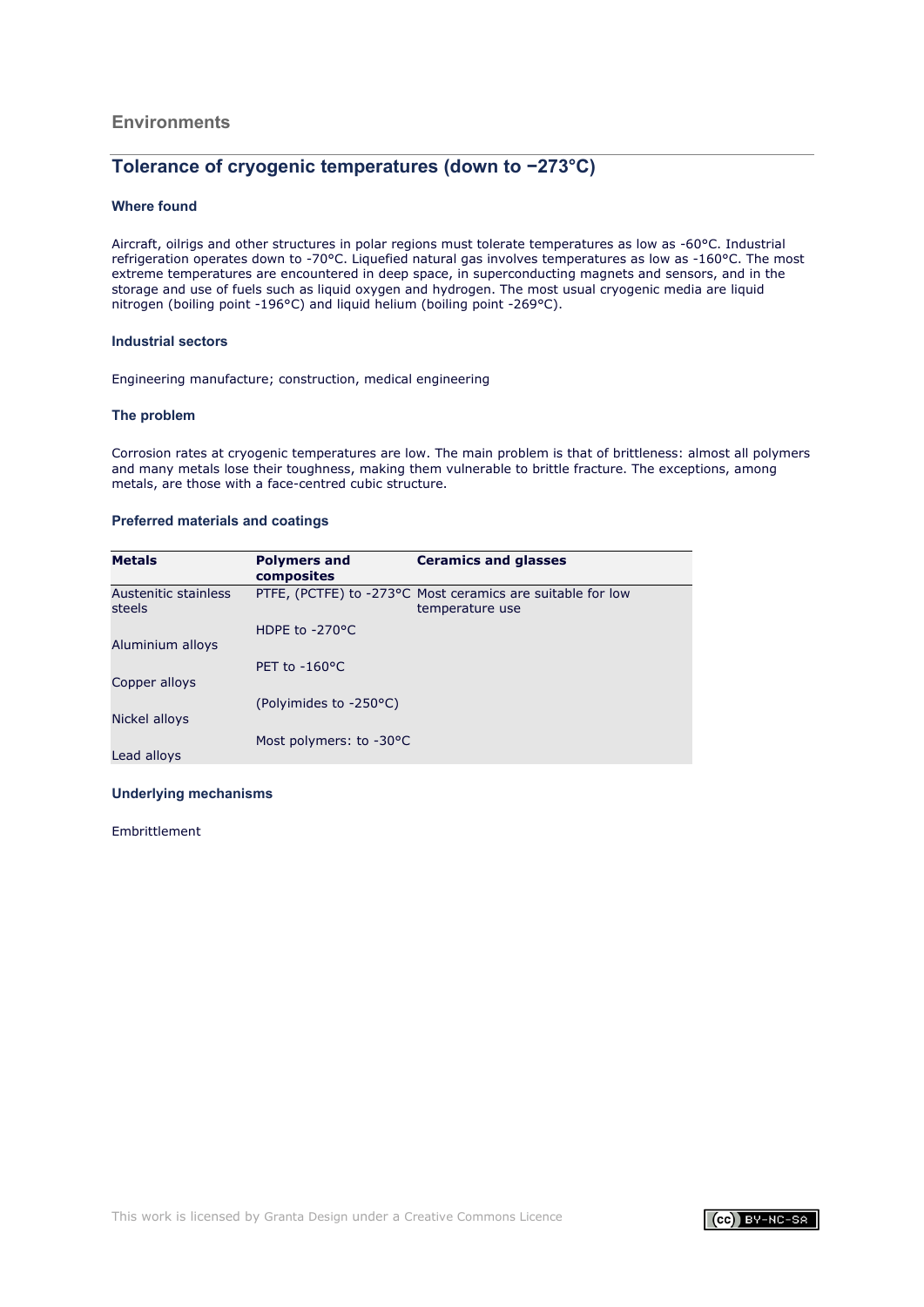## Environments

## Tolerance of cryogenic temperatures (down to −273°C)

### Where found

Aircraft, oilrigs and other structures in polar regions must tolerate temperatures as low as -60°C. Industrial refrigeration operates down to -70°C. Liquefied natural gas involves temperatures as low as -160°C. The most extreme temperatures are encountered in deep space, in superconducting magnets and sensors, and in the storage and use of fuels such as liquid oxygen and hydrogen. The most usual cryogenic media are liquid nitrogen (boiling point -196°C) and liquid helium (boiling point -269°C).

### Industrial sectors

Engineering manufacture; construction, medical engineering

### The problem

Corrosion rates at cryogenic temperatures are low. The main problem is that of brittleness: almost all polymers and many metals lose their toughness, making them vulnerable to brittle fracture. The exceptions, among metals, are those with a face-centred cubic structure.

### Preferred materials and coatings

| Metals | Polymers and composites | Ceramics and glasses |
|---|---|---|
| Austenitic stainless steels | PTFE, (PCTFE) to -273°C | Most ceramics are suitable for low temperature use |
| Aluminium alloys | HDPE to -270°C | |
| Copper alloys | PET to -160°C | |
| Nickel alloys | (Polyimides to -250°C) | |
| Lead alloys | Most polymers: to -30°C | |

### Underlying mechanisms

Embrittlement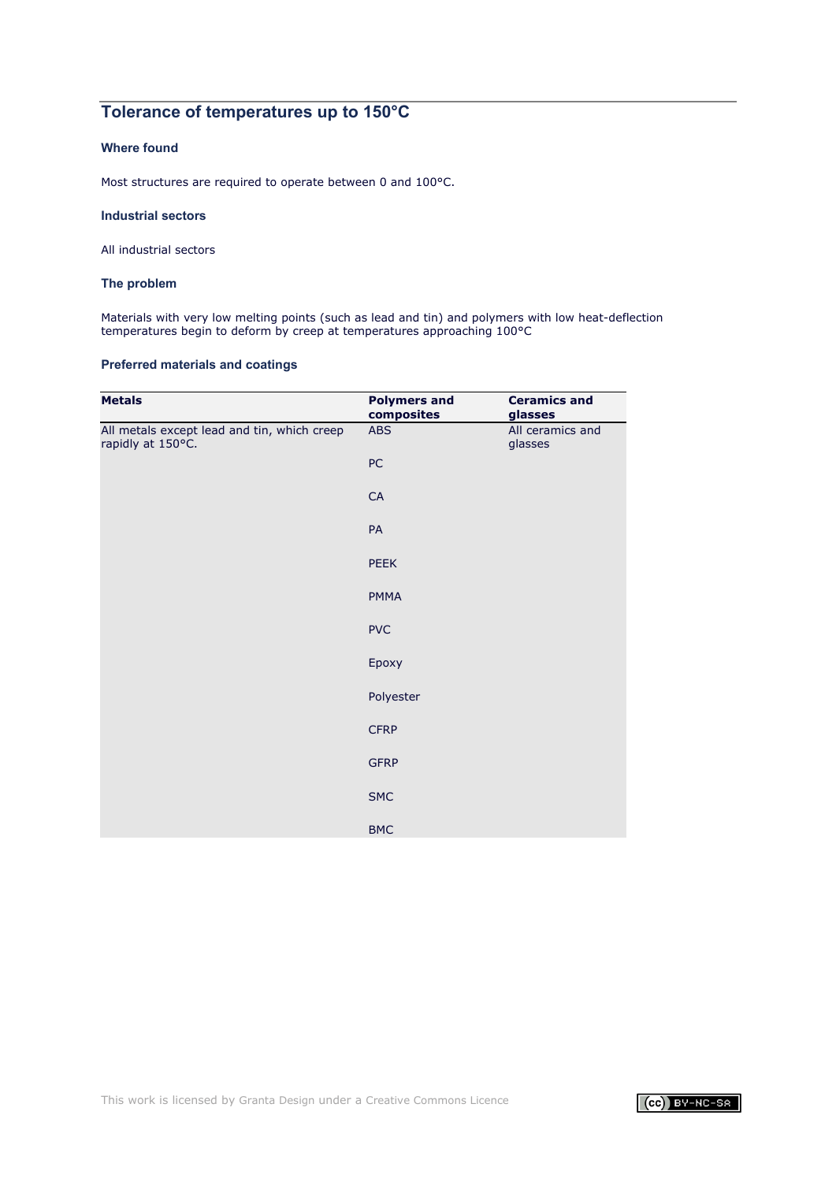## Tolerance of temperatures up to 150°C

### Where found

Most structures are required to operate between 0 and 100°C.

### Industrial sectors

All industrial sectors

### The problem

Materials with very low melting points (such as lead and tin) and polymers with low heat-deflection temperatures begin to deform by creep at temperatures approaching 100°C

### Preferred materials and coatings

| Metals | Polymers and composites | Ceramics and glasses |
|---|---|---|
| All metals except lead and tin, which creep rapidly at 150°C. | ABS | All ceramics and glasses |
| | PC | |
| | CA | |
| | PA | |
| | PEEK | |
| | PMMA | |
| | PVC | |
| | Epoxy | |
| | Polyester | |
| | CFRP | |
| | GFRP | |
| | SMC | |
| | BMC | |

This work is licensed by Granta Design under a Creative Commons Licence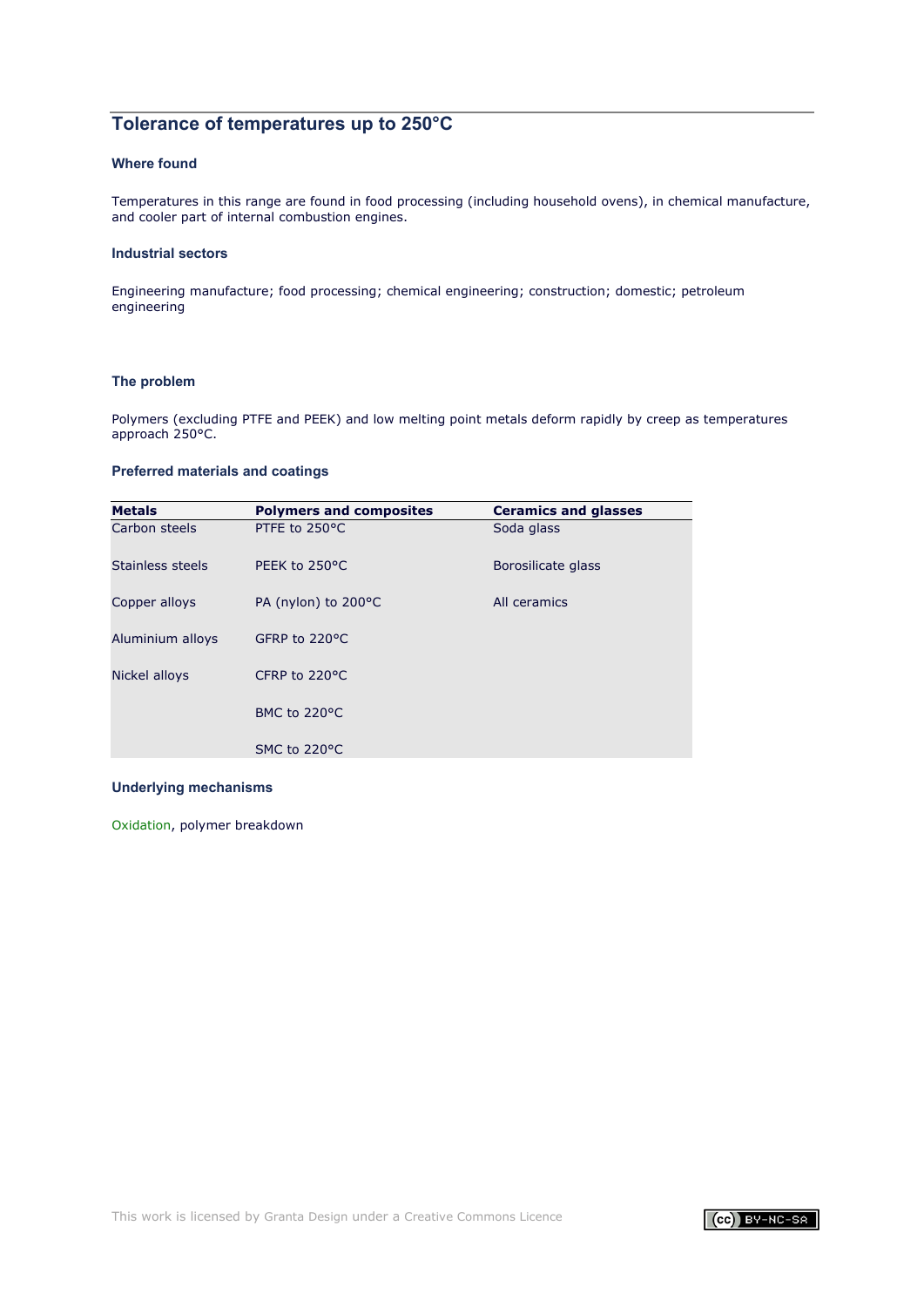## Tolerance of temperatures up to 250°C

### Where found

Temperatures in this range are found in food processing (including household ovens), in chemical manufacture, and cooler part of internal combustion engines.

### Industrial sectors

Engineering manufacture; food processing; chemical engineering; construction; domestic; petroleum engineering

### The problem

Polymers (excluding PTFE and PEEK) and low melting point metals deform rapidly by creep as temperatures approach 250°C.

### Preferred materials and coatings

| Metals | Polymers and composites | Ceramics and glasses |
| --- | --- | --- |
| Carbon steels | PTFE to 250°C | Soda glass |
| Stainless steels | PEEK to 250°C | Borosilicate glass |
| Copper alloys | PA (nylon) to 200°C | All ceramics |
| Aluminium alloys | GFRP to 220°C | |
| Nickel alloys | CFRP to 220°C | |
| | BMC to 220°C | |
| | SMC to 220°C | |

### Underlying mechanisms

Oxidation, polymer breakdown

This work is licensed by Granta Design under a Creative Commons Licence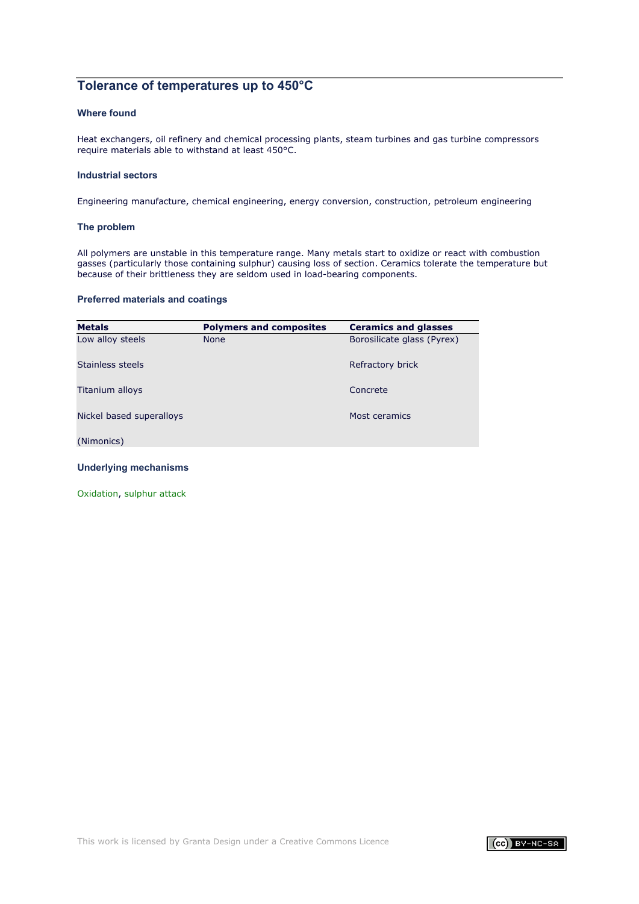## Tolerance of temperatures up to 450°C

### Where found

Heat exchangers, oil refinery and chemical processing plants, steam turbines and gas turbine compressors require materials able to withstand at least 450°C.

### Industrial sectors

Engineering manufacture, chemical engineering, energy conversion, construction, petroleum engineering

### The problem

All polymers are unstable in this temperature range. Many metals start to oxidize or react with combustion gasses (particularly those containing sulphur) causing loss of section. Ceramics tolerate the temperature but because of their brittleness they are seldom used in load-bearing components.

### Preferred materials and coatings

| Metals | Polymers and composites | Ceramics and glasses |
|---|---|---|
| Low alloy steels | None | Borosilicate glass (Pyrex) |
| Stainless steels | | Refractory brick |
| Titanium alloys | | Concrete |
| Nickel based superalloys | | Most ceramics |
| (Nimonics) | | |

### Underlying mechanisms

Oxidation, sulphur attack

This work is licensed by Granta Design under a Creative Commons Licence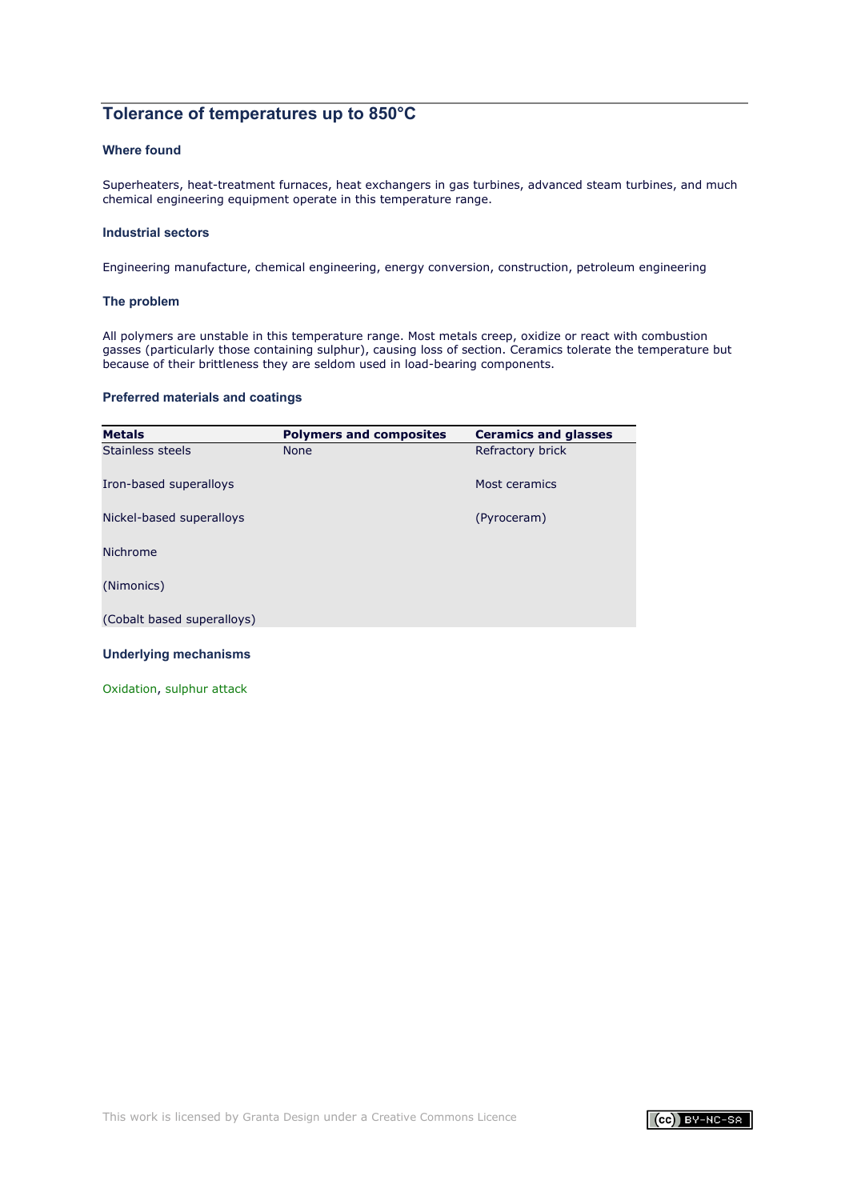## Tolerance of temperatures up to 850°C

### Where found

Superheaters, heat-treatment furnaces, heat exchangers in gas turbines, advanced steam turbines, and much chemical engineering equipment operate in this temperature range.

### Industrial sectors

Engineering manufacture, chemical engineering, energy conversion, construction, petroleum engineering

### The problem

All polymers are unstable in this temperature range. Most metals creep, oxidize or react with combustion gasses (particularly those containing sulphur), causing loss of section. Ceramics tolerate the temperature but because of their brittleness they are seldom used in load-bearing components.

### Preferred materials and coatings

| Metals | Polymers and composites | Ceramics and glasses |
|---|---|---|
| Stainless steels | None | Refractory brick |
| Iron-based superalloys | | Most ceramics |
| Nickel-based superalloys | | (Pyroceram) |
| Nichrome | | |
| (Nimonics) | | |
| (Cobalt based superalloys) | | |

### Underlying mechanisms

Oxidation, sulphur attack

This work is licensed by Granta Design under a Creative Commons Licence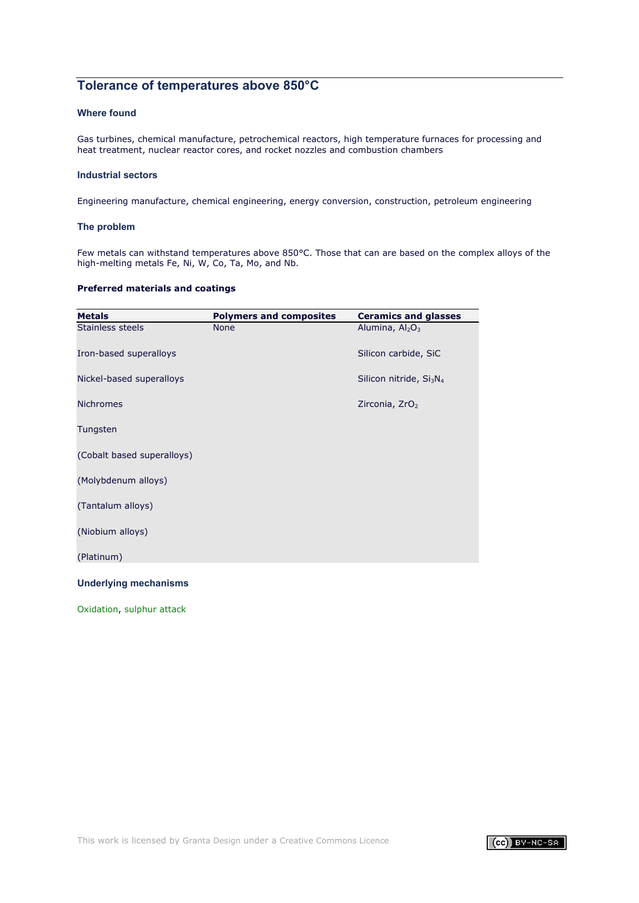## Tolerance of temperatures above 850°C

### Where found

Gas turbines, chemical manufacture, petrochemical reactors, high temperature furnaces for processing and heat treatment, nuclear reactor cores, and rocket nozzles and combustion chambers

### Industrial sectors

Engineering manufacture, chemical engineering, energy conversion, construction, petroleum engineering

### The problem

Few metals can withstand temperatures above 850°C. Those that can are based on the complex alloys of the high-melting metals Fe, Ni, W, Co, Ta, Mo, and Nb.

#### Preferred materials and coatings

| Metals | Polymers and composites | Ceramics and glasses |
| --- | --- | --- |
| Stainless steels | None | Alumina, $Al_2O_3$ |
| Iron-based superalloys | | Silicon carbide, SiC |
| Nickel-based superalloys | | Silicon nitride, $Si_3N_4$ |
| Nichromes | | Zirconia, $ZrO_2$ |
| Tungsten | | |
| (Cobalt based superalloys) | | |
| (Molybdenum alloys) | | |
| (Tantalum alloys) | | |
| (Niobium alloys) | | |
| (Platinum) | | |

### Underlying mechanisms

Oxidation, sulphur attack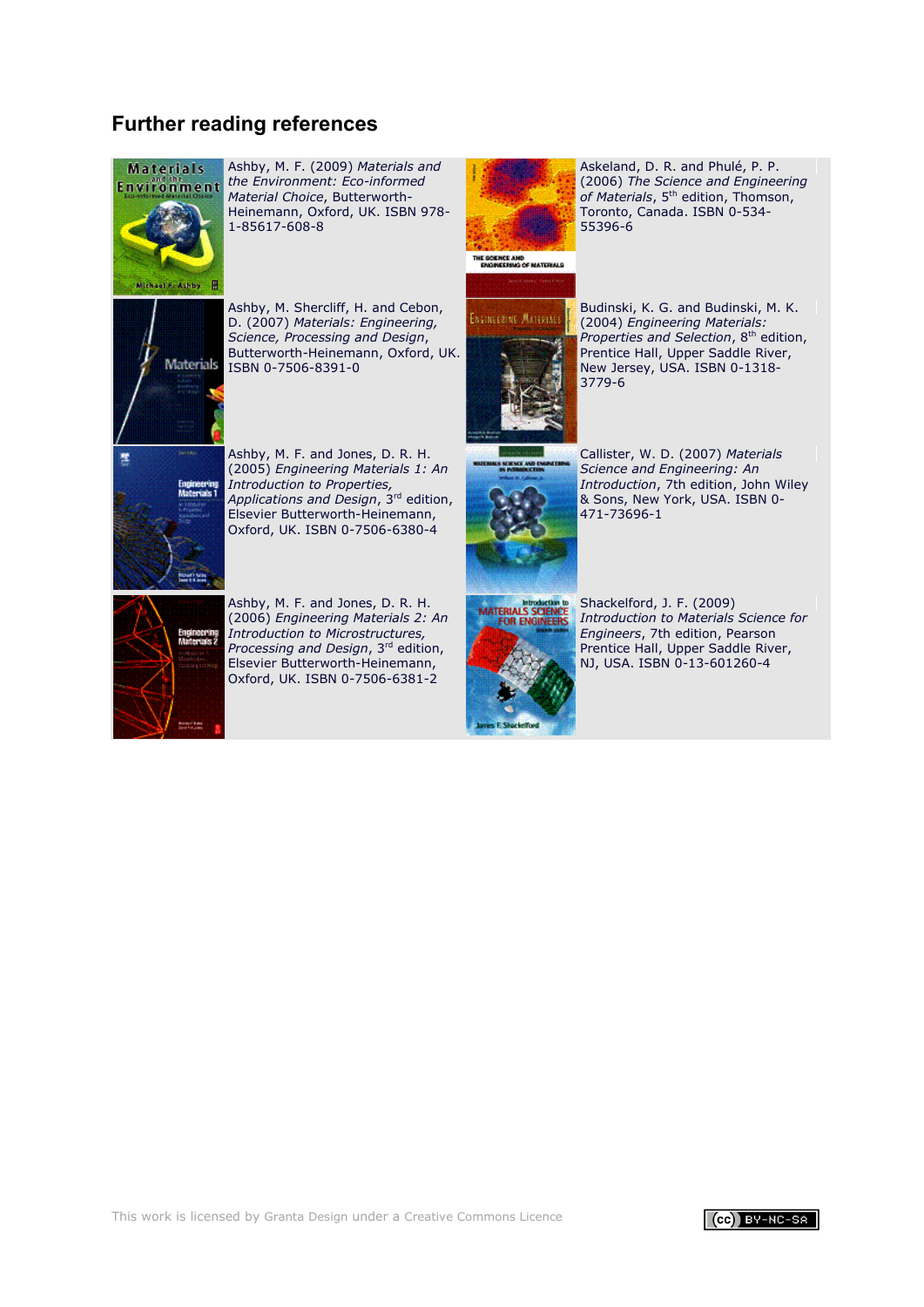## Further reading references

Ashby, M. F. (2009) *Materials and the Environment: Eco-informed Material Choice*, Butterworth-Heinemann, Oxford, UK. ISBN 978-1-85617-608-8

Ashby, M. Shercliff, H. and Cebon, D. (2007) *Materials: Engineering, Science, Processing and Design*, Butterworth-Heinemann, Oxford, UK. ISBN 0-7506-8391-0

Ashby, M. F. and Jones, D. R. H. (2005) *Engineering Materials 1: An Introduction to Properties, Applications and Design*, 3rd edition, Elsevier Butterworth-Heinemann, Oxford, UK. ISBN 0-7506-6380-4

Ashby, M. F. and Jones, D. R. H. (2006) *Engineering Materials 2: An Introduction to Microstructures, Processing and Design*, 3rd edition, Elsevier Butterworth-Heinemann, Oxford, UK. ISBN 0-7506-6381-2

Askeland, D. R. and Phulé, P. P. (2006) *The Science and Engineering of Materials*, 5th edition, Thomson, Toronto, Canada. ISBN 0-534-55396-6

Budinski, K. G. and Budinski, M. K. (2004) *Engineering Materials: Properties and Selection*, 8th edition, Prentice Hall, Upper Saddle River, New Jersey, USA. ISBN 0-1318-3779-6

Callister, W. D. (2007) *Materials Science and Engineering: An Introduction*, 7th edition, John Wiley & Sons, New York, USA. ISBN 0-471-73696-1

Shackelford, J. F. (2009) *Introduction to Materials Science for Engineers*, 7th edition, Pearson Prentice Hall, Upper Saddle River, NJ, USA. ISBN 0-13-601260-4

This work is licensed by Granta Design under a Creative Commons Licence